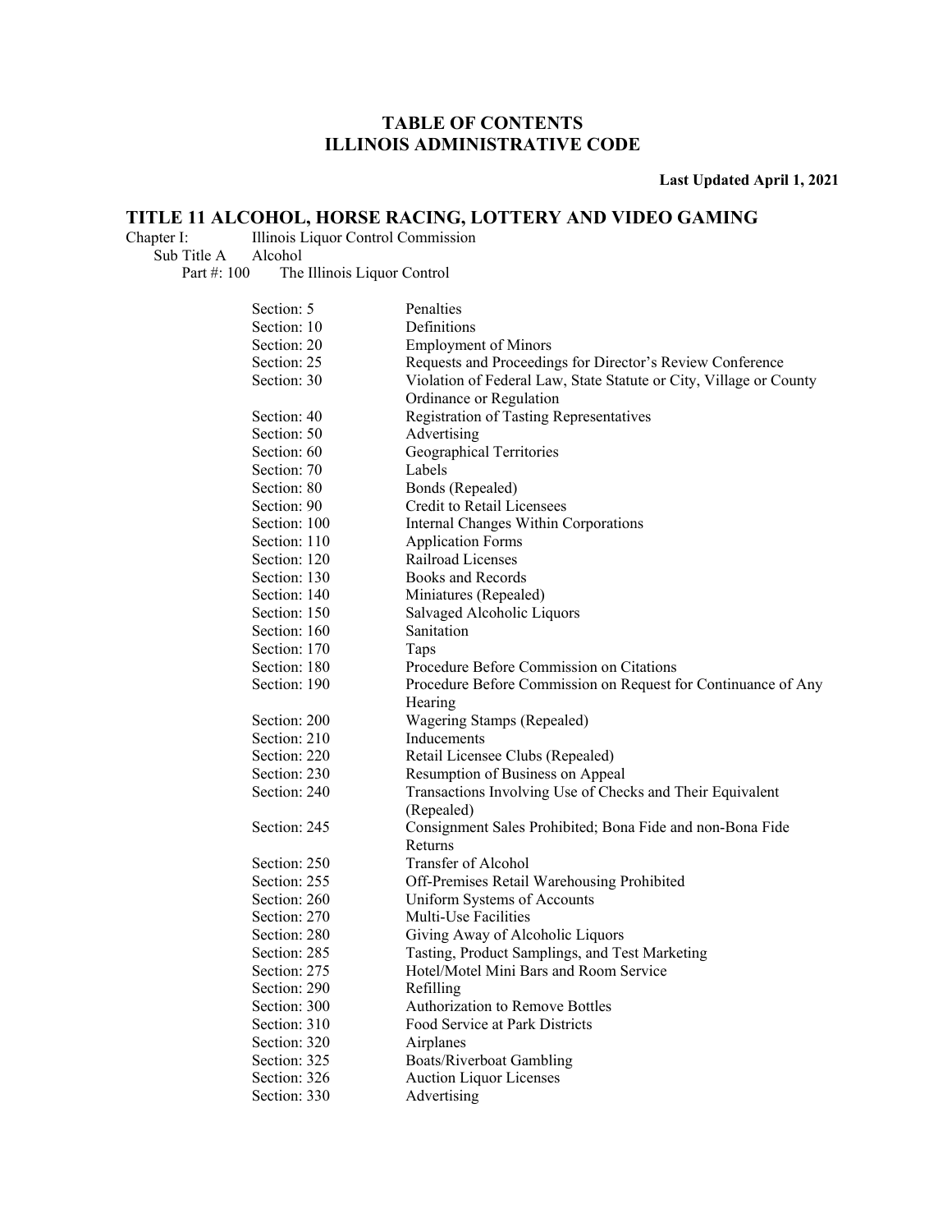# TABLE OF CONTENTS
# ILLINOIS ADMINISTRATIVE CODE

**Last Updated April 1, 2021**

## TITLE 11 ALCOHOL, HORSE RACING, LOTTERY AND VIDEO GAMING

Chapter I: Illinois Liquor Control Commission

Sub Title A Alcohol

Part #: 100 The Illinois Liquor Control

| Section | Title |
|---|---|
| Section: 5 | Penalties |
| Section: 10 | Definitions |
| Section: 20 | Employment of Minors |
| Section: 25 | Requests and Proceedings for Director's Review Conference |
| Section: 30 | Violation of Federal Law, State Statute or City, Village or County Ordinance or Regulation |
| Section: 40 | Registration of Tasting Representatives |
| Section: 50 | Advertising |
| Section: 60 | Geographical Territories |
| Section: 70 | Labels |
| Section: 80 | Bonds (Repealed) |
| Section: 90 | Credit to Retail Licensees |
| Section: 100 | Internal Changes Within Corporations |
| Section: 110 | Application Forms |
| Section: 120 | Railroad Licenses |
| Section: 130 | Books and Records |
| Section: 140 | Miniatures (Repealed) |
| Section: 150 | Salvaged Alcoholic Liquors |
| Section: 160 | Sanitation |
| Section: 170 | Taps |
| Section: 180 | Procedure Before Commission on Citations |
| Section: 190 | Procedure Before Commission on Request for Continuance of Any Hearing |
| Section: 200 | Wagering Stamps (Repealed) |
| Section: 210 | Inducements |
| Section: 220 | Retail Licensee Clubs (Repealed) |
| Section: 230 | Resumption of Business on Appeal |
| Section: 240 | Transactions Involving Use of Checks and Their Equivalent (Repealed) |
| Section: 245 | Consignment Sales Prohibited; Bona Fide and non-Bona Fide Returns |
| Section: 250 | Transfer of Alcohol |
| Section: 255 | Off-Premises Retail Warehousing Prohibited |
| Section: 260 | Uniform Systems of Accounts |
| Section: 270 | Multi-Use Facilities |
| Section: 280 | Giving Away of Alcoholic Liquors |
| Section: 285 | Tasting, Product Samplings, and Test Marketing |
| Section: 275 | Hotel/Motel Mini Bars and Room Service |
| Section: 290 | Refilling |
| Section: 300 | Authorization to Remove Bottles |
| Section: 310 | Food Service at Park Districts |
| Section: 320 | Airplanes |
| Section: 325 | Boats/Riverboat Gambling |
| Section: 326 | Auction Liquor Licenses |
| Section: 330 | Advertising |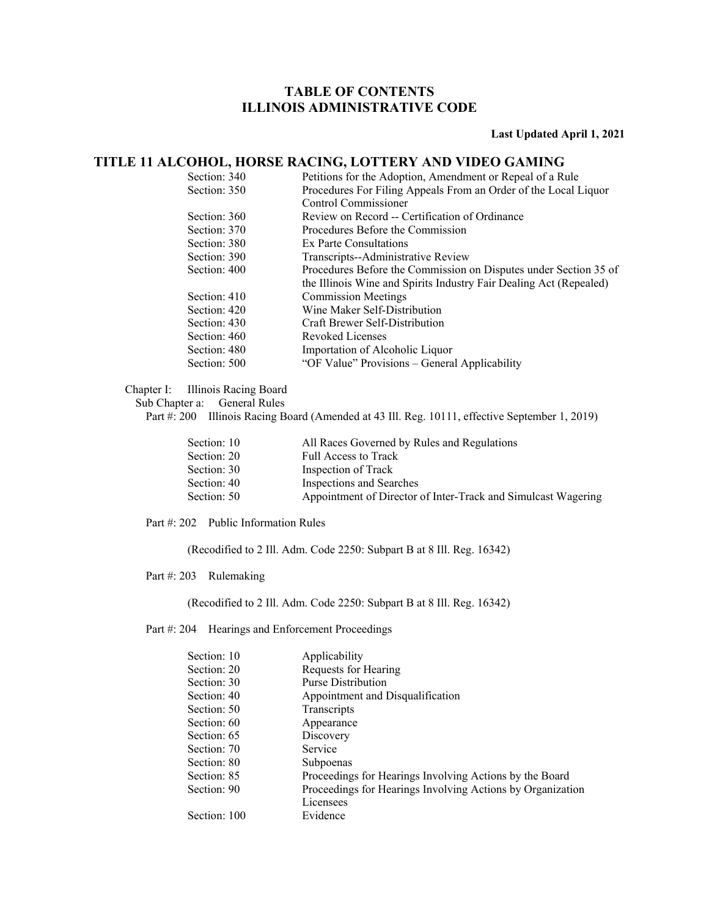# TABLE OF CONTENTS
# ILLINOIS ADMINISTRATIVE CODE

**Last Updated April 1, 2021**

## TITLE 11 ALCOHOL, HORSE RACING, LOTTERY AND VIDEO GAMING

| | |
|---|---|
| Section: 340 | Petitions for the Adoption, Amendment or Repeal of a Rule |
| Section: 350 | Procedures For Filing Appeals From an Order of the Local Liquor Control Commissioner |
| Section: 360 | Review on Record -- Certification of Ordinance |
| Section: 370 | Procedures Before the Commission |
| Section: 380 | Ex Parte Consultations |
| Section: 390 | Transcripts--Administrative Review |
| Section: 400 | Procedures Before the Commission on Disputes under Section 35 of the Illinois Wine and Spirits Industry Fair Dealing Act (Repealed) |
| Section: 410 | Commission Meetings |
| Section: 420 | Wine Maker Self-Distribution |
| Section: 430 | Craft Brewer Self-Distribution |
| Section: 460 | Revoked Licenses |
| Section: 480 | Importation of Alcoholic Liquor |
| Section: 500 | "OF Value" Provisions – General Applicability |

Chapter I: Illinois Racing Board

Sub Chapter a: General Rules

Part #: 200 Illinois Racing Board (Amended at 43 Ill. Reg. 10111, effective September 1, 2019)

| | |
|---|---|
| Section: 10 | All Races Governed by Rules and Regulations |
| Section: 20 | Full Access to Track |
| Section: 30 | Inspection of Track |
| Section: 40 | Inspections and Searches |
| Section: 50 | Appointment of Director of Inter-Track and Simulcast Wagering |

Part #: 202 Public Information Rules

(Recodified to 2 Ill. Adm. Code 2250: Subpart B at 8 Ill. Reg. 16342)

Part #: 203 Rulemaking

(Recodified to 2 Ill. Adm. Code 2250: Subpart B at 8 Ill. Reg. 16342)

Part #: 204 Hearings and Enforcement Proceedings

| | |
|---|---|
| Section: 10 | Applicability |
| Section: 20 | Requests for Hearing |
| Section: 30 | Purse Distribution |
| Section: 40 | Appointment and Disqualification |
| Section: 50 | Transcripts |
| Section: 60 | Appearance |
| Section: 65 | Discovery |
| Section: 70 | Service |
| Section: 80 | Subpoenas |
| Section: 85 | Proceedings for Hearings Involving Actions by the Board |
| Section: 90 | Proceedings for Hearings Involving Actions by Organization Licensees |
| Section: 100 | Evidence |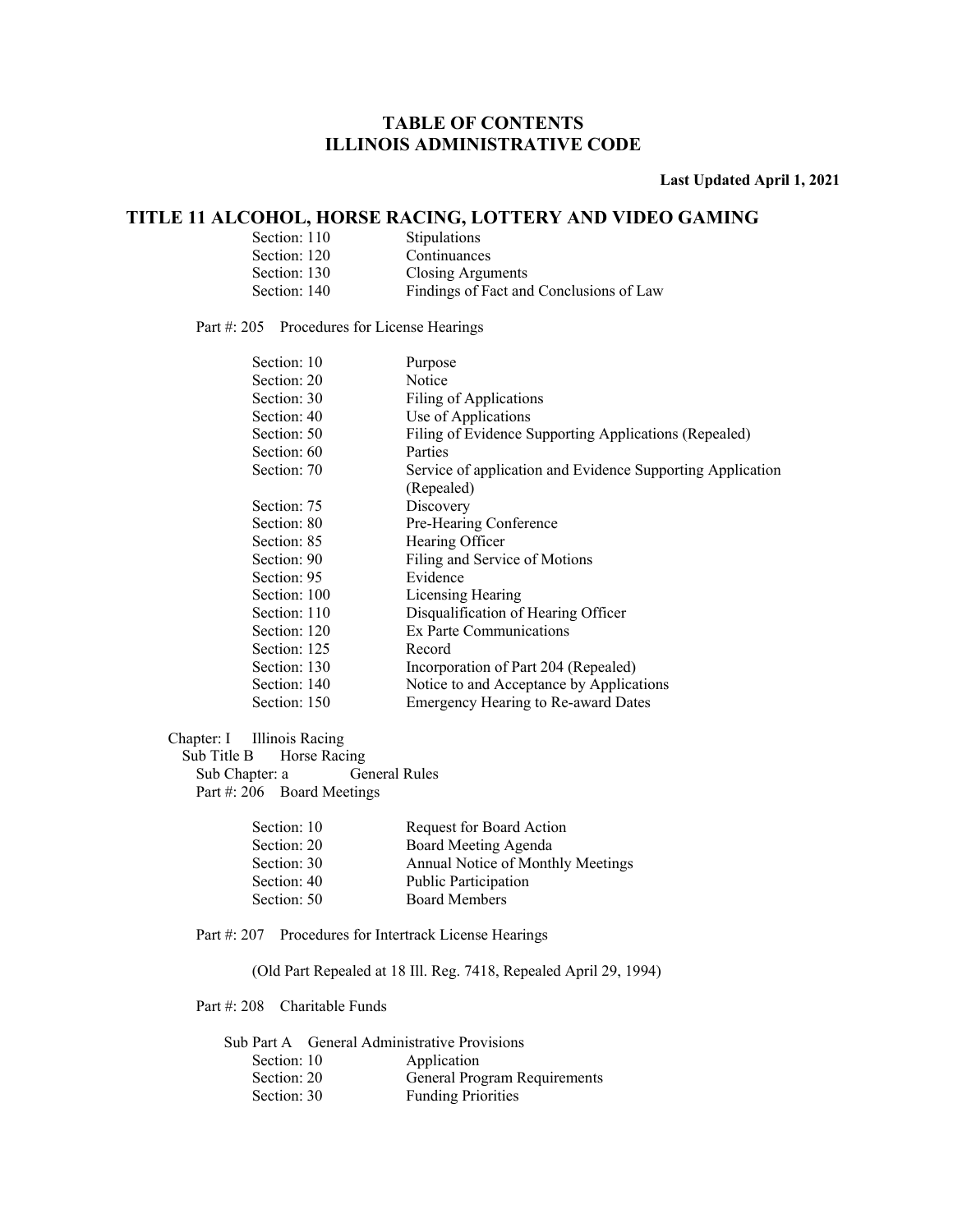# TABLE OF CONTENTS
# ILLINOIS ADMINISTRATIVE CODE

**Last Updated April 1, 2021**

## TITLE 11 ALCOHOL, HORSE RACING, LOTTERY AND VIDEO GAMING

| | |
|---|---|
| Section: 110 | Stipulations |
| Section: 120 | Continuances |
| Section: 130 | Closing Arguments |
| Section: 140 | Findings of Fact and Conclusions of Law |

Part #: 205 Procedures for License Hearings

| | |
|---|---|
| Section: 10 | Purpose |
| Section: 20 | Notice |
| Section: 30 | Filing of Applications |
| Section: 40 | Use of Applications |
| Section: 50 | Filing of Evidence Supporting Applications (Repealed) |
| Section: 60 | Parties |
| Section: 70 | Service of application and Evidence Supporting Application (Repealed) |
| Section: 75 | Discovery |
| Section: 80 | Pre-Hearing Conference |
| Section: 85 | Hearing Officer |
| Section: 90 | Filing and Service of Motions |
| Section: 95 | Evidence |
| Section: 100 | Licensing Hearing |
| Section: 110 | Disqualification of Hearing Officer |
| Section: 120 | Ex Parte Communications |
| Section: 125 | Record |
| Section: 130 | Incorporation of Part 204 (Repealed) |
| Section: 140 | Notice to and Acceptance by Applications |
| Section: 150 | Emergency Hearing to Re-award Dates |

Chapter: I Illinois Racing

Sub Title B Horse Racing

Sub Chapter: a General Rules

Part #: 206 Board Meetings

| | |
|---|---|
| Section: 10 | Request for Board Action |
| Section: 20 | Board Meeting Agenda |
| Section: 30 | Annual Notice of Monthly Meetings |
| Section: 40 | Public Participation |
| Section: 50 | Board Members |

Part #: 207 Procedures for Intertrack License Hearings

(Old Part Repealed at 18 Ill. Reg. 7418, Repealed April 29, 1994)

Part #: 208 Charitable Funds

Sub Part A General Administrative Provisions

| | |
|---|---|
| Section: 10 | Application |
| Section: 20 | General Program Requirements |
| Section: 30 | Funding Priorities |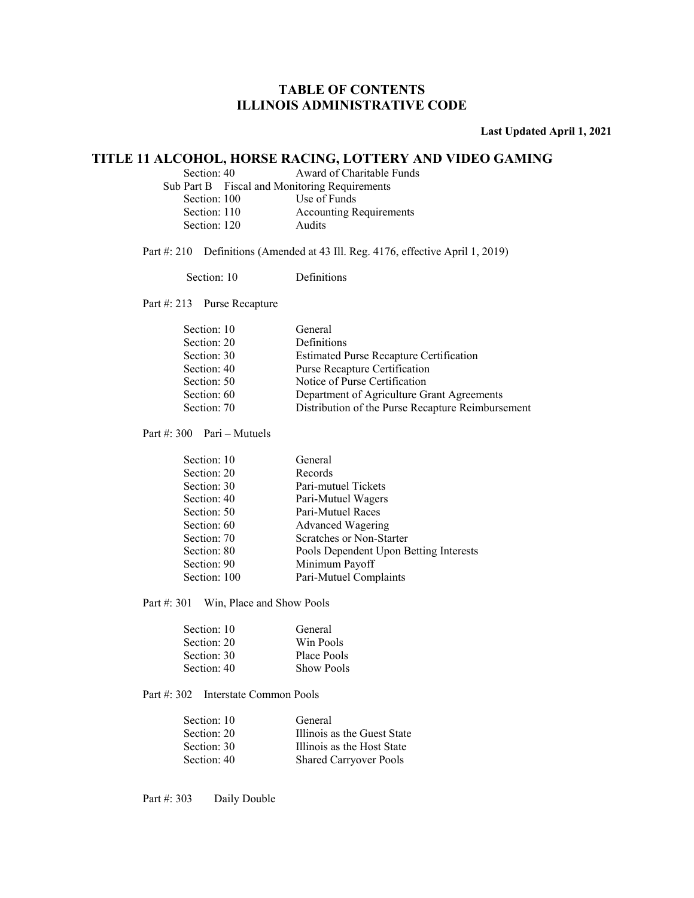# TABLE OF CONTENTS
# ILLINOIS ADMINISTRATIVE CODE

**Last Updated April 1, 2021**

## TITLE 11 ALCOHOL, HORSE RACING, LOTTERY AND VIDEO GAMING

Section: 40 Award of Charitable Funds

Sub Part B Fiscal and Monitoring Requirements

| Section | Title |
|---|---|
| Section: 100 | Use of Funds |
| Section: 110 | Accounting Requirements |
| Section: 120 | Audits |

### Part #: 210 Definitions (Amended at 43 Ill. Reg. 4176, effective April 1, 2019)

| Section | Title |
|---|---|
| Section: 10 | Definitions |

### Part #: 213 Purse Recapture

| Section | Title |
|---|---|
| Section: 10 | General |
| Section: 20 | Definitions |
| Section: 30 | Estimated Purse Recapture Certification |
| Section: 40 | Purse Recapture Certification |
| Section: 50 | Notice of Purse Certification |
| Section: 60 | Department of Agriculture Grant Agreements |
| Section: 70 | Distribution of the Purse Recapture Reimbursement |

### Part #: 300 Pari – Mutuels

| Section | Title |
|---|---|
| Section: 10 | General |
| Section: 20 | Records |
| Section: 30 | Pari-mutuel Tickets |
| Section: 40 | Pari-Mutuel Wagers |
| Section: 50 | Pari-Mutuel Races |
| Section: 60 | Advanced Wagering |
| Section: 70 | Scratches or Non-Starter |
| Section: 80 | Pools Dependent Upon Betting Interests |
| Section: 90 | Minimum Payoff |
| Section: 100 | Pari-Mutuel Complaints |

### Part #: 301 Win, Place and Show Pools

| Section | Title |
|---|---|
| Section: 10 | General |
| Section: 20 | Win Pools |
| Section: 30 | Place Pools |
| Section: 40 | Show Pools |

### Part #: 302 Interstate Common Pools

| Section | Title |
|---|---|
| Section: 10 | General |
| Section: 20 | Illinois as the Guest State |
| Section: 30 | Illinois as the Host State |
| Section: 40 | Shared Carryover Pools |

### Part #: 303 Daily Double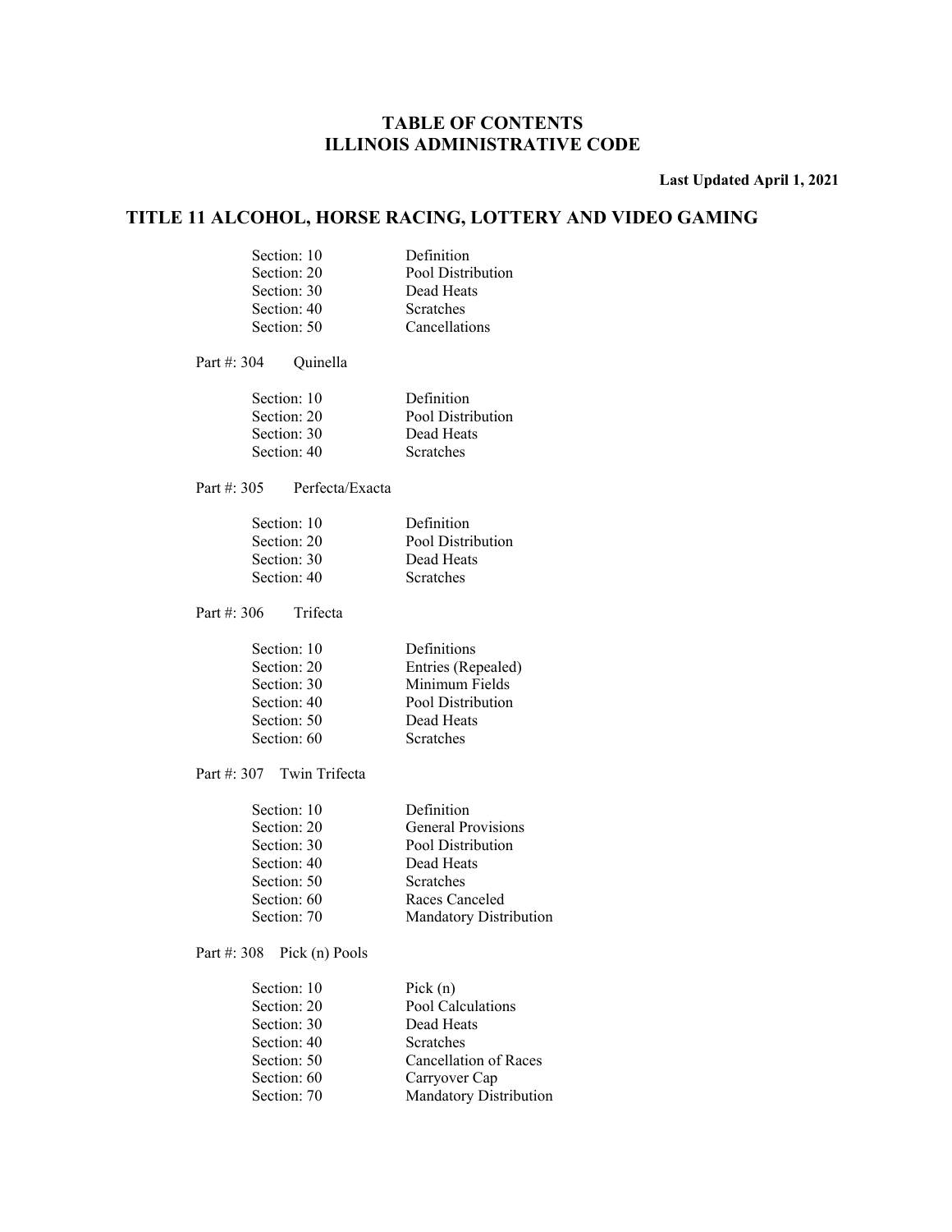# TABLE OF CONTENTS
# ILLINOIS ADMINISTRATIVE CODE

**Last Updated April 1, 2021**

## TITLE 11 ALCOHOL, HORSE RACING, LOTTERY AND VIDEO GAMING

| | |
|---|---|
| Section: 10 | Definition |
| Section: 20 | Pool Distribution |
| Section: 30 | Dead Heats |
| Section: 40 | Scratches |
| Section: 50 | Cancellations |

Part #: 304 Quinella

| | |
|---|---|
| Section: 10 | Definition |
| Section: 20 | Pool Distribution |
| Section: 30 | Dead Heats |
| Section: 40 | Scratches |

Part #: 305 Perfecta/Exacta

| | |
|---|---|
| Section: 10 | Definition |
| Section: 20 | Pool Distribution |
| Section: 30 | Dead Heats |
| Section: 40 | Scratches |

Part #: 306 Trifecta

| | |
|---|---|
| Section: 10 | Definitions |
| Section: 20 | Entries (Repealed) |
| Section: 30 | Minimum Fields |
| Section: 40 | Pool Distribution |
| Section: 50 | Dead Heats |
| Section: 60 | Scratches |

Part #: 307 Twin Trifecta

| | |
|---|---|
| Section: 10 | Definition |
| Section: 20 | General Provisions |
| Section: 30 | Pool Distribution |
| Section: 40 | Dead Heats |
| Section: 50 | Scratches |
| Section: 60 | Races Canceled |
| Section: 70 | Mandatory Distribution |

Part #: 308 Pick (n) Pools

| | |
|---|---|
| Section: 10 | Pick (n) |
| Section: 20 | Pool Calculations |
| Section: 30 | Dead Heats |
| Section: 40 | Scratches |
| Section: 50 | Cancellation of Races |
| Section: 60 | Carryover Cap |
| Section: 70 | Mandatory Distribution |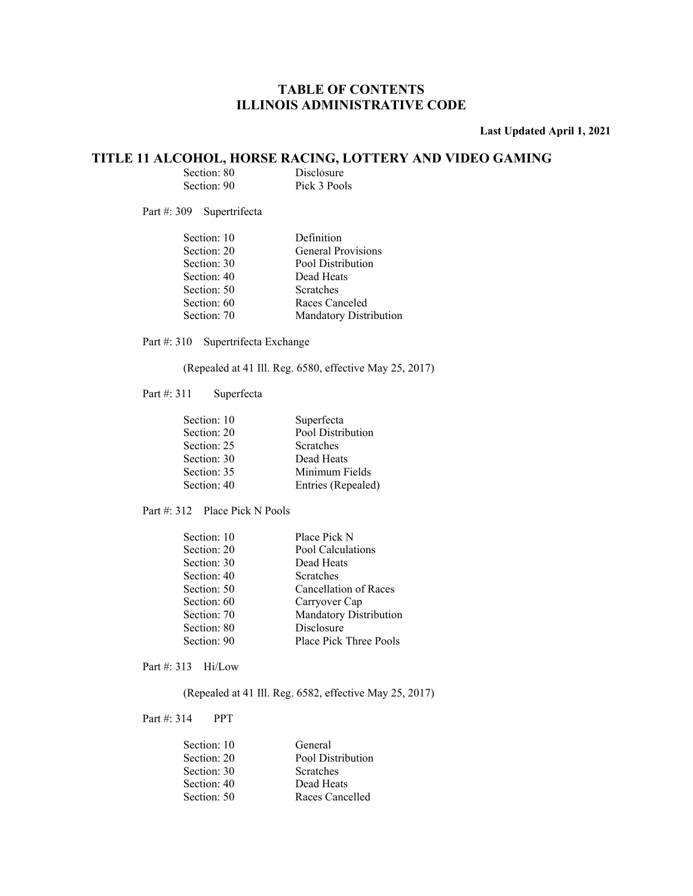# TABLE OF CONTENTS
# ILLINOIS ADMINISTRATIVE CODE

**Last Updated April 1, 2021**

## TITLE 11 ALCOHOL, HORSE RACING, LOTTERY AND VIDEO GAMING

| | |
|---|---|
| Section: 80 | Disclosure |
| Section: 90 | Pick 3 Pools |

Part #: 309 Supertrifecta

| | |
|---|---|
| Section: 10 | Definition |
| Section: 20 | General Provisions |
| Section: 30 | Pool Distribution |
| Section: 40 | Dead Heats |
| Section: 50 | Scratches |
| Section: 60 | Races Canceled |
| Section: 70 | Mandatory Distribution |

Part #: 310 Supertrifecta Exchange

(Repealed at 41 Ill. Reg. 6580, effective May 25, 2017)

Part #: 311 Superfecta

| | |
|---|---|
| Section: 10 | Superfecta |
| Section: 20 | Pool Distribution |
| Section: 25 | Scratches |
| Section: 30 | Dead Heats |
| Section: 35 | Minimum Fields |
| Section: 40 | Entries (Repealed) |

Part #: 312 Place Pick N Pools

| | |
|---|---|
| Section: 10 | Place Pick N |
| Section: 20 | Pool Calculations |
| Section: 30 | Dead Heats |
| Section: 40 | Scratches |
| Section: 50 | Cancellation of Races |
| Section: 60 | Carryover Cap |
| Section: 70 | Mandatory Distribution |
| Section: 80 | Disclosure |
| Section: 90 | Place Pick Three Pools |

Part #: 313 Hi/Low

(Repealed at 41 Ill. Reg. 6582, effective May 25, 2017)

Part #: 314 PPT

| | |
|---|---|
| Section: 10 | General |
| Section: 20 | Pool Distribution |
| Section: 30 | Scratches |
| Section: 40 | Dead Heats |
| Section: 50 | Races Cancelled |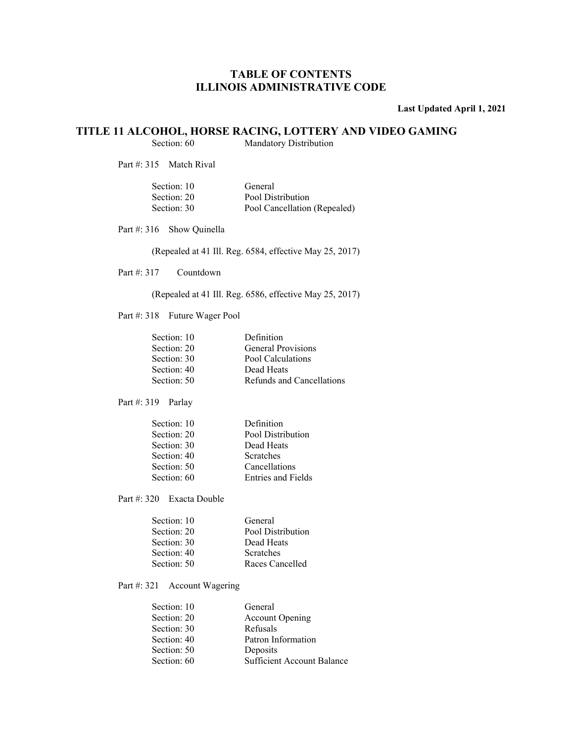# TABLE OF CONTENTS
# ILLINOIS ADMINISTRATIVE CODE

**Last Updated April 1, 2021**

## TITLE 11 ALCOHOL, HORSE RACING, LOTTERY AND VIDEO GAMING

Section: 60 Mandatory Distribution

Part #: 315 Match Rival

| Section | Title |
|---|---|
| Section: 10 | General |
| Section: 20 | Pool Distribution |
| Section: 30 | Pool Cancellation (Repealed) |

Part #: 316 Show Quinella

(Repealed at 41 Ill. Reg. 6584, effective May 25, 2017)

Part #: 317 Countdown

(Repealed at 41 Ill. Reg. 6586, effective May 25, 2017)

Part #: 318 Future Wager Pool

| Section | Title |
|---|---|
| Section: 10 | Definition |
| Section: 20 | General Provisions |
| Section: 30 | Pool Calculations |
| Section: 40 | Dead Heats |
| Section: 50 | Refunds and Cancellations |

Part #: 319 Parlay

| Section | Title |
|---|---|
| Section: 10 | Definition |
| Section: 20 | Pool Distribution |
| Section: 30 | Dead Heats |
| Section: 40 | Scratches |
| Section: 50 | Cancellations |
| Section: 60 | Entries and Fields |

Part #: 320 Exacta Double

| Section | Title |
|---|---|
| Section: 10 | General |
| Section: 20 | Pool Distribution |
| Section: 30 | Dead Heats |
| Section: 40 | Scratches |
| Section: 50 | Races Cancelled |

Part #: 321 Account Wagering

| Section | Title |
|---|---|
| Section: 10 | General |
| Section: 20 | Account Opening |
| Section: 30 | Refusals |
| Section: 40 | Patron Information |
| Section: 50 | Deposits |
| Section: 60 | Sufficient Account Balance |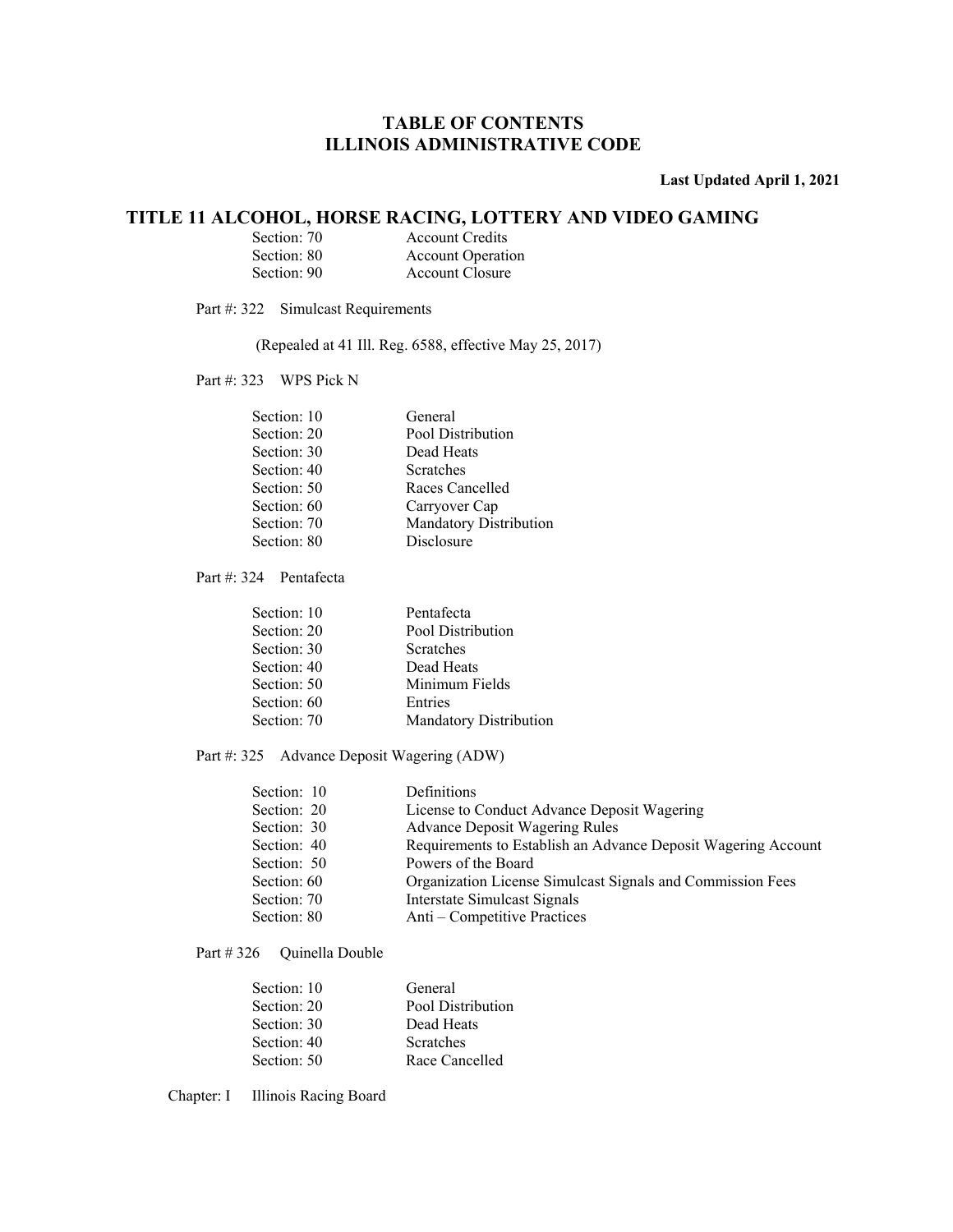# TABLE OF CONTENTS
# ILLINOIS ADMINISTRATIVE CODE

**Last Updated April 1, 2021**

## TITLE 11 ALCOHOL, HORSE RACING, LOTTERY AND VIDEO GAMING

| | |
|---|---|
| Section: 70 | Account Credits |
| Section: 80 | Account Operation |
| Section: 90 | Account Closure |

Part #: 322 Simulcast Requirements

(Repealed at 41 Ill. Reg. 6588, effective May 25, 2017)

Part #: 323 WPS Pick N

| | |
|---|---|
| Section: 10 | General |
| Section: 20 | Pool Distribution |
| Section: 30 | Dead Heats |
| Section: 40 | Scratches |
| Section: 50 | Races Cancelled |
| Section: 60 | Carryover Cap |
| Section: 70 | Mandatory Distribution |
| Section: 80 | Disclosure |

Part #: 324 Pentafecta

| | |
|---|---|
| Section: 10 | Pentafecta |
| Section: 20 | Pool Distribution |
| Section: 30 | Scratches |
| Section: 40 | Dead Heats |
| Section: 50 | Minimum Fields |
| Section: 60 | Entries |
| Section: 70 | Mandatory Distribution |

Part #: 325 Advance Deposit Wagering (ADW)

| | |
|---|---|
| Section: 10 | Definitions |
| Section: 20 | License to Conduct Advance Deposit Wagering |
| Section: 30 | Advance Deposit Wagering Rules |
| Section: 40 | Requirements to Establish an Advance Deposit Wagering Account |
| Section: 50 | Powers of the Board |
| Section: 60 | Organization License Simulcast Signals and Commission Fees |
| Section: 70 | Interstate Simulcast Signals |
| Section: 80 | Anti – Competitive Practices |

Part # 326 Quinella Double

| | |
|---|---|
| Section: 10 | General |
| Section: 20 | Pool Distribution |
| Section: 30 | Dead Heats |
| Section: 40 | Scratches |
| Section: 50 | Race Cancelled |

Chapter: I Illinois Racing Board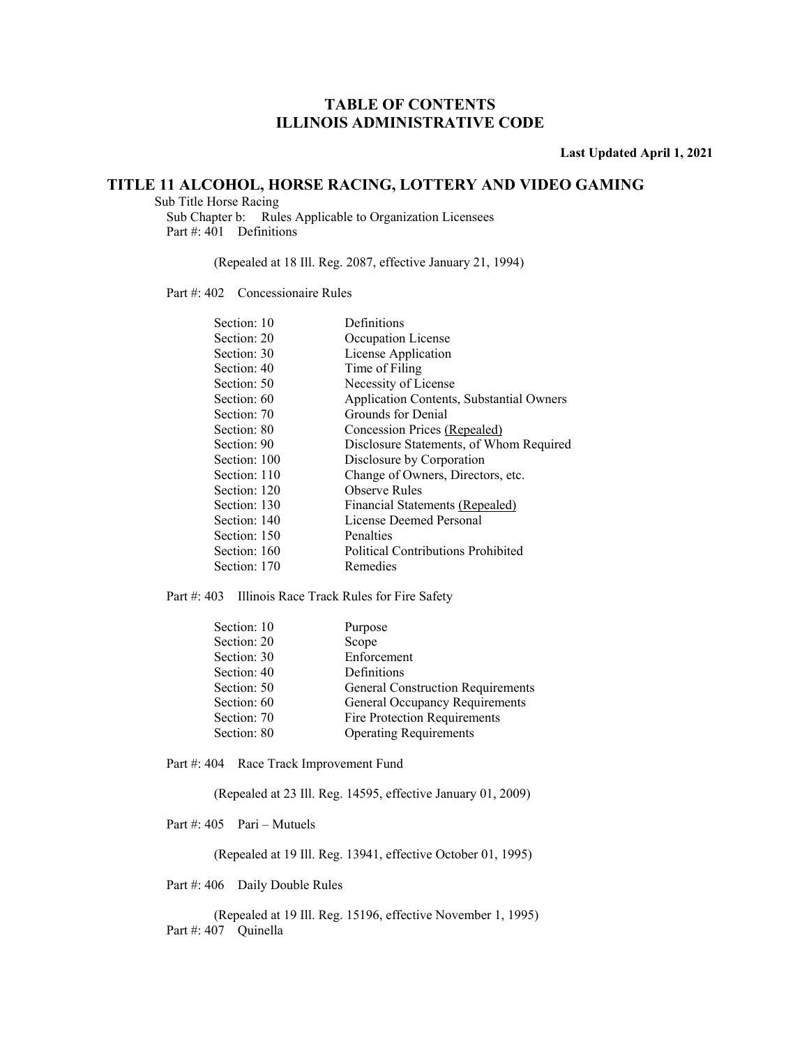## TABLE OF CONTENTS
## ILLINOIS ADMINISTRATIVE CODE

**Last Updated April 1, 2021**

# TITLE 11 ALCOHOL, HORSE RACING, LOTTERY AND VIDEO GAMING

Sub Title Horse Racing

Sub Chapter b: Rules Applicable to Organization Licensees

Part #: 401 Definitions

(Repealed at 18 Ill. Reg. 2087, effective January 21, 1994)

Part #: 402 Concessionaire Rules

| | |
|---|---|
| Section: 10 | Definitions |
| Section: 20 | Occupation License |
| Section: 30 | License Application |
| Section: 40 | Time of Filing |
| Section: 50 | Necessity of License |
| Section: 60 | Application Contents, Substantial Owners |
| Section: 70 | Grounds for Denial |
| Section: 80 | Concession Prices (Repealed) |
| Section: 90 | Disclosure Statements, of Whom Required |
| Section: 100 | Disclosure by Corporation |
| Section: 110 | Change of Owners, Directors, etc. |
| Section: 120 | Observe Rules |
| Section: 130 | Financial Statements (Repealed) |
| Section: 140 | License Deemed Personal |
| Section: 150 | Penalties |
| Section: 160 | Political Contributions Prohibited |
| Section: 170 | Remedies |

Part #: 403 Illinois Race Track Rules for Fire Safety

| | |
|---|---|
| Section: 10 | Purpose |
| Section: 20 | Scope |
| Section: 30 | Enforcement |
| Section: 40 | Definitions |
| Section: 50 | General Construction Requirements |
| Section: 60 | General Occupancy Requirements |
| Section: 70 | Fire Protection Requirements |
| Section: 80 | Operating Requirements |

Part #: 404 Race Track Improvement Fund

(Repealed at 23 Ill. Reg. 14595, effective January 01, 2009)

Part #: 405 Pari – Mutuels

(Repealed at 19 Ill. Reg. 13941, effective October 01, 1995)

Part #: 406 Daily Double Rules

(Repealed at 19 Ill. Reg. 15196, effective November 1, 1995)

Part #: 407 Quinella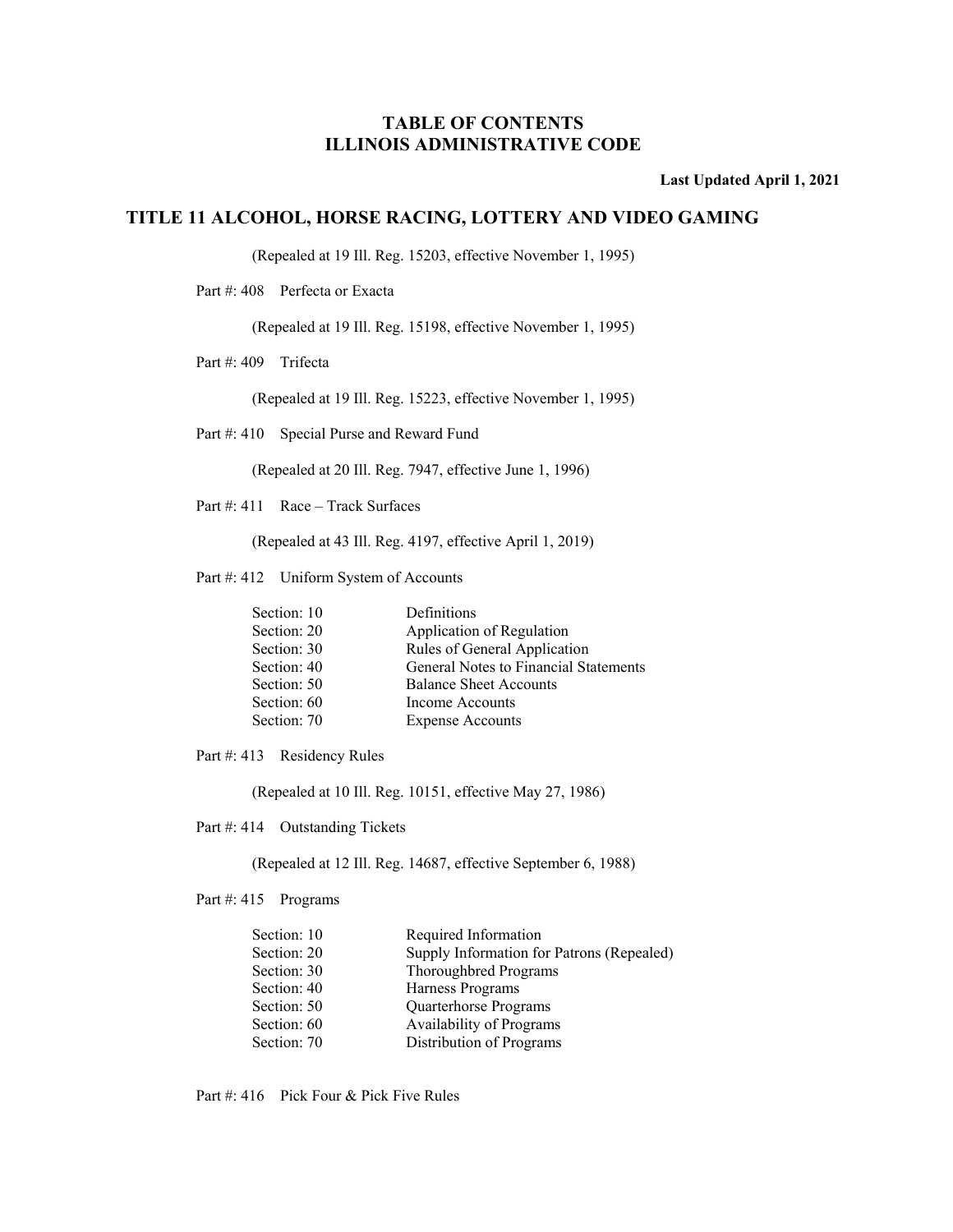**TABLE OF CONTENTS**
**ILLINOIS ADMINISTRATIVE CODE**

**Last Updated April 1, 2021**

## TITLE 11 ALCOHOL, HORSE RACING, LOTTERY AND VIDEO GAMING

(Repealed at 19 Ill. Reg. 15203, effective November 1, 1995)

Part #: 408 Perfecta or Exacta

(Repealed at 19 Ill. Reg. 15198, effective November 1, 1995)

Part #: 409 Trifecta

(Repealed at 19 Ill. Reg. 15223, effective November 1, 1995)

Part #: 410 Special Purse and Reward Fund

(Repealed at 20 Ill. Reg. 7947, effective June 1, 1996)

Part #: 411 Race – Track Surfaces

(Repealed at 43 Ill. Reg. 4197, effective April 1, 2019)

Part #: 412 Uniform System of Accounts

| Section | Title |
|---|---|
| Section: 10 | Definitions |
| Section: 20 | Application of Regulation |
| Section: 30 | Rules of General Application |
| Section: 40 | General Notes to Financial Statements |
| Section: 50 | Balance Sheet Accounts |
| Section: 60 | Income Accounts |
| Section: 70 | Expense Accounts |

Part #: 413 Residency Rules

(Repealed at 10 Ill. Reg. 10151, effective May 27, 1986)

Part #: 414 Outstanding Tickets

(Repealed at 12 Ill. Reg. 14687, effective September 6, 1988)

Part #: 415 Programs

| Section | Title |
|---|---|
| Section: 10 | Required Information |
| Section: 20 | Supply Information for Patrons (Repealed) |
| Section: 30 | Thoroughbred Programs |
| Section: 40 | Harness Programs |
| Section: 50 | Quarterhorse Programs |
| Section: 60 | Availability of Programs |
| Section: 70 | Distribution of Programs |

Part #: 416 Pick Four & Pick Five Rules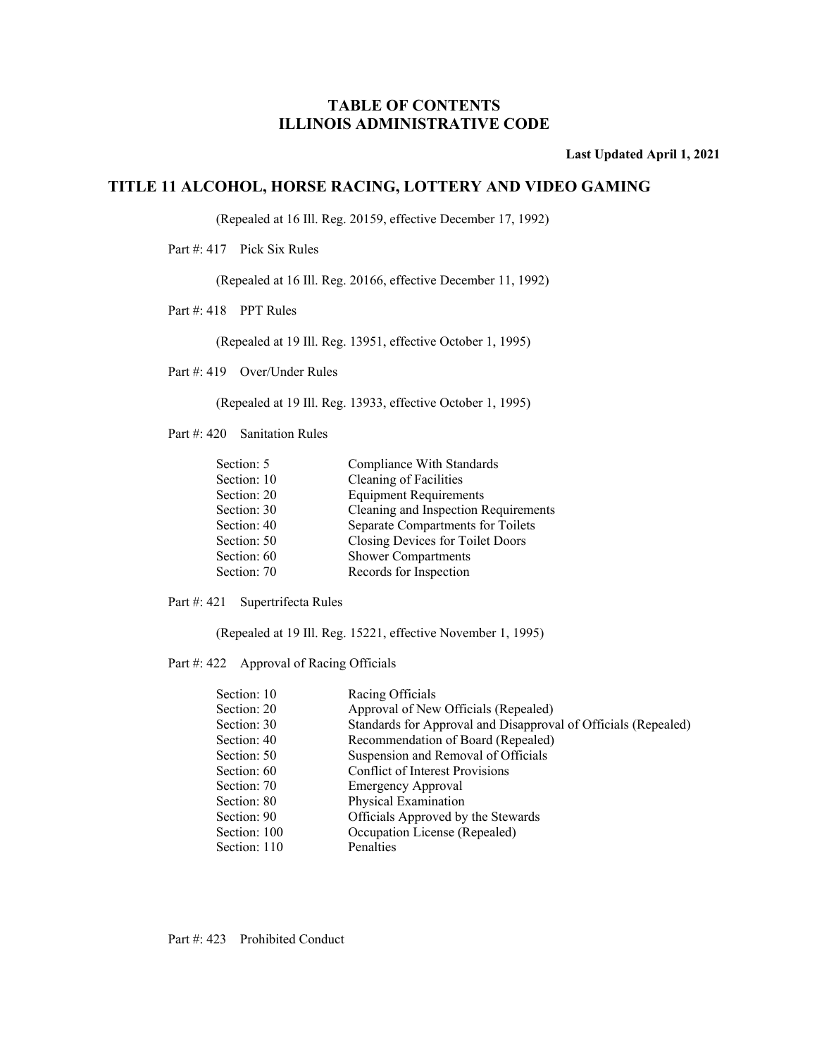# TABLE OF CONTENTS
# ILLINOIS ADMINISTRATIVE CODE

**Last Updated April 1, 2021**

## TITLE 11 ALCOHOL, HORSE RACING, LOTTERY AND VIDEO GAMING

(Repealed at 16 Ill. Reg. 20159, effective December 17, 1992)

Part #: 417 Pick Six Rules

(Repealed at 16 Ill. Reg. 20166, effective December 11, 1992)

Part #: 418 PPT Rules

(Repealed at 19 Ill. Reg. 13951, effective October 1, 1995)

Part #: 419 Over/Under Rules

(Repealed at 19 Ill. Reg. 13933, effective October 1, 1995)

Part #: 420 Sanitation Rules

| | |
|---|---|
| Section: 5 | Compliance With Standards |
| Section: 10 | Cleaning of Facilities |
| Section: 20 | Equipment Requirements |
| Section: 30 | Cleaning and Inspection Requirements |
| Section: 40 | Separate Compartments for Toilets |
| Section: 50 | Closing Devices for Toilet Doors |
| Section: 60 | Shower Compartments |
| Section: 70 | Records for Inspection |

Part #: 421 Supertrifecta Rules

(Repealed at 19 Ill. Reg. 15221, effective November 1, 1995)

Part #: 422 Approval of Racing Officials

| | |
|---|---|
| Section: 10 | Racing Officials |
| Section: 20 | Approval of New Officials (Repealed) |
| Section: 30 | Standards for Approval and Disapproval of Officials (Repealed) |
| Section: 40 | Recommendation of Board (Repealed) |
| Section: 50 | Suspension and Removal of Officials |
| Section: 60 | Conflict of Interest Provisions |
| Section: 70 | Emergency Approval |
| Section: 80 | Physical Examination |
| Section: 90 | Officials Approved by the Stewards |
| Section: 100 | Occupation License (Repealed) |
| Section: 110 | Penalties |

Part #: 423 Prohibited Conduct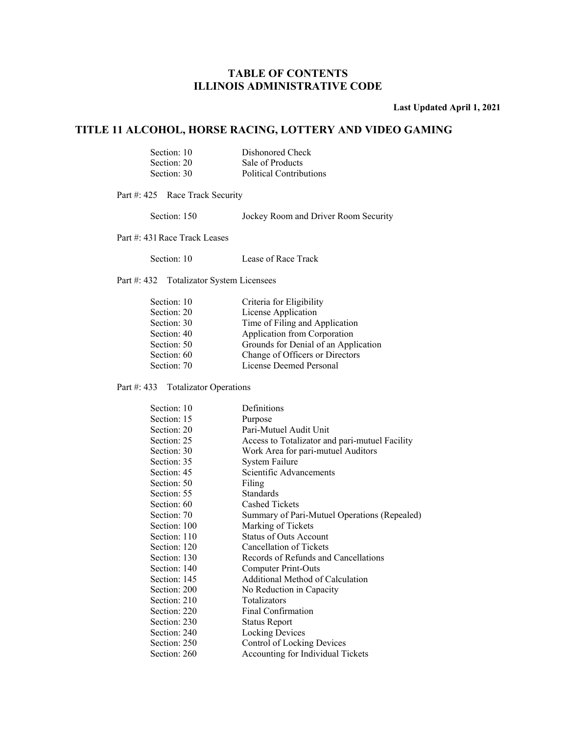# TABLE OF CONTENTS
# ILLINOIS ADMINISTRATIVE CODE

**Last Updated April 1, 2021**

## TITLE 11 ALCOHOL, HORSE RACING, LOTTERY AND VIDEO GAMING

| | |
|---|---|
| Section: 10 | Dishonored Check |
| Section: 20 | Sale of Products |
| Section: 30 | Political Contributions |

Part #: 425 Race Track Security

| | |
|---|---|
| Section: 150 | Jockey Room and Driver Room Security |

Part #: 431 Race Track Leases

| | |
|---|---|
| Section: 10 | Lease of Race Track |

Part #: 432 Totalizator System Licensees

| | |
|---|---|
| Section: 10 | Criteria for Eligibility |
| Section: 20 | License Application |
| Section: 30 | Time of Filing and Application |
| Section: 40 | Application from Corporation |
| Section: 50 | Grounds for Denial of an Application |
| Section: 60 | Change of Officers or Directors |
| Section: 70 | License Deemed Personal |

Part #: 433 Totalizator Operations

| | |
|---|---|
| Section: 10 | Definitions |
| Section: 15 | Purpose |
| Section: 20 | Pari-Mutuel Audit Unit |
| Section: 25 | Access to Totalizator and pari-mutuel Facility |
| Section: 30 | Work Area for pari-mutuel Auditors |
| Section: 35 | System Failure |
| Section: 45 | Scientific Advancements |
| Section: 50 | Filing |
| Section: 55 | Standards |
| Section: 60 | Cashed Tickets |
| Section: 70 | Summary of Pari-Mutuel Operations (Repealed) |
| Section: 100 | Marking of Tickets |
| Section: 110 | Status of Outs Account |
| Section: 120 | Cancellation of Tickets |
| Section: 130 | Records of Refunds and Cancellations |
| Section: 140 | Computer Print-Outs |
| Section: 145 | Additional Method of Calculation |
| Section: 200 | No Reduction in Capacity |
| Section: 210 | Totalizators |
| Section: 220 | Final Confirmation |
| Section: 230 | Status Report |
| Section: 240 | Locking Devices |
| Section: 250 | Control of Locking Devices |
| Section: 260 | Accounting for Individual Tickets |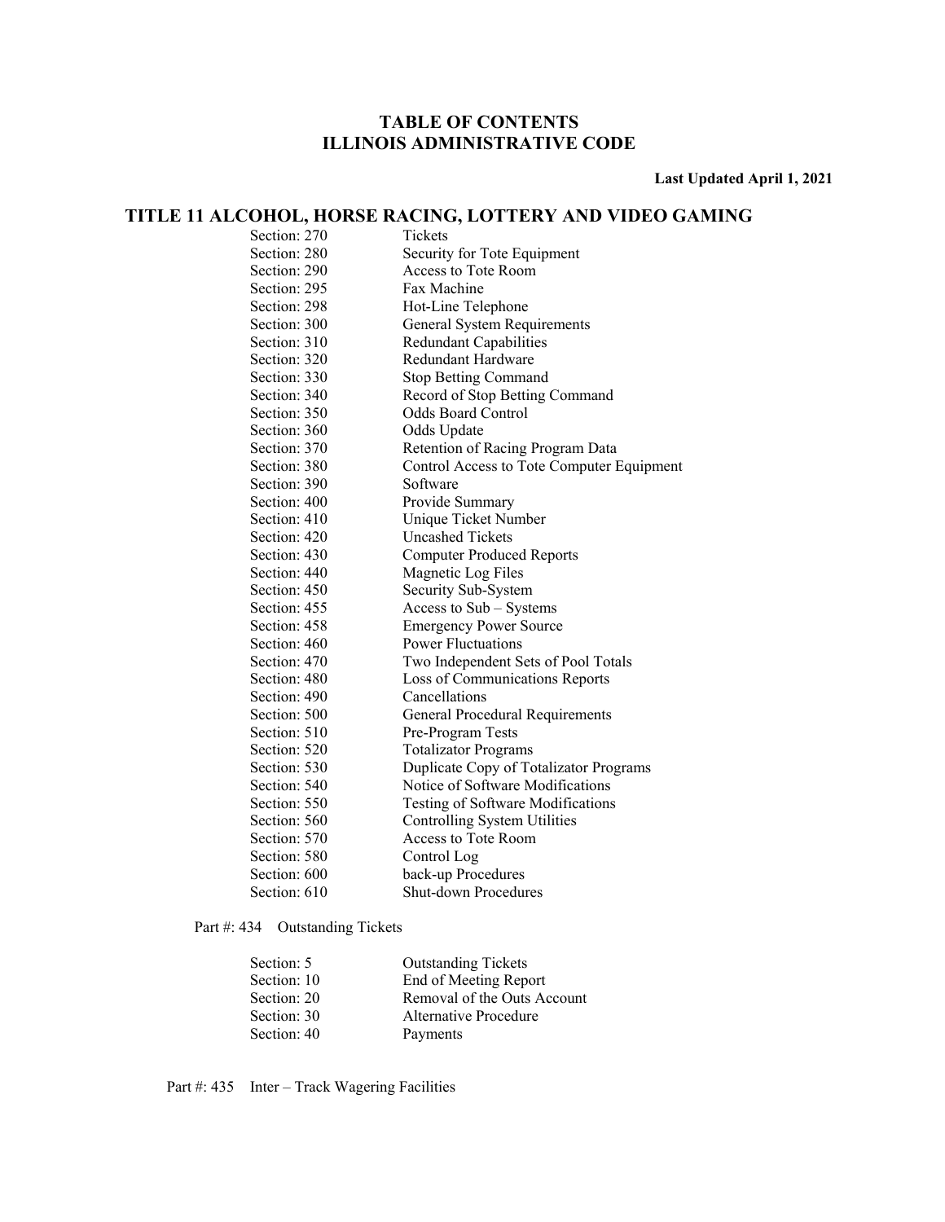# TABLE OF CONTENTS
# ILLINOIS ADMINISTRATIVE CODE

**Last Updated April 1, 2021**

## TITLE 11 ALCOHOL, HORSE RACING, LOTTERY AND VIDEO GAMING

| | |
|---|---|
| Section: 270 | Tickets |
| Section: 280 | Security for Tote Equipment |
| Section: 290 | Access to Tote Room |
| Section: 295 | Fax Machine |
| Section: 298 | Hot-Line Telephone |
| Section: 300 | General System Requirements |
| Section: 310 | Redundant Capabilities |
| Section: 320 | Redundant Hardware |
| Section: 330 | Stop Betting Command |
| Section: 340 | Record of Stop Betting Command |
| Section: 350 | Odds Board Control |
| Section: 360 | Odds Update |
| Section: 370 | Retention of Racing Program Data |
| Section: 380 | Control Access to Tote Computer Equipment |
| Section: 390 | Software |
| Section: 400 | Provide Summary |
| Section: 410 | Unique Ticket Number |
| Section: 420 | Uncashed Tickets |
| Section: 430 | Computer Produced Reports |
| Section: 440 | Magnetic Log Files |
| Section: 450 | Security Sub-System |
| Section: 455 | Access to Sub – Systems |
| Section: 458 | Emergency Power Source |
| Section: 460 | Power Fluctuations |
| Section: 470 | Two Independent Sets of Pool Totals |
| Section: 480 | Loss of Communications Reports |
| Section: 490 | Cancellations |
| Section: 500 | General Procedural Requirements |
| Section: 510 | Pre-Program Tests |
| Section: 520 | Totalizator Programs |
| Section: 530 | Duplicate Copy of Totalizator Programs |
| Section: 540 | Notice of Software Modifications |
| Section: 550 | Testing of Software Modifications |
| Section: 560 | Controlling System Utilities |
| Section: 570 | Access to Tote Room |
| Section: 580 | Control Log |
| Section: 600 | back-up Procedures |
| Section: 610 | Shut-down Procedures |

Part #: 434 Outstanding Tickets

| | |
|---|---|
| Section: 5 | Outstanding Tickets |
| Section: 10 | End of Meeting Report |
| Section: 20 | Removal of the Outs Account |
| Section: 30 | Alternative Procedure |
| Section: 40 | Payments |

Part #: 435 Inter – Track Wagering Facilities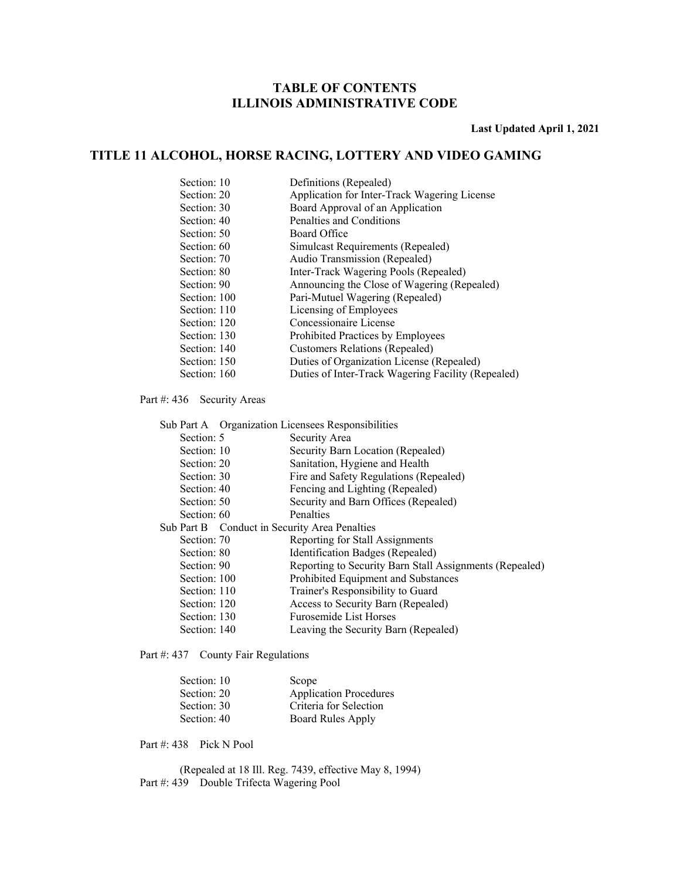# TABLE OF CONTENTS
# ILLINOIS ADMINISTRATIVE CODE

**Last Updated April 1, 2021**

## TITLE 11 ALCOHOL, HORSE RACING, LOTTERY AND VIDEO GAMING

| | |
|---|---|
| Section: 10 | Definitions (Repealed) |
| Section: 20 | Application for Inter-Track Wagering License |
| Section: 30 | Board Approval of an Application |
| Section: 40 | Penalties and Conditions |
| Section: 50 | Board Office |
| Section: 60 | Simulcast Requirements (Repealed) |
| Section: 70 | Audio Transmission (Repealed) |
| Section: 80 | Inter-Track Wagering Pools (Repealed) |
| Section: 90 | Announcing the Close of Wagering (Repealed) |
| Section: 100 | Pari-Mutuel Wagering (Repealed) |
| Section: 110 | Licensing of Employees |
| Section: 120 | Concessionaire License |
| Section: 130 | Prohibited Practices by Employees |
| Section: 140 | Customers Relations (Repealed) |
| Section: 150 | Duties of Organization License (Repealed) |
| Section: 160 | Duties of Inter-Track Wagering Facility (Repealed) |

Part #: 436 Security Areas

Sub Part A Organization Licensees Responsibilities

| | |
|---|---|
| Section: 5 | Security Area |
| Section: 10 | Security Barn Location (Repealed) |
| Section: 20 | Sanitation, Hygiene and Health |
| Section: 30 | Fire and Safety Regulations (Repealed) |
| Section: 40 | Fencing and Lighting (Repealed) |
| Section: 50 | Security and Barn Offices (Repealed) |
| Section: 60 | Penalties |

Sub Part B Conduct in Security Area Penalties

| | |
|---|---|
| Section: 70 | Reporting for Stall Assignments |
| Section: 80 | Identification Badges (Repealed) |
| Section: 90 | Reporting to Security Barn Stall Assignments (Repealed) |
| Section: 100 | Prohibited Equipment and Substances |
| Section: 110 | Trainer's Responsibility to Guard |
| Section: 120 | Access to Security Barn (Repealed) |
| Section: 130 | Furosemide List Horses |
| Section: 140 | Leaving the Security Barn (Repealed) |

Part #: 437 County Fair Regulations

| | |
|---|---|
| Section: 10 | Scope |
| Section: 20 | Application Procedures |
| Section: 30 | Criteria for Selection |
| Section: 40 | Board Rules Apply |

Part #: 438 Pick N Pool

(Repealed at 18 Ill. Reg. 7439, effective May 8, 1994)

Part #: 439 Double Trifecta Wagering Pool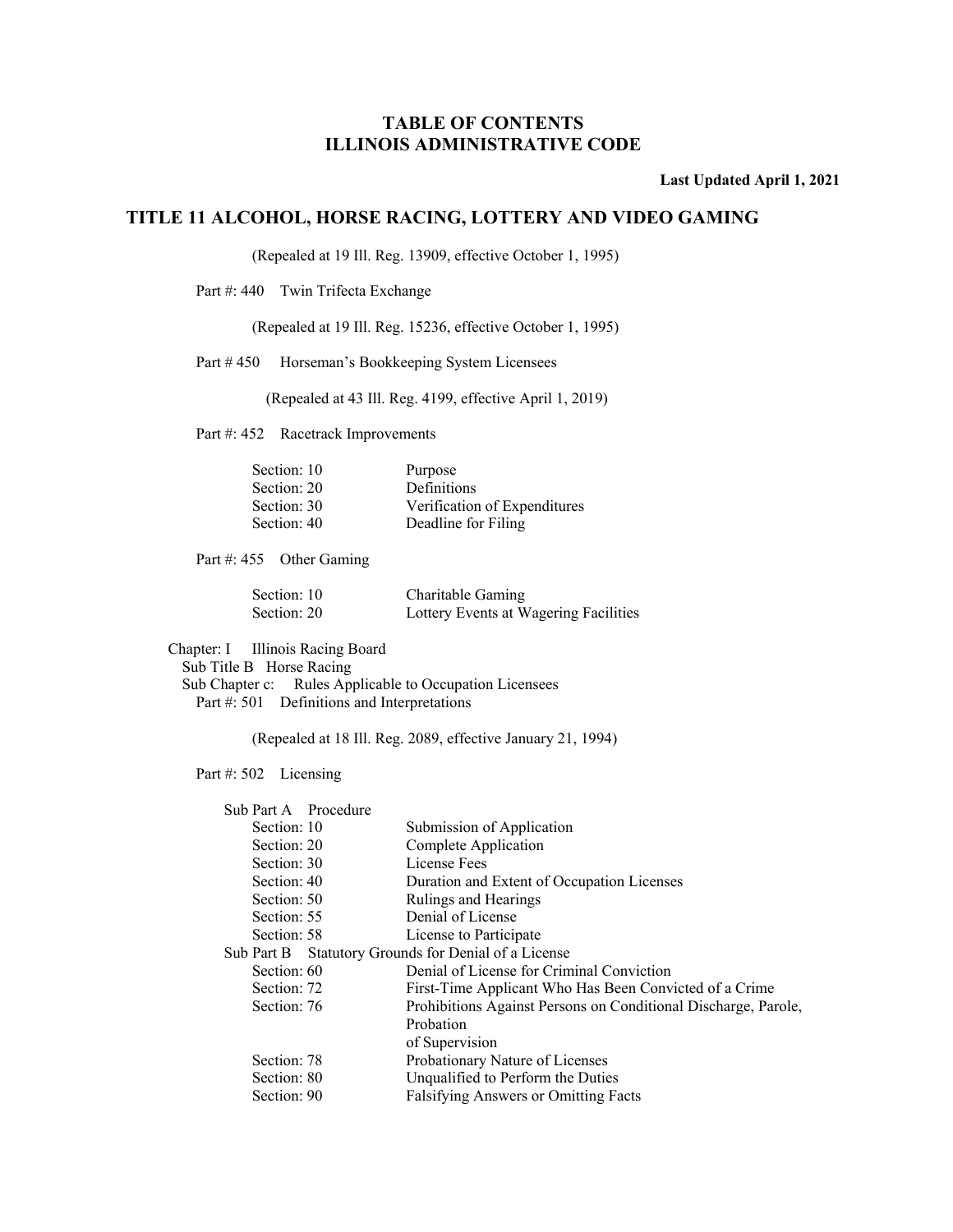# TABLE OF CONTENTS
# ILLINOIS ADMINISTRATIVE CODE

**Last Updated April 1, 2021**

## TITLE 11 ALCOHOL, HORSE RACING, LOTTERY AND VIDEO GAMING

(Repealed at 19 Ill. Reg. 13909, effective October 1, 1995)

Part #: 440 Twin Trifecta Exchange

(Repealed at 19 Ill. Reg. 15236, effective October 1, 1995)

Part # 450 Horseman's Bookkeeping System Licensees

(Repealed at 43 Ill. Reg. 4199, effective April 1, 2019)

Part #: 452 Racetrack Improvements

| | |
|---|---|
| Section: 10 | Purpose |
| Section: 20 | Definitions |
| Section: 30 | Verification of Expenditures |
| Section: 40 | Deadline for Filing |

Part #: 455 Other Gaming

| | |
|---|---|
| Section: 10 | Charitable Gaming |
| Section: 20 | Lottery Events at Wagering Facilities |

Chapter: I Illinois Racing Board
Sub Title B Horse Racing
Sub Chapter c: Rules Applicable to Occupation Licensees
Part #: 501 Definitions and Interpretations

(Repealed at 18 Ill. Reg. 2089, effective January 21, 1994)

Part #: 502 Licensing

| | |
|---|---|
| Sub Part A Procedure | |
| Section: 10 | Submission of Application |
| Section: 20 | Complete Application |
| Section: 30 | License Fees |
| Section: 40 | Duration and Extent of Occupation Licenses |
| Section: 50 | Rulings and Hearings |
| Section: 55 | Denial of License |
| Section: 58 | License to Participate |
| Sub Part B | Statutory Grounds for Denial of a License |
| Section: 60 | Denial of License for Criminal Conviction |
| Section: 72 | First-Time Applicant Who Has Been Convicted of a Crime |
| Section: 76 | Prohibitions Against Persons on Conditional Discharge, Parole, Probation of Supervision |
| Section: 78 | Probationary Nature of Licenses |
| Section: 80 | Unqualified to Perform the Duties |
| Section: 90 | Falsifying Answers or Omitting Facts |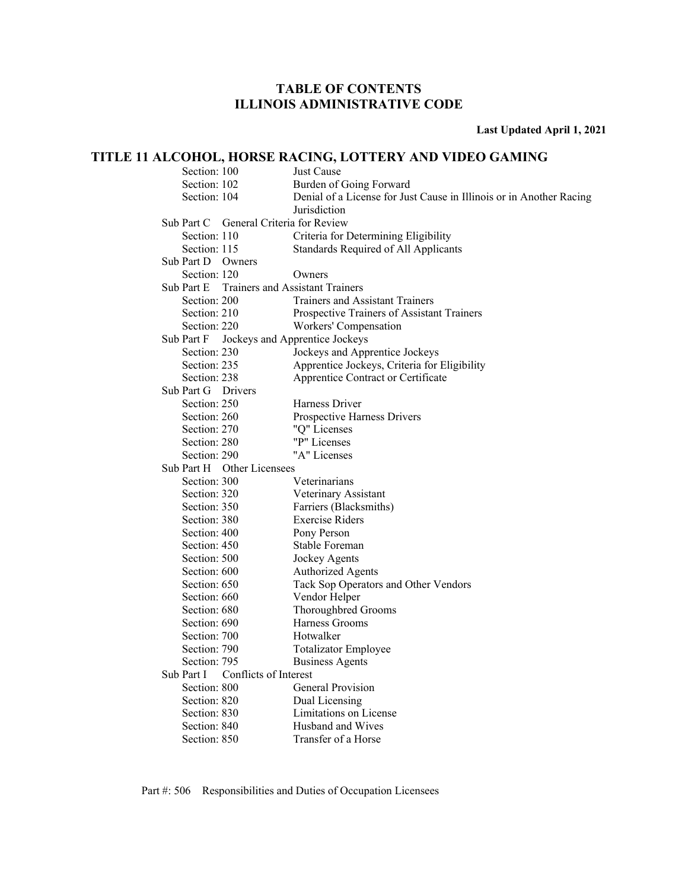# TABLE OF CONTENTS
# ILLINOIS ADMINISTRATIVE CODE

**Last Updated April 1, 2021**

## TITLE 11 ALCOHOL, HORSE RACING, LOTTERY AND VIDEO GAMING

Section: 100 Just Cause
Section: 102 Burden of Going Forward
Section: 104 Denial of a License for Just Cause in Illinois or in Another Racing Jurisdiction

Sub Part C General Criteria for Review
Section: 110 Criteria for Determining Eligibility
Section: 115 Standards Required of All Applicants

Sub Part D Owners
Section: 120 Owners

Sub Part E Trainers and Assistant Trainers
Section: 200 Trainers and Assistant Trainers
Section: 210 Prospective Trainers of Assistant Trainers
Section: 220 Workers' Compensation

Sub Part F Jockeys and Apprentice Jockeys
Section: 230 Jockeys and Apprentice Jockeys
Section: 235 Apprentice Jockeys, Criteria for Eligibility
Section: 238 Apprentice Contract or Certificate

Sub Part G Drivers
Section: 250 Harness Driver
Section: 260 Prospective Harness Drivers
Section: 270 "Q" Licenses
Section: 280 "P" Licenses
Section: 290 "A" Licenses

Sub Part H Other Licensees
Section: 300 Veterinarians
Section: 320 Veterinary Assistant
Section: 350 Farriers (Blacksmiths)
Section: 380 Exercise Riders
Section: 400 Pony Person
Section: 450 Stable Foreman
Section: 500 Jockey Agents
Section: 600 Authorized Agents
Section: 650 Tack Sop Operators and Other Vendors
Section: 660 Vendor Helper
Section: 680 Thoroughbred Grooms
Section: 690 Harness Grooms
Section: 700 Hotwalker
Section: 790 Totalizator Employee
Section: 795 Business Agents

Sub Part I Conflicts of Interest
Section: 800 General Provision
Section: 820 Dual Licensing
Section: 830 Limitations on License
Section: 840 Husband and Wives
Section: 850 Transfer of a Horse

Part #: 506 Responsibilities and Duties of Occupation Licensees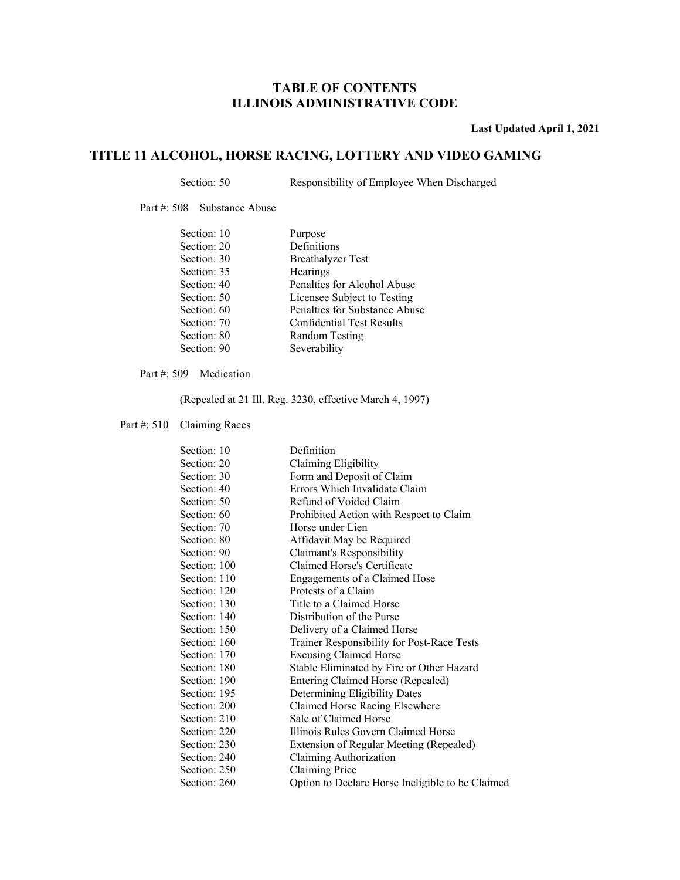# TABLE OF CONTENTS
# ILLINOIS ADMINISTRATIVE CODE

**Last Updated April 1, 2021**

## TITLE 11 ALCOHOL, HORSE RACING, LOTTERY AND VIDEO GAMING

| Section | Title |
|---|---|
| Section: 50 | Responsibility of Employee When Discharged |

Part #: 508 Substance Abuse

| Section | Title |
|---|---|
| Section: 10 | Purpose |
| Section: 20 | Definitions |
| Section: 30 | Breathalyzer Test |
| Section: 35 | Hearings |
| Section: 40 | Penalties for Alcohol Abuse |
| Section: 50 | Licensee Subject to Testing |
| Section: 60 | Penalties for Substance Abuse |
| Section: 70 | Confidential Test Results |
| Section: 80 | Random Testing |
| Section: 90 | Severability |

Part #: 509 Medication

(Repealed at 21 Ill. Reg. 3230, effective March 4, 1997)

Part #: 510 Claiming Races

| Section | Title |
|---|---|
| Section: 10 | Definition |
| Section: 20 | Claiming Eligibility |
| Section: 30 | Form and Deposit of Claim |
| Section: 40 | Errors Which Invalidate Claim |
| Section: 50 | Refund of Voided Claim |
| Section: 60 | Prohibited Action with Respect to Claim |
| Section: 70 | Horse under Lien |
| Section: 80 | Affidavit May be Required |
| Section: 90 | Claimant's Responsibility |
| Section: 100 | Claimed Horse's Certificate |
| Section: 110 | Engagements of a Claimed Hose |
| Section: 120 | Protests of a Claim |
| Section: 130 | Title to a Claimed Horse |
| Section: 140 | Distribution of the Purse |
| Section: 150 | Delivery of a Claimed Horse |
| Section: 160 | Trainer Responsibility for Post-Race Tests |
| Section: 170 | Excusing Claimed Horse |
| Section: 180 | Stable Eliminated by Fire or Other Hazard |
| Section: 190 | Entering Claimed Horse (Repealed) |
| Section: 195 | Determining Eligibility Dates |
| Section: 200 | Claimed Horse Racing Elsewhere |
| Section: 210 | Sale of Claimed Horse |
| Section: 220 | Illinois Rules Govern Claimed Horse |
| Section: 230 | Extension of Regular Meeting (Repealed) |
| Section: 240 | Claiming Authorization |
| Section: 250 | Claiming Price |
| Section: 260 | Option to Declare Horse Ineligible to be Claimed |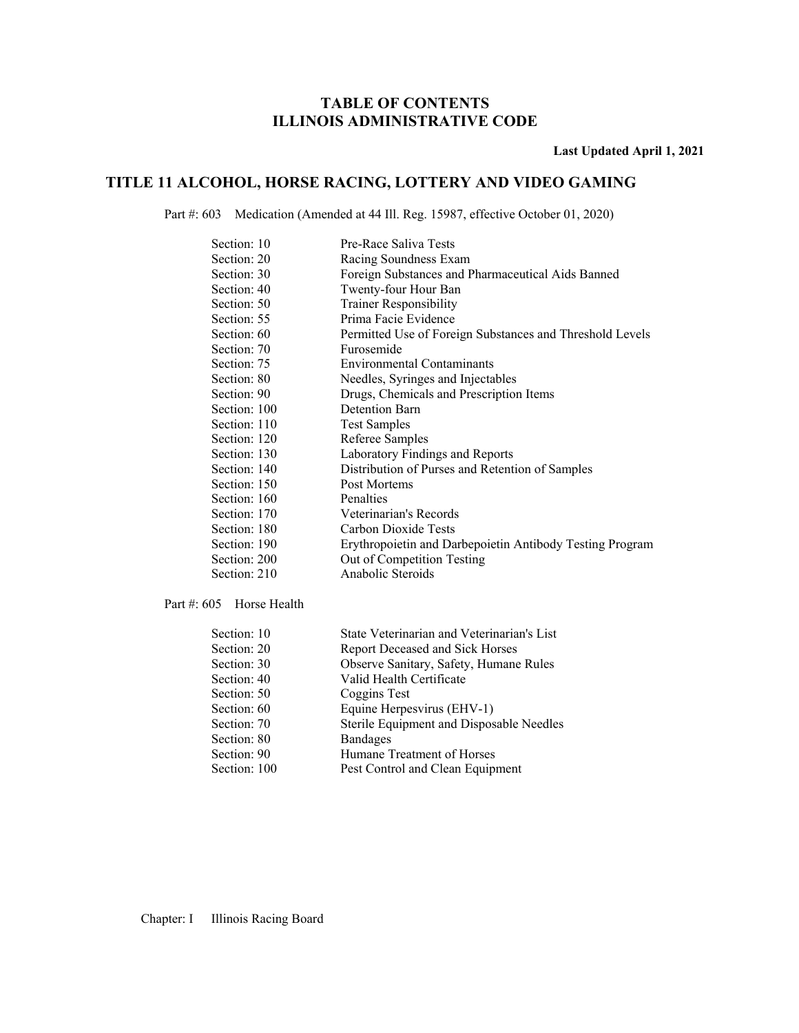# TABLE OF CONTENTS
# ILLINOIS ADMINISTRATIVE CODE

**Last Updated April 1, 2021**

## TITLE 11 ALCOHOL, HORSE RACING, LOTTERY AND VIDEO GAMING

Part #: 603 Medication (Amended at 44 Ill. Reg. 15987, effective October 01, 2020)

| | |
|---|---|
| Section: 10 | Pre-Race Saliva Tests |
| Section: 20 | Racing Soundness Exam |
| Section: 30 | Foreign Substances and Pharmaceutical Aids Banned |
| Section: 40 | Twenty-four Hour Ban |
| Section: 50 | Trainer Responsibility |
| Section: 55 | Prima Facie Evidence |
| Section: 60 | Permitted Use of Foreign Substances and Threshold Levels |
| Section: 70 | Furosemide |
| Section: 75 | Environmental Contaminants |
| Section: 80 | Needles, Syringes and Injectables |
| Section: 90 | Drugs, Chemicals and Prescription Items |
| Section: 100 | Detention Barn |
| Section: 110 | Test Samples |
| Section: 120 | Referee Samples |
| Section: 130 | Laboratory Findings and Reports |
| Section: 140 | Distribution of Purses and Retention of Samples |
| Section: 150 | Post Mortems |
| Section: 160 | Penalties |
| Section: 170 | Veterinarian's Records |
| Section: 180 | Carbon Dioxide Tests |
| Section: 190 | Erythropoietin and Darbepoietin Antibody Testing Program |
| Section: 200 | Out of Competition Testing |
| Section: 210 | Anabolic Steroids |

Part #: 605 Horse Health

| | |
|---|---|
| Section: 10 | State Veterinarian and Veterinarian's List |
| Section: 20 | Report Deceased and Sick Horses |
| Section: 30 | Observe Sanitary, Safety, Humane Rules |
| Section: 40 | Valid Health Certificate |
| Section: 50 | Coggins Test |
| Section: 60 | Equine Herpesvirus (EHV-1) |
| Section: 70 | Sterile Equipment and Disposable Needles |
| Section: 80 | Bandages |
| Section: 90 | Humane Treatment of Horses |
| Section: 100 | Pest Control and Clean Equipment |

Chapter: I Illinois Racing Board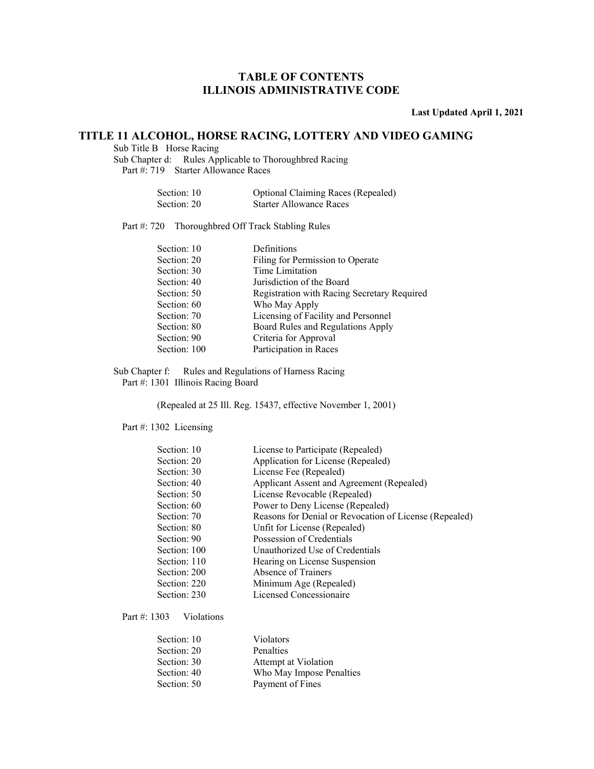# TABLE OF CONTENTS
# ILLINOIS ADMINISTRATIVE CODE

**Last Updated April 1, 2021**

## TITLE 11 ALCOHOL, HORSE RACING, LOTTERY AND VIDEO GAMING

Sub Title B Horse Racing

Sub Chapter d: Rules Applicable to Thoroughbred Racing

Part #: 719 Starter Allowance Races

| | |
|---|---|
| Section: 10 | Optional Claiming Races (Repealed) |
| Section: 20 | Starter Allowance Races |

Part #: 720 Thoroughbred Off Track Stabling Rules

| | |
|---|---|
| Section: 10 | Definitions |
| Section: 20 | Filing for Permission to Operate |
| Section: 30 | Time Limitation |
| Section: 40 | Jurisdiction of the Board |
| Section: 50 | Registration with Racing Secretary Required |
| Section: 60 | Who May Apply |
| Section: 70 | Licensing of Facility and Personnel |
| Section: 80 | Board Rules and Regulations Apply |
| Section: 90 | Criteria for Approval |
| Section: 100 | Participation in Races |

Sub Chapter f: Rules and Regulations of Harness Racing

Part #: 1301 Illinois Racing Board

(Repealed at 25 Ill. Reg. 15437, effective November 1, 2001)

Part #: 1302 Licensing

| | |
|---|---|
| Section: 10 | License to Participate (Repealed) |
| Section: 20 | Application for License (Repealed) |
| Section: 30 | License Fee (Repealed) |
| Section: 40 | Applicant Assent and Agreement (Repealed) |
| Section: 50 | License Revocable (Repealed) |
| Section: 60 | Power to Deny License (Repealed) |
| Section: 70 | Reasons for Denial or Revocation of License (Repealed) |
| Section: 80 | Unfit for License (Repealed) |
| Section: 90 | Possession of Credentials |
| Section: 100 | Unauthorized Use of Credentials |
| Section: 110 | Hearing on License Suspension |
| Section: 200 | Absence of Trainers |
| Section: 220 | Minimum Age (Repealed) |
| Section: 230 | Licensed Concessionaire |

Part #: 1303 Violations

| | |
|---|---|
| Section: 10 | Violators |
| Section: 20 | Penalties |
| Section: 30 | Attempt at Violation |
| Section: 40 | Who May Impose Penalties |
| Section: 50 | Payment of Fines |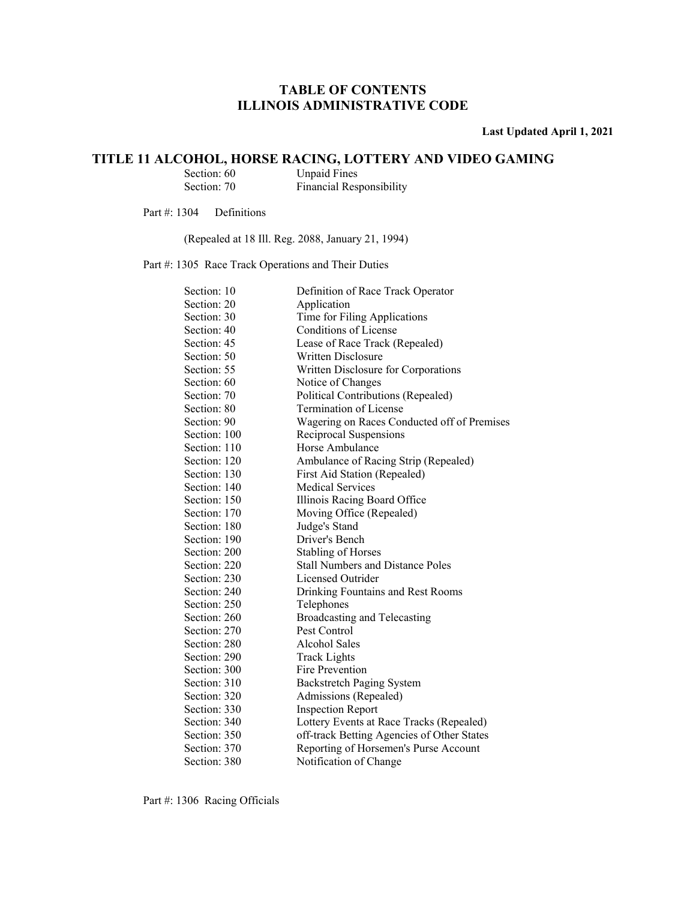# TABLE OF CONTENTS
# ILLINOIS ADMINISTRATIVE CODE

**Last Updated April 1, 2021**

## TITLE 11 ALCOHOL, HORSE RACING, LOTTERY AND VIDEO GAMING

| | |
|---|---|
| Section: 60 | Unpaid Fines |
| Section: 70 | Financial Responsibility |

Part #: 1304 Definitions

(Repealed at 18 Ill. Reg. 2088, January 21, 1994)

Part #: 1305 Race Track Operations and Their Duties

| | |
|---|---|
| Section: 10 | Definition of Race Track Operator |
| Section: 20 | Application |
| Section: 30 | Time for Filing Applications |
| Section: 40 | Conditions of License |
| Section: 45 | Lease of Race Track (Repealed) |
| Section: 50 | Written Disclosure |
| Section: 55 | Written Disclosure for Corporations |
| Section: 60 | Notice of Changes |
| Section: 70 | Political Contributions (Repealed) |
| Section: 80 | Termination of License |
| Section: 90 | Wagering on Races Conducted off of Premises |
| Section: 100 | Reciprocal Suspensions |
| Section: 110 | Horse Ambulance |
| Section: 120 | Ambulance of Racing Strip (Repealed) |
| Section: 130 | First Aid Station (Repealed) |
| Section: 140 | Medical Services |
| Section: 150 | Illinois Racing Board Office |
| Section: 170 | Moving Office (Repealed) |
| Section: 180 | Judge's Stand |
| Section: 190 | Driver's Bench |
| Section: 200 | Stabling of Horses |
| Section: 220 | Stall Numbers and Distance Poles |
| Section: 230 | Licensed Outrider |
| Section: 240 | Drinking Fountains and Rest Rooms |
| Section: 250 | Telephones |
| Section: 260 | Broadcasting and Telecasting |
| Section: 270 | Pest Control |
| Section: 280 | Alcohol Sales |
| Section: 290 | Track Lights |
| Section: 300 | Fire Prevention |
| Section: 310 | Backstretch Paging System |
| Section: 320 | Admissions (Repealed) |
| Section: 330 | Inspection Report |
| Section: 340 | Lottery Events at Race Tracks (Repealed) |
| Section: 350 | off-track Betting Agencies of Other States |
| Section: 370 | Reporting of Horsemen's Purse Account |
| Section: 380 | Notification of Change |

Part #: 1306 Racing Officials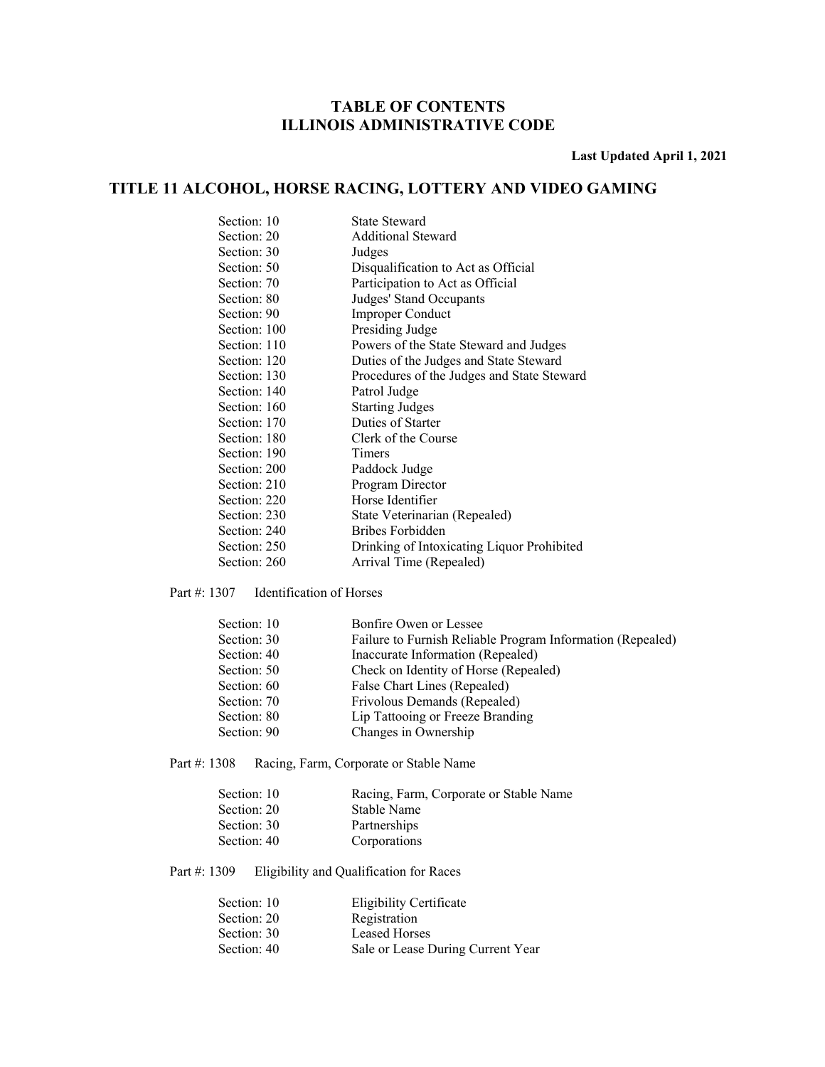# TABLE OF CONTENTS
# ILLINOIS ADMINISTRATIVE CODE

**Last Updated April 1, 2021**

## TITLE 11 ALCOHOL, HORSE RACING, LOTTERY AND VIDEO GAMING

| | |
|---|---|
| Section: 10 | State Steward |
| Section: 20 | Additional Steward |
| Section: 30 | Judges |
| Section: 50 | Disqualification to Act as Official |
| Section: 70 | Participation to Act as Official |
| Section: 80 | Judges' Stand Occupants |
| Section: 90 | Improper Conduct |
| Section: 100 | Presiding Judge |
| Section: 110 | Powers of the State Steward and Judges |
| Section: 120 | Duties of the Judges and State Steward |
| Section: 130 | Procedures of the Judges and State Steward |
| Section: 140 | Patrol Judge |
| Section: 160 | Starting Judges |
| Section: 170 | Duties of Starter |
| Section: 180 | Clerk of the Course |
| Section: 190 | Timers |
| Section: 200 | Paddock Judge |
| Section: 210 | Program Director |
| Section: 220 | Horse Identifier |
| Section: 230 | State Veterinarian (Repealed) |
| Section: 240 | Bribes Forbidden |
| Section: 250 | Drinking of Intoxicating Liquor Prohibited |
| Section: 260 | Arrival Time (Repealed) |

Part #: 1307 Identification of Horses

| | |
|---|---|
| Section: 10 | Bonfire Owen or Lessee |
| Section: 30 | Failure to Furnish Reliable Program Information (Repealed) |
| Section: 40 | Inaccurate Information (Repealed) |
| Section: 50 | Check on Identity of Horse (Repealed) |
| Section: 60 | False Chart Lines (Repealed) |
| Section: 70 | Frivolous Demands (Repealed) |
| Section: 80 | Lip Tattooing or Freeze Branding |
| Section: 90 | Changes in Ownership |

Part #: 1308 Racing, Farm, Corporate or Stable Name

| | |
|---|---|
| Section: 10 | Racing, Farm, Corporate or Stable Name |
| Section: 20 | Stable Name |
| Section: 30 | Partnerships |
| Section: 40 | Corporations |

Part #: 1309 Eligibility and Qualification for Races

| | |
|---|---|
| Section: 10 | Eligibility Certificate |
| Section: 20 | Registration |
| Section: 30 | Leased Horses |
| Section: 40 | Sale or Lease During Current Year |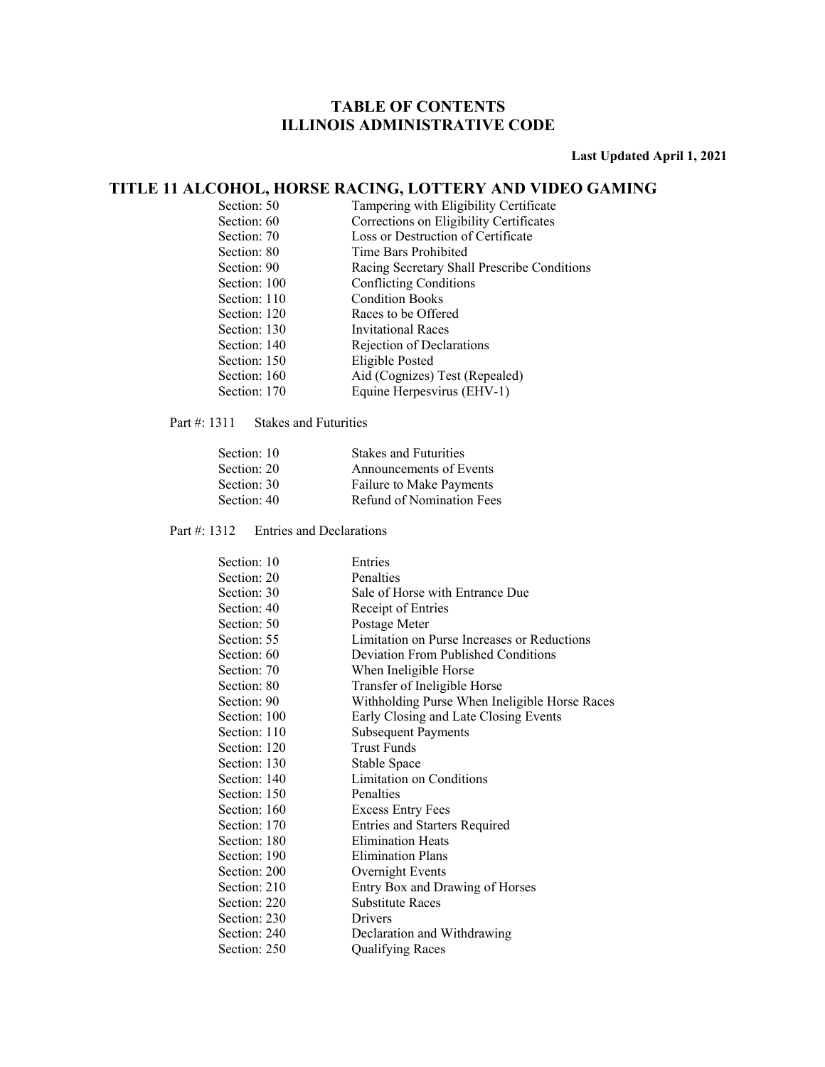# TABLE OF CONTENTS
# ILLINOIS ADMINISTRATIVE CODE

**Last Updated April 1, 2021**

## TITLE 11 ALCOHOL, HORSE RACING, LOTTERY AND VIDEO GAMING

| Section | Title |
|---|---|
| Section: 50 | Tampering with Eligibility Certificate |
| Section: 60 | Corrections on Eligibility Certificates |
| Section: 70 | Loss or Destruction of Certificate |
| Section: 80 | Time Bars Prohibited |
| Section: 90 | Racing Secretary Shall Prescribe Conditions |
| Section: 100 | Conflicting Conditions |
| Section: 110 | Condition Books |
| Section: 120 | Races to be Offered |
| Section: 130 | Invitational Races |
| Section: 140 | Rejection of Declarations |
| Section: 150 | Eligible Posted |
| Section: 160 | Aid (Cognizes) Test (Repealed) |
| Section: 170 | Equine Herpesvirus (EHV-1) |

Part #: 1311 Stakes and Futurities

| Section | Title |
|---|---|
| Section: 10 | Stakes and Futurities |
| Section: 20 | Announcements of Events |
| Section: 30 | Failure to Make Payments |
| Section: 40 | Refund of Nomination Fees |

Part #: 1312 Entries and Declarations

| Section | Title |
|---|---|
| Section: 10 | Entries |
| Section: 20 | Penalties |
| Section: 30 | Sale of Horse with Entrance Due |
| Section: 40 | Receipt of Entries |
| Section: 50 | Postage Meter |
| Section: 55 | Limitation on Purse Increases or Reductions |
| Section: 60 | Deviation From Published Conditions |
| Section: 70 | When Ineligible Horse |
| Section: 80 | Transfer of Ineligible Horse |
| Section: 90 | Withholding Purse When Ineligible Horse Races |
| Section: 100 | Early Closing and Late Closing Events |
| Section: 110 | Subsequent Payments |
| Section: 120 | Trust Funds |
| Section: 130 | Stable Space |
| Section: 140 | Limitation on Conditions |
| Section: 150 | Penalties |
| Section: 160 | Excess Entry Fees |
| Section: 170 | Entries and Starters Required |
| Section: 180 | Elimination Heats |
| Section: 190 | Elimination Plans |
| Section: 200 | Overnight Events |
| Section: 210 | Entry Box and Drawing of Horses |
| Section: 220 | Substitute Races |
| Section: 230 | Drivers |
| Section: 240 | Declaration and Withdrawing |
| Section: 250 | Qualifying Races |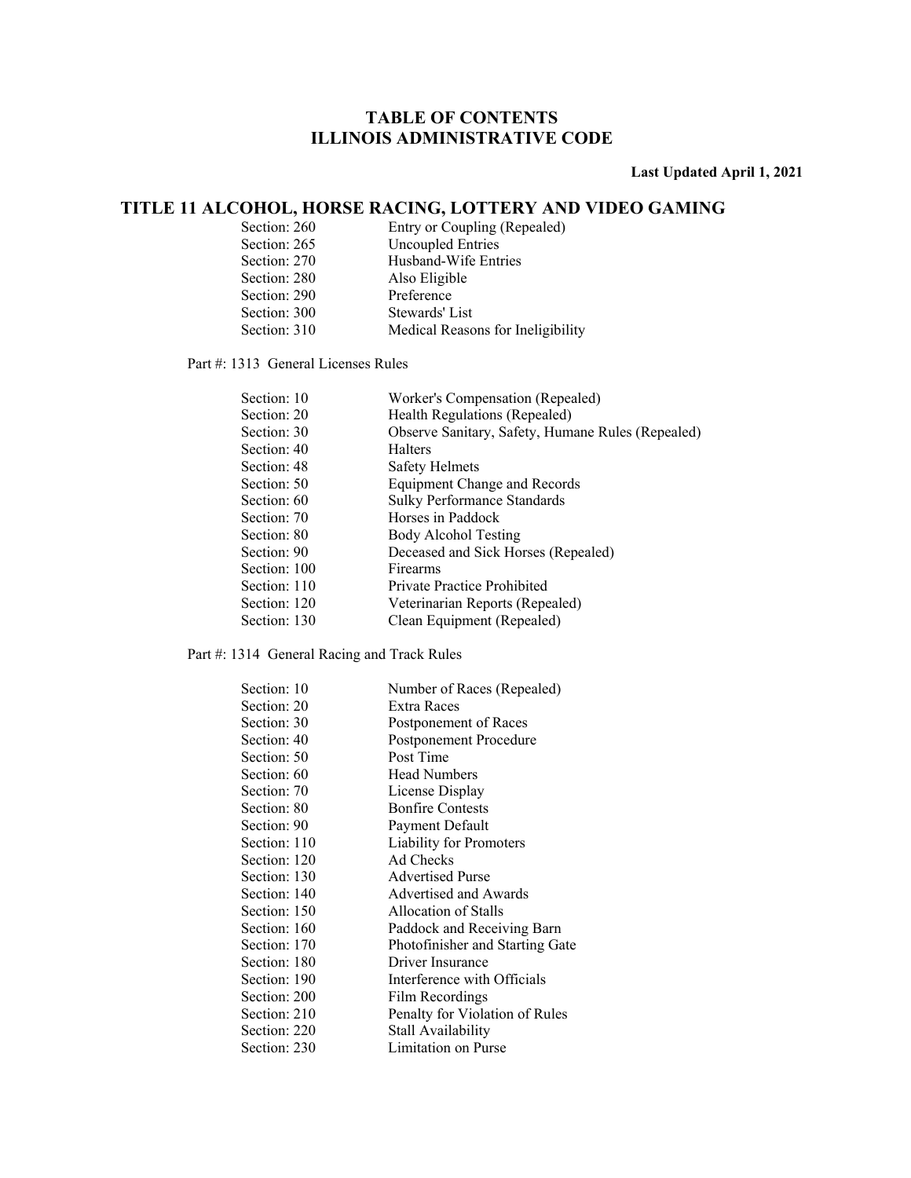# TABLE OF CONTENTS
# ILLINOIS ADMINISTRATIVE CODE

**Last Updated April 1, 2021**

## TITLE 11 ALCOHOL, HORSE RACING, LOTTERY AND VIDEO GAMING

| | |
|---|---|
| Section: 260 | Entry or Coupling (Repealed) |
| Section: 265 | Uncoupled Entries |
| Section: 270 | Husband-Wife Entries |
| Section: 280 | Also Eligible |
| Section: 290 | Preference |
| Section: 300 | Stewards' List |
| Section: 310 | Medical Reasons for Ineligibility |

Part #: 1313 General Licenses Rules

| | |
|---|---|
| Section: 10 | Worker's Compensation (Repealed) |
| Section: 20 | Health Regulations (Repealed) |
| Section: 30 | Observe Sanitary, Safety, Humane Rules (Repealed) |
| Section: 40 | Halters |
| Section: 48 | Safety Helmets |
| Section: 50 | Equipment Change and Records |
| Section: 60 | Sulky Performance Standards |
| Section: 70 | Horses in Paddock |
| Section: 80 | Body Alcohol Testing |
| Section: 90 | Deceased and Sick Horses (Repealed) |
| Section: 100 | Firearms |
| Section: 110 | Private Practice Prohibited |
| Section: 120 | Veterinarian Reports (Repealed) |
| Section: 130 | Clean Equipment (Repealed) |

Part #: 1314 General Racing and Track Rules

| | |
|---|---|
| Section: 10 | Number of Races (Repealed) |
| Section: 20 | Extra Races |
| Section: 30 | Postponement of Races |
| Section: 40 | Postponement Procedure |
| Section: 50 | Post Time |
| Section: 60 | Head Numbers |
| Section: 70 | License Display |
| Section: 80 | Bonfire Contests |
| Section: 90 | Payment Default |
| Section: 110 | Liability for Promoters |
| Section: 120 | Ad Checks |
| Section: 130 | Advertised Purse |
| Section: 140 | Advertised and Awards |
| Section: 150 | Allocation of Stalls |
| Section: 160 | Paddock and Receiving Barn |
| Section: 170 | Photofinisher and Starting Gate |
| Section: 180 | Driver Insurance |
| Section: 190 | Interference with Officials |
| Section: 200 | Film Recordings |
| Section: 210 | Penalty for Violation of Rules |
| Section: 220 | Stall Availability |
| Section: 230 | Limitation on Purse |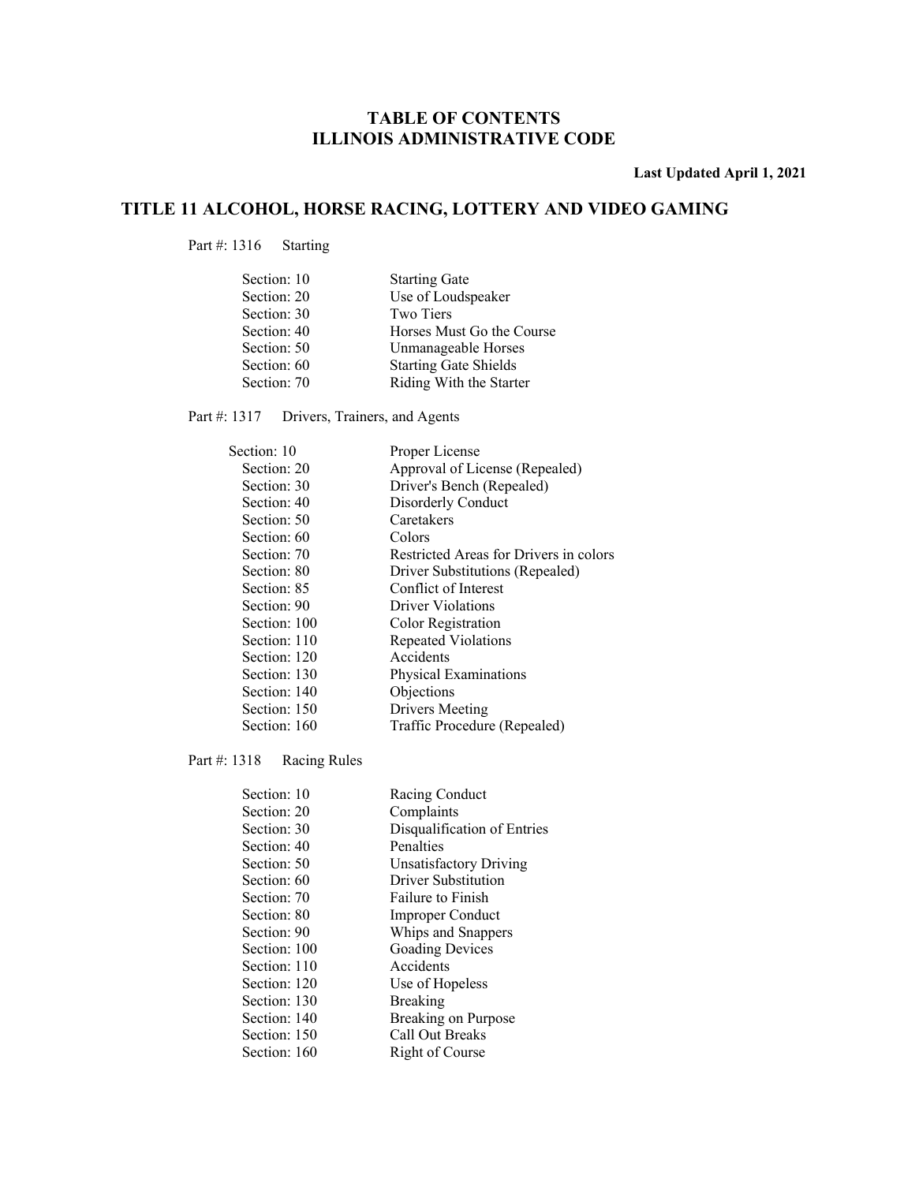# TABLE OF CONTENTS
# ILLINOIS ADMINISTRATIVE CODE

**Last Updated April 1, 2021**

## TITLE 11 ALCOHOL, HORSE RACING, LOTTERY AND VIDEO GAMING

Part #: 1316 Starting

| | |
|---|---|
| Section: 10 | Starting Gate |
| Section: 20 | Use of Loudspeaker |
| Section: 30 | Two Tiers |
| Section: 40 | Horses Must Go the Course |
| Section: 50 | Unmanageable Horses |
| Section: 60 | Starting Gate Shields |
| Section: 70 | Riding With the Starter |

Part #: 1317 Drivers, Trainers, and Agents

| | |
|---|---|
| Section: 10 | Proper License |
| Section: 20 | Approval of License (Repealed) |
| Section: 30 | Driver's Bench (Repealed) |
| Section: 40 | Disorderly Conduct |
| Section: 50 | Caretakers |
| Section: 60 | Colors |
| Section: 70 | Restricted Areas for Drivers in colors |
| Section: 80 | Driver Substitutions (Repealed) |
| Section: 85 | Conflict of Interest |
| Section: 90 | Driver Violations |
| Section: 100 | Color Registration |
| Section: 110 | Repeated Violations |
| Section: 120 | Accidents |
| Section: 130 | Physical Examinations |
| Section: 140 | Objections |
| Section: 150 | Drivers Meeting |
| Section: 160 | Traffic Procedure (Repealed) |

Part #: 1318 Racing Rules

| | |
|---|---|
| Section: 10 | Racing Conduct |
| Section: 20 | Complaints |
| Section: 30 | Disqualification of Entries |
| Section: 40 | Penalties |
| Section: 50 | Unsatisfactory Driving |
| Section: 60 | Driver Substitution |
| Section: 70 | Failure to Finish |
| Section: 80 | Improper Conduct |
| Section: 90 | Whips and Snappers |
| Section: 100 | Goading Devices |
| Section: 110 | Accidents |
| Section: 120 | Use of Hopeless |
| Section: 130 | Breaking |
| Section: 140 | Breaking on Purpose |
| Section: 150 | Call Out Breaks |
| Section: 160 | Right of Course |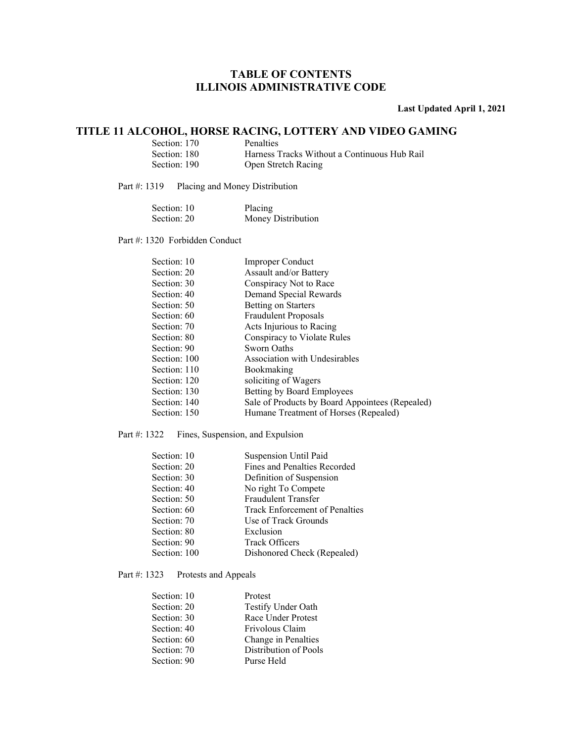## TABLE OF CONTENTS
## ILLINOIS ADMINISTRATIVE CODE

**Last Updated April 1, 2021**

# TITLE 11 ALCOHOL, HORSE RACING, LOTTERY AND VIDEO GAMING

| | |
|---|---|
| Section: 170 | Penalties |
| Section: 180 | Harness Tracks Without a Continuous Hub Rail |
| Section: 190 | Open Stretch Racing |

Part #: 1319 Placing and Money Distribution

| | |
|---|---|
| Section: 10 | Placing |
| Section: 20 | Money Distribution |

Part #: 1320 Forbidden Conduct

| | |
|---|---|
| Section: 10 | Improper Conduct |
| Section: 20 | Assault and/or Battery |
| Section: 30 | Conspiracy Not to Race |
| Section: 40 | Demand Special Rewards |
| Section: 50 | Betting on Starters |
| Section: 60 | Fraudulent Proposals |
| Section: 70 | Acts Injurious to Racing |
| Section: 80 | Conspiracy to Violate Rules |
| Section: 90 | Sworn Oaths |
| Section: 100 | Association with Undesirables |
| Section: 110 | Bookmaking |
| Section: 120 | soliciting of Wagers |
| Section: 130 | Betting by Board Employees |
| Section: 140 | Sale of Products by Board Appointees (Repealed) |
| Section: 150 | Humane Treatment of Horses (Repealed) |

Part #: 1322 Fines, Suspension, and Expulsion

| | |
|---|---|
| Section: 10 | Suspension Until Paid |
| Section: 20 | Fines and Penalties Recorded |
| Section: 30 | Definition of Suspension |
| Section: 40 | No right To Compete |
| Section: 50 | Fraudulent Transfer |
| Section: 60 | Track Enforcement of Penalties |
| Section: 70 | Use of Track Grounds |
| Section: 80 | Exclusion |
| Section: 90 | Track Officers |
| Section: 100 | Dishonored Check (Repealed) |

Part #: 1323 Protests and Appeals

| | |
|---|---|
| Section: 10 | Protest |
| Section: 20 | Testify Under Oath |
| Section: 30 | Race Under Protest |
| Section: 40 | Frivolous Claim |
| Section: 60 | Change in Penalties |
| Section: 70 | Distribution of Pools |
| Section: 90 | Purse Held |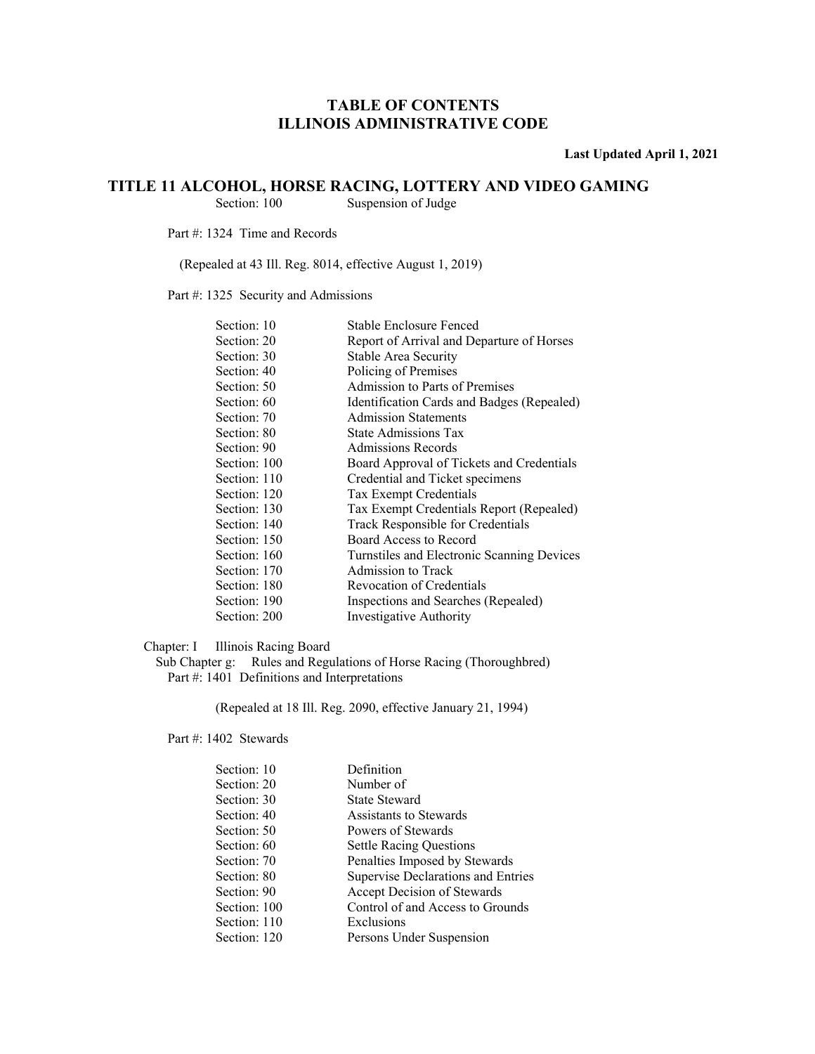# TABLE OF CONTENTS
# ILLINOIS ADMINISTRATIVE CODE

**Last Updated April 1, 2021**

## TITLE 11 ALCOHOL, HORSE RACING, LOTTERY AND VIDEO GAMING

| | |
|---|---|
| Section: 100 | Suspension of Judge |

Part #: 1324 Time and Records

(Repealed at 43 Ill. Reg. 8014, effective August 1, 2019)

Part #: 1325 Security and Admissions

| | |
|---|---|
| Section: 10 | Stable Enclosure Fenced |
| Section: 20 | Report of Arrival and Departure of Horses |
| Section: 30 | Stable Area Security |
| Section: 40 | Policing of Premises |
| Section: 50 | Admission to Parts of Premises |
| Section: 60 | Identification Cards and Badges (Repealed) |
| Section: 70 | Admission Statements |
| Section: 80 | State Admissions Tax |
| Section: 90 | Admissions Records |
| Section: 100 | Board Approval of Tickets and Credentials |
| Section: 110 | Credential and Ticket specimens |
| Section: 120 | Tax Exempt Credentials |
| Section: 130 | Tax Exempt Credentials Report (Repealed) |
| Section: 140 | Track Responsible for Credentials |
| Section: 150 | Board Access to Record |
| Section: 160 | Turnstiles and Electronic Scanning Devices |
| Section: 170 | Admission to Track |
| Section: 180 | Revocation of Credentials |
| Section: 190 | Inspections and Searches (Repealed) |
| Section: 200 | Investigative Authority |

Chapter: I Illinois Racing Board

Sub Chapter g: Rules and Regulations of Horse Racing (Thoroughbred)

Part #: 1401 Definitions and Interpretations

(Repealed at 18 Ill. Reg. 2090, effective January 21, 1994)

Part #: 1402 Stewards

| | |
|---|---|
| Section: 10 | Definition |
| Section: 20 | Number of |
| Section: 30 | State Steward |
| Section: 40 | Assistants to Stewards |
| Section: 50 | Powers of Stewards |
| Section: 60 | Settle Racing Questions |
| Section: 70 | Penalties Imposed by Stewards |
| Section: 80 | Supervise Declarations and Entries |
| Section: 90 | Accept Decision of Stewards |
| Section: 100 | Control of and Access to Grounds |
| Section: 110 | Exclusions |
| Section: 120 | Persons Under Suspension |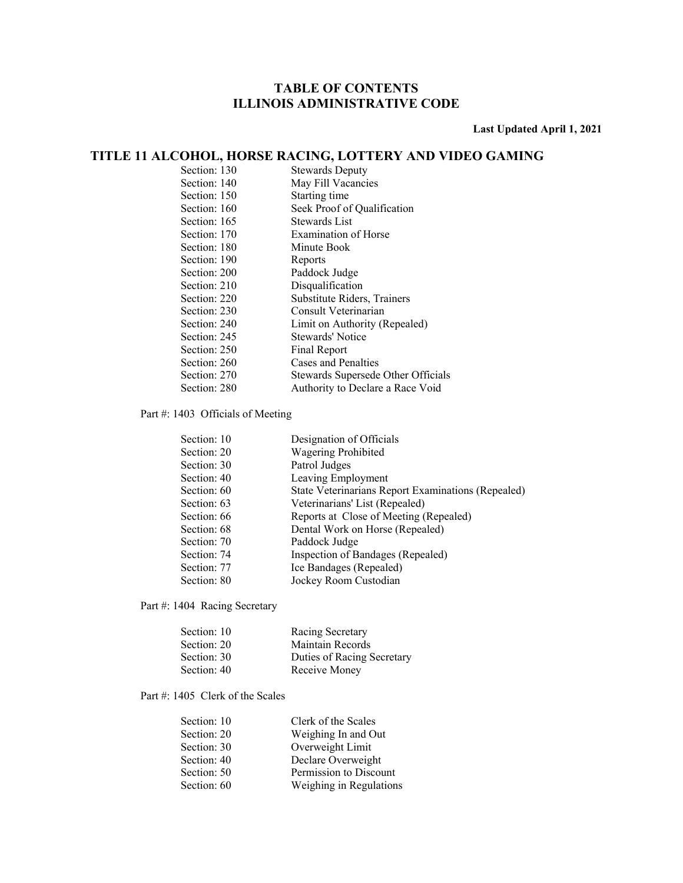# TABLE OF CONTENTS
# ILLINOIS ADMINISTRATIVE CODE

**Last Updated April 1, 2021**

## TITLE 11 ALCOHOL, HORSE RACING, LOTTERY AND VIDEO GAMING

| | |
|---|---|
| Section: 130 | Stewards Deputy |
| Section: 140 | May Fill Vacancies |
| Section: 150 | Starting time |
| Section: 160 | Seek Proof of Qualification |
| Section: 165 | Stewards List |
| Section: 170 | Examination of Horse |
| Section: 180 | Minute Book |
| Section: 190 | Reports |
| Section: 200 | Paddock Judge |
| Section: 210 | Disqualification |
| Section: 220 | Substitute Riders, Trainers |
| Section: 230 | Consult Veterinarian |
| Section: 240 | Limit on Authority (Repealed) |
| Section: 245 | Stewards' Notice |
| Section: 250 | Final Report |
| Section: 260 | Cases and Penalties |
| Section: 270 | Stewards Supersede Other Officials |
| Section: 280 | Authority to Declare a Race Void |

Part #: 1403 Officials of Meeting

| | |
|---|---|
| Section: 10 | Designation of Officials |
| Section: 20 | Wagering Prohibited |
| Section: 30 | Patrol Judges |
| Section: 40 | Leaving Employment |
| Section: 60 | State Veterinarians Report Examinations (Repealed) |
| Section: 63 | Veterinarians' List (Repealed) |
| Section: 66 | Reports at Close of Meeting (Repealed) |
| Section: 68 | Dental Work on Horse (Repealed) |
| Section: 70 | Paddock Judge |
| Section: 74 | Inspection of Bandages (Repealed) |
| Section: 77 | Ice Bandages (Repealed) |
| Section: 80 | Jockey Room Custodian |

Part #: 1404 Racing Secretary

| | |
|---|---|
| Section: 10 | Racing Secretary |
| Section: 20 | Maintain Records |
| Section: 30 | Duties of Racing Secretary |
| Section: 40 | Receive Money |

Part #: 1405 Clerk of the Scales

| | |
|---|---|
| Section: 10 | Clerk of the Scales |
| Section: 20 | Weighing In and Out |
| Section: 30 | Overweight Limit |
| Section: 40 | Declare Overweight |
| Section: 50 | Permission to Discount |
| Section: 60 | Weighing in Regulations |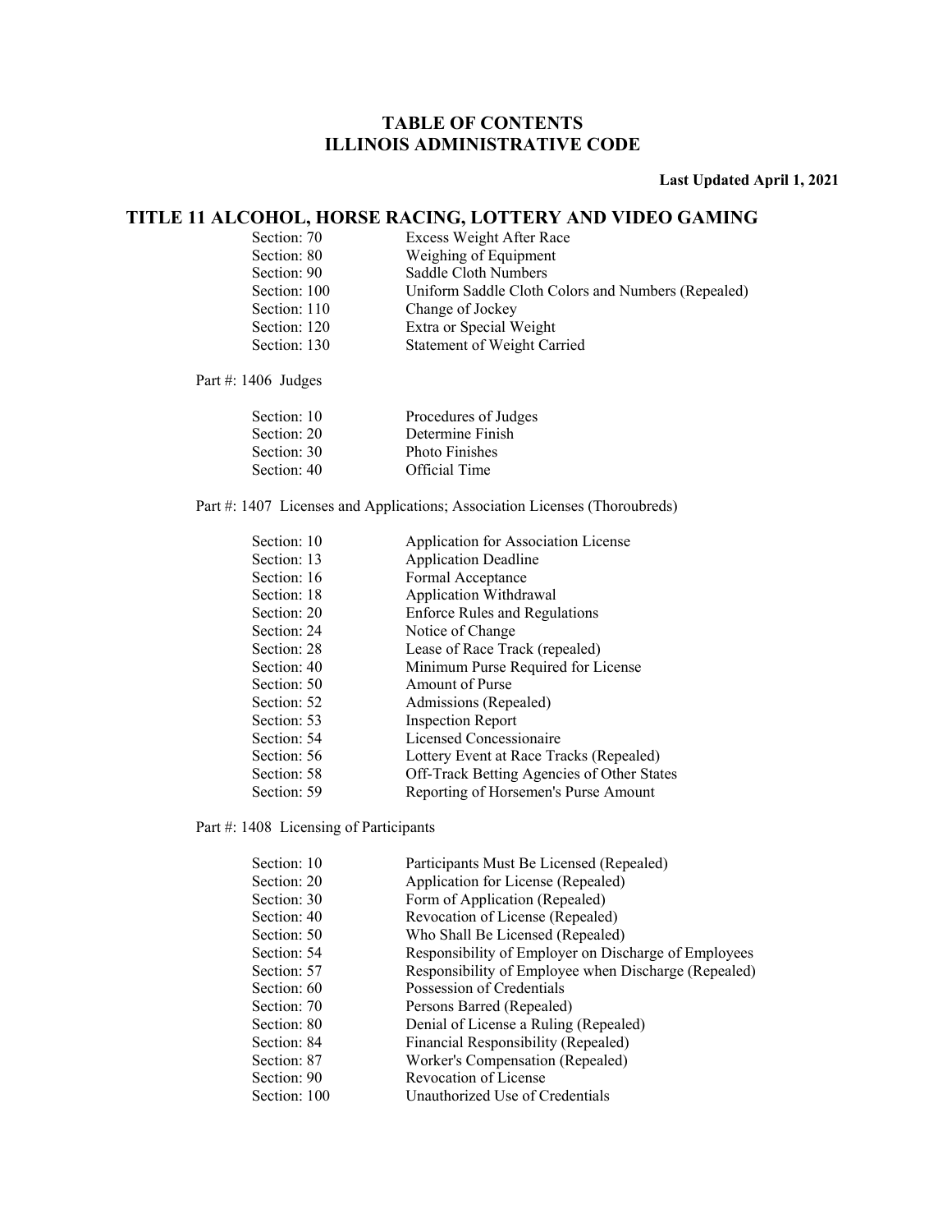# TABLE OF CONTENTS
# ILLINOIS ADMINISTRATIVE CODE

**Last Updated April 1, 2021**

## TITLE 11 ALCOHOL, HORSE RACING, LOTTERY AND VIDEO GAMING

| | |
|---|---|
| Section: 70 | Excess Weight After Race |
| Section: 80 | Weighing of Equipment |
| Section: 90 | Saddle Cloth Numbers |
| Section: 100 | Uniform Saddle Cloth Colors and Numbers (Repealed) |
| Section: 110 | Change of Jockey |
| Section: 120 | Extra or Special Weight |
| Section: 130 | Statement of Weight Carried |

Part #: 1406 Judges

| | |
|---|---|
| Section: 10 | Procedures of Judges |
| Section: 20 | Determine Finish |
| Section: 30 | Photo Finishes |
| Section: 40 | Official Time |

Part #: 1407 Licenses and Applications; Association Licenses (Thoroubreds)

| | |
|---|---|
| Section: 10 | Application for Association License |
| Section: 13 | Application Deadline |
| Section: 16 | Formal Acceptance |
| Section: 18 | Application Withdrawal |
| Section: 20 | Enforce Rules and Regulations |
| Section: 24 | Notice of Change |
| Section: 28 | Lease of Race Track (repealed) |
| Section: 40 | Minimum Purse Required for License |
| Section: 50 | Amount of Purse |
| Section: 52 | Admissions (Repealed) |
| Section: 53 | Inspection Report |
| Section: 54 | Licensed Concessionaire |
| Section: 56 | Lottery Event at Race Tracks (Repealed) |
| Section: 58 | Off-Track Betting Agencies of Other States |
| Section: 59 | Reporting of Horsemen's Purse Amount |

Part #: 1408 Licensing of Participants

| | |
|---|---|
| Section: 10 | Participants Must Be Licensed (Repealed) |
| Section: 20 | Application for License (Repealed) |
| Section: 30 | Form of Application (Repealed) |
| Section: 40 | Revocation of License (Repealed) |
| Section: 50 | Who Shall Be Licensed (Repealed) |
| Section: 54 | Responsibility of Employer on Discharge of Employees |
| Section: 57 | Responsibility of Employee when Discharge (Repealed) |
| Section: 60 | Possession of Credentials |
| Section: 70 | Persons Barred (Repealed) |
| Section: 80 | Denial of License a Ruling (Repealed) |
| Section: 84 | Financial Responsibility (Repealed) |
| Section: 87 | Worker's Compensation (Repealed) |
| Section: 90 | Revocation of License |
| Section: 100 | Unauthorized Use of Credentials |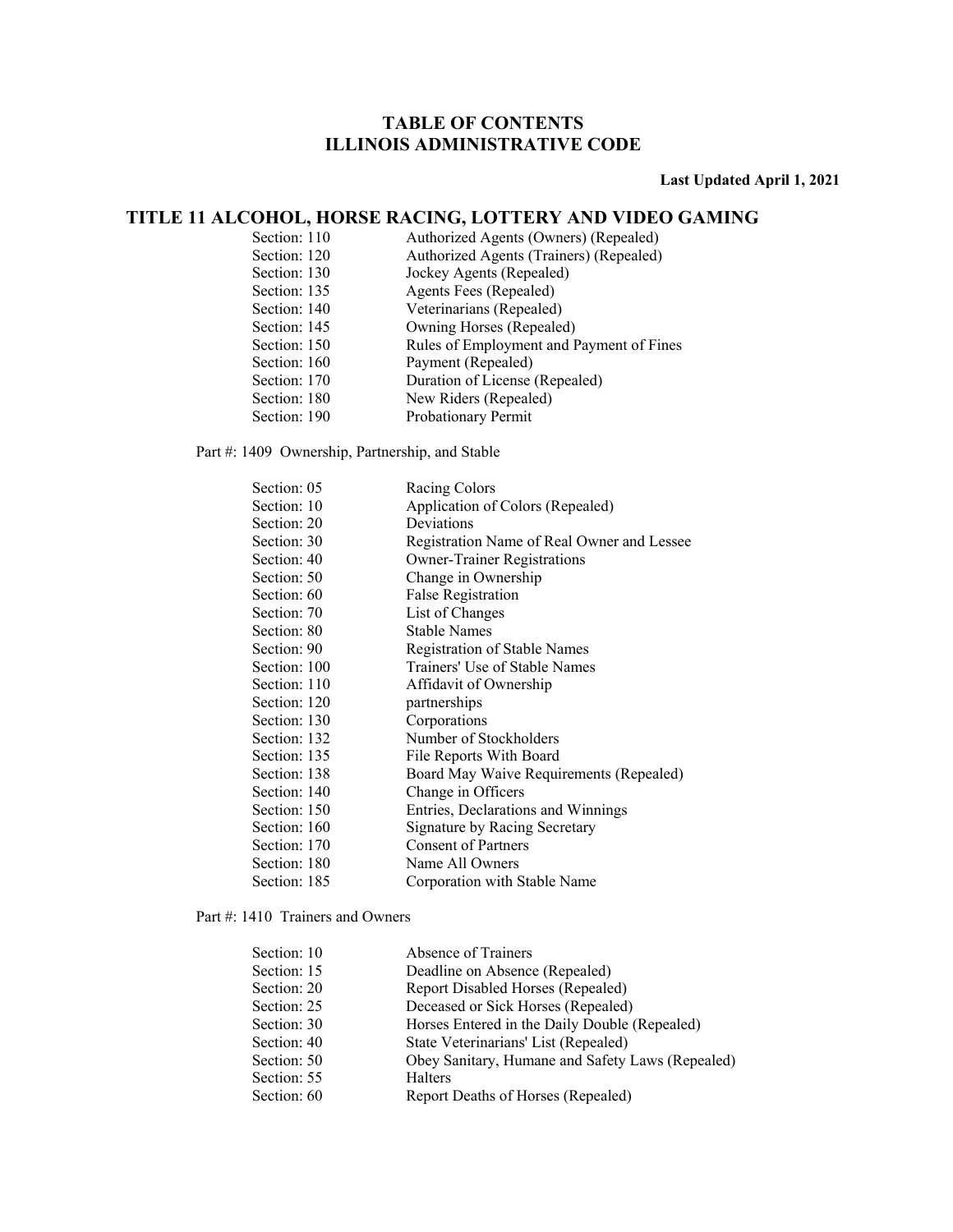# TABLE OF CONTENTS
# ILLINOIS ADMINISTRATIVE CODE

**Last Updated April 1, 2021**

## TITLE 11 ALCOHOL, HORSE RACING, LOTTERY AND VIDEO GAMING

| | |
|---|---|
| Section: 110 | Authorized Agents (Owners) (Repealed) |
| Section: 120 | Authorized Agents (Trainers) (Repealed) |
| Section: 130 | Jockey Agents (Repealed) |
| Section: 135 | Agents Fees (Repealed) |
| Section: 140 | Veterinarians (Repealed) |
| Section: 145 | Owning Horses (Repealed) |
| Section: 150 | Rules of Employment and Payment of Fines |
| Section: 160 | Payment (Repealed) |
| Section: 170 | Duration of License (Repealed) |
| Section: 180 | New Riders (Repealed) |
| Section: 190 | Probationary Permit |

Part #: 1409 Ownership, Partnership, and Stable

| | |
|---|---|
| Section: 05 | Racing Colors |
| Section: 10 | Application of Colors (Repealed) |
| Section: 20 | Deviations |
| Section: 30 | Registration Name of Real Owner and Lessee |
| Section: 40 | Owner-Trainer Registrations |
| Section: 50 | Change in Ownership |
| Section: 60 | False Registration |
| Section: 70 | List of Changes |
| Section: 80 | Stable Names |
| Section: 90 | Registration of Stable Names |
| Section: 100 | Trainers' Use of Stable Names |
| Section: 110 | Affidavit of Ownership |
| Section: 120 | partnerships |
| Section: 130 | Corporations |
| Section: 132 | Number of Stockholders |
| Section: 135 | File Reports With Board |
| Section: 138 | Board May Waive Requirements (Repealed) |
| Section: 140 | Change in Officers |
| Section: 150 | Entries, Declarations and Winnings |
| Section: 160 | Signature by Racing Secretary |
| Section: 170 | Consent of Partners |
| Section: 180 | Name All Owners |
| Section: 185 | Corporation with Stable Name |

Part #: 1410 Trainers and Owners

| | |
|---|---|
| Section: 10 | Absence of Trainers |
| Section: 15 | Deadline on Absence (Repealed) |
| Section: 20 | Report Disabled Horses (Repealed) |
| Section: 25 | Deceased or Sick Horses (Repealed) |
| Section: 30 | Horses Entered in the Daily Double (Repealed) |
| Section: 40 | State Veterinarians' List (Repealed) |
| Section: 50 | Obey Sanitary, Humane and Safety Laws (Repealed) |
| Section: 55 | Halters |
| Section: 60 | Report Deaths of Horses (Repealed) |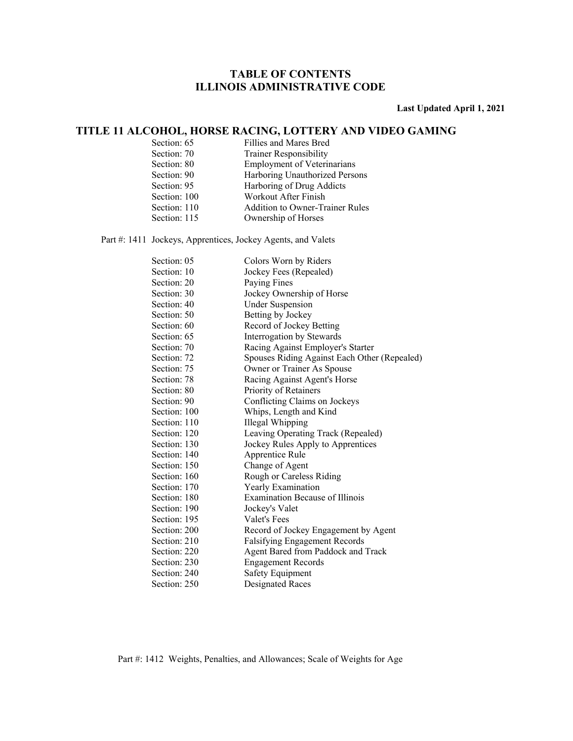# TABLE OF CONTENTS
# ILLINOIS ADMINISTRATIVE CODE

**Last Updated April 1, 2021**

## TITLE 11 ALCOHOL, HORSE RACING, LOTTERY AND VIDEO GAMING

| Section | Title |
|---|---|
| Section: 65 | Fillies and Mares Bred |
| Section: 70 | Trainer Responsibility |
| Section: 80 | Employment of Veterinarians |
| Section: 90 | Harboring Unauthorized Persons |
| Section: 95 | Harboring of Drug Addicts |
| Section: 100 | Workout After Finish |
| Section: 110 | Addition to Owner-Trainer Rules |
| Section: 115 | Ownership of Horses |

Part #: 1411 Jockeys, Apprentices, Jockey Agents, and Valets

| Section | Title |
|---|---|
| Section: 05 | Colors Worn by Riders |
| Section: 10 | Jockey Fees (Repealed) |
| Section: 20 | Paying Fines |
| Section: 30 | Jockey Ownership of Horse |
| Section: 40 | Under Suspension |
| Section: 50 | Betting by Jockey |
| Section: 60 | Record of Jockey Betting |
| Section: 65 | Interrogation by Stewards |
| Section: 70 | Racing Against Employer's Starter |
| Section: 72 | Spouses Riding Against Each Other (Repealed) |
| Section: 75 | Owner or Trainer As Spouse |
| Section: 78 | Racing Against Agent's Horse |
| Section: 80 | Priority of Retainers |
| Section: 90 | Conflicting Claims on Jockeys |
| Section: 100 | Whips, Length and Kind |
| Section: 110 | Illegal Whipping |
| Section: 120 | Leaving Operating Track (Repealed) |
| Section: 130 | Jockey Rules Apply to Apprentices |
| Section: 140 | Apprentice Rule |
| Section: 150 | Change of Agent |
| Section: 160 | Rough or Careless Riding |
| Section: 170 | Yearly Examination |
| Section: 180 | Examination Because of Illinois |
| Section: 190 | Jockey's Valet |
| Section: 195 | Valet's Fees |
| Section: 200 | Record of Jockey Engagement by Agent |
| Section: 210 | Falsifying Engagement Records |
| Section: 220 | Agent Bared from Paddock and Track |
| Section: 230 | Engagement Records |
| Section: 240 | Safety Equipment |
| Section: 250 | Designated Races |

Part #: 1412 Weights, Penalties, and Allowances; Scale of Weights for Age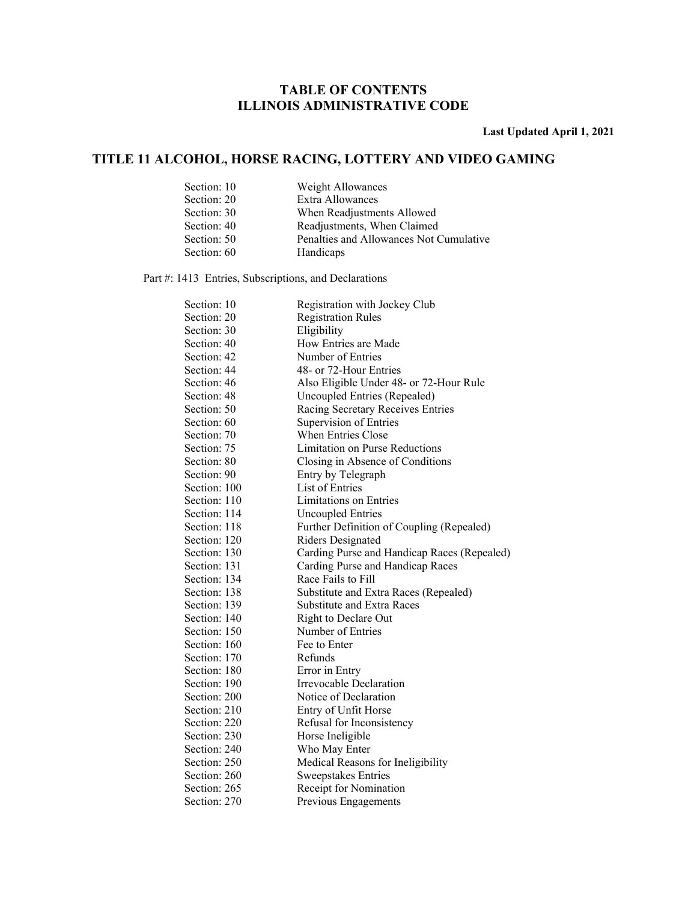# TABLE OF CONTENTS
# ILLINOIS ADMINISTRATIVE CODE

**Last Updated April 1, 2021**

## TITLE 11 ALCOHOL, HORSE RACING, LOTTERY AND VIDEO GAMING

| | |
|---|---|
| Section: 10 | Weight Allowances |
| Section: 20 | Extra Allowances |
| Section: 30 | When Readjustments Allowed |
| Section: 40 | Readjustments, When Claimed |
| Section: 50 | Penalties and Allowances Not Cumulative |
| Section: 60 | Handicaps |

Part #: 1413 Entries, Subscriptions, and Declarations

| | |
|---|---|
| Section: 10 | Registration with Jockey Club |
| Section: 20 | Registration Rules |
| Section: 30 | Eligibility |
| Section: 40 | How Entries are Made |
| Section: 42 | Number of Entries |
| Section: 44 | 48- or 72-Hour Entries |
| Section: 46 | Also Eligible Under 48- or 72-Hour Rule |
| Section: 48 | Uncoupled Entries (Repealed) |
| Section: 50 | Racing Secretary Receives Entries |
| Section: 60 | Supervision of Entries |
| Section: 70 | When Entries Close |
| Section: 75 | Limitation on Purse Reductions |
| Section: 80 | Closing in Absence of Conditions |
| Section: 90 | Entry by Telegraph |
| Section: 100 | List of Entries |
| Section: 110 | Limitations on Entries |
| Section: 114 | Uncoupled Entries |
| Section: 118 | Further Definition of Coupling (Repealed) |
| Section: 120 | Riders Designated |
| Section: 130 | Carding Purse and Handicap Races (Repealed) |
| Section: 131 | Carding Purse and Handicap Races |
| Section: 134 | Race Fails to Fill |
| Section: 138 | Substitute and Extra Races (Repealed) |
| Section: 139 | Substitute and Extra Races |
| Section: 140 | Right to Declare Out |
| Section: 150 | Number of Entries |
| Section: 160 | Fee to Enter |
| Section: 170 | Refunds |
| Section: 180 | Error in Entry |
| Section: 190 | Irrevocable Declaration |
| Section: 200 | Notice of Declaration |
| Section: 210 | Entry of Unfit Horse |
| Section: 220 | Refusal for Inconsistency |
| Section: 230 | Horse Ineligible |
| Section: 240 | Who May Enter |
| Section: 250 | Medical Reasons for Ineligibility |
| Section: 260 | Sweepstakes Entries |
| Section: 265 | Receipt for Nomination |
| Section: 270 | Previous Engagements |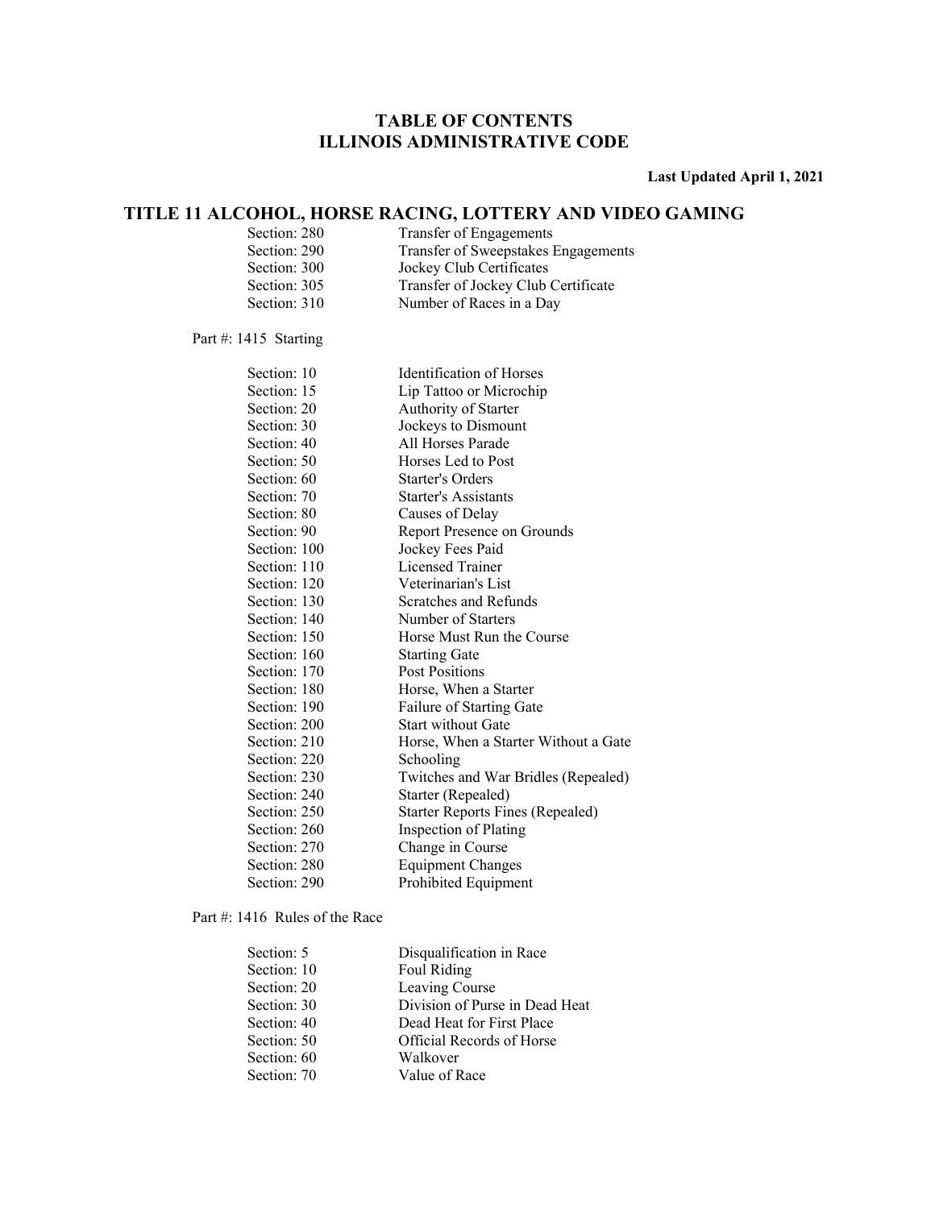# TABLE OF CONTENTS
# ILLINOIS ADMINISTRATIVE CODE

**Last Updated April 1, 2021**

## TITLE 11 ALCOHOL, HORSE RACING, LOTTERY AND VIDEO GAMING

| | |
|---|---|
| Section: 280 | Transfer of Engagements |
| Section: 290 | Transfer of Sweepstakes Engagements |
| Section: 300 | Jockey Club Certificates |
| Section: 305 | Transfer of Jockey Club Certificate |
| Section: 310 | Number of Races in a Day |

Part #: 1415 Starting

| | |
|---|---|
| Section: 10 | Identification of Horses |
| Section: 15 | Lip Tattoo or Microchip |
| Section: 20 | Authority of Starter |
| Section: 30 | Jockeys to Dismount |
| Section: 40 | All Horses Parade |
| Section: 50 | Horses Led to Post |
| Section: 60 | Starter's Orders |
| Section: 70 | Starter's Assistants |
| Section: 80 | Causes of Delay |
| Section: 90 | Report Presence on Grounds |
| Section: 100 | Jockey Fees Paid |
| Section: 110 | Licensed Trainer |
| Section: 120 | Veterinarian's List |
| Section: 130 | Scratches and Refunds |
| Section: 140 | Number of Starters |
| Section: 150 | Horse Must Run the Course |
| Section: 160 | Starting Gate |
| Section: 170 | Post Positions |
| Section: 180 | Horse, When a Starter |
| Section: 190 | Failure of Starting Gate |
| Section: 200 | Start without Gate |
| Section: 210 | Horse, When a Starter Without a Gate |
| Section: 220 | Schooling |
| Section: 230 | Twitches and War Bridles (Repealed) |
| Section: 240 | Starter (Repealed) |
| Section: 250 | Starter Reports Fines (Repealed) |
| Section: 260 | Inspection of Plating |
| Section: 270 | Change in Course |
| Section: 280 | Equipment Changes |
| Section: 290 | Prohibited Equipment |

Part #: 1416 Rules of the Race

| | |
|---|---|
| Section: 5 | Disqualification in Race |
| Section: 10 | Foul Riding |
| Section: 20 | Leaving Course |
| Section: 30 | Division of Purse in Dead Heat |
| Section: 40 | Dead Heat for First Place |
| Section: 50 | Official Records of Horse |
| Section: 60 | Walkover |
| Section: 70 | Value of Race |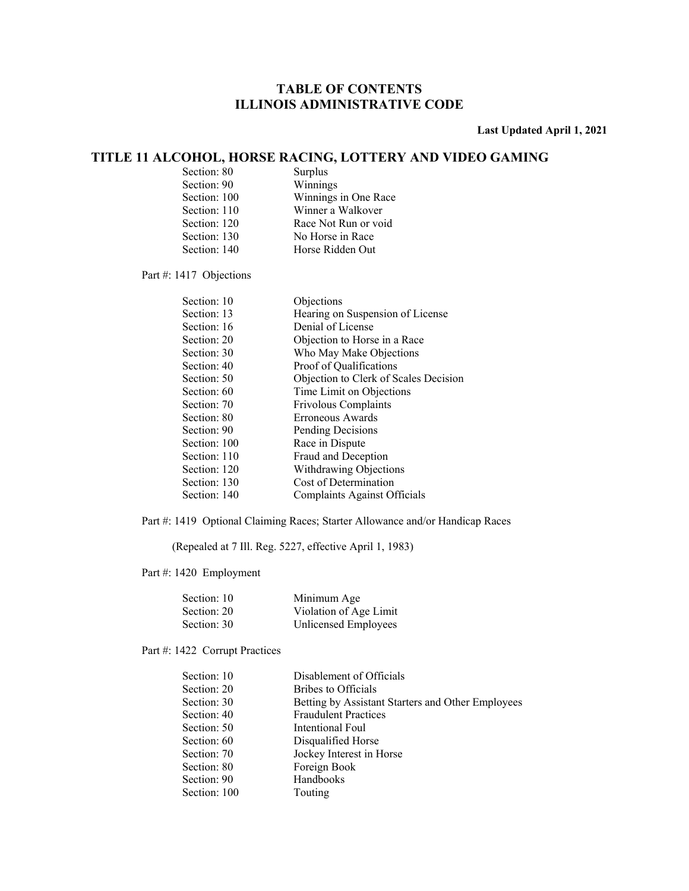## TABLE OF CONTENTS
## ILLINOIS ADMINISTRATIVE CODE

**Last Updated April 1, 2021**

# TITLE 11 ALCOHOL, HORSE RACING, LOTTERY AND VIDEO GAMING

| | |
|---|---|
| Section: 80 | Surplus |
| Section: 90 | Winnings |
| Section: 100 | Winnings in One Race |
| Section: 110 | Winner a Walkover |
| Section: 120 | Race Not Run or void |
| Section: 130 | No Horse in Race |
| Section: 140 | Horse Ridden Out |

Part #: 1417 Objections

| | |
|---|---|
| Section: 10 | Objections |
| Section: 13 | Hearing on Suspension of License |
| Section: 16 | Denial of License |
| Section: 20 | Objection to Horse in a Race |
| Section: 30 | Who May Make Objections |
| Section: 40 | Proof of Qualifications |
| Section: 50 | Objection to Clerk of Scales Decision |
| Section: 60 | Time Limit on Objections |
| Section: 70 | Frivolous Complaints |
| Section: 80 | Erroneous Awards |
| Section: 90 | Pending Decisions |
| Section: 100 | Race in Dispute |
| Section: 110 | Fraud and Deception |
| Section: 120 | Withdrawing Objections |
| Section: 130 | Cost of Determination |
| Section: 140 | Complaints Against Officials |

Part #: 1419 Optional Claiming Races; Starter Allowance and/or Handicap Races

(Repealed at 7 Ill. Reg. 5227, effective April 1, 1983)

Part #: 1420 Employment

| | |
|---|---|
| Section: 10 | Minimum Age |
| Section: 20 | Violation of Age Limit |
| Section: 30 | Unlicensed Employees |

Part #: 1422 Corrupt Practices

| | |
|---|---|
| Section: 10 | Disablement of Officials |
| Section: 20 | Bribes to Officials |
| Section: 30 | Betting by Assistant Starters and Other Employees |
| Section: 40 | Fraudulent Practices |
| Section: 50 | Intentional Foul |
| Section: 60 | Disqualified Horse |
| Section: 70 | Jockey Interest in Horse |
| Section: 80 | Foreign Book |
| Section: 90 | Handbooks |
| Section: 100 | Touting |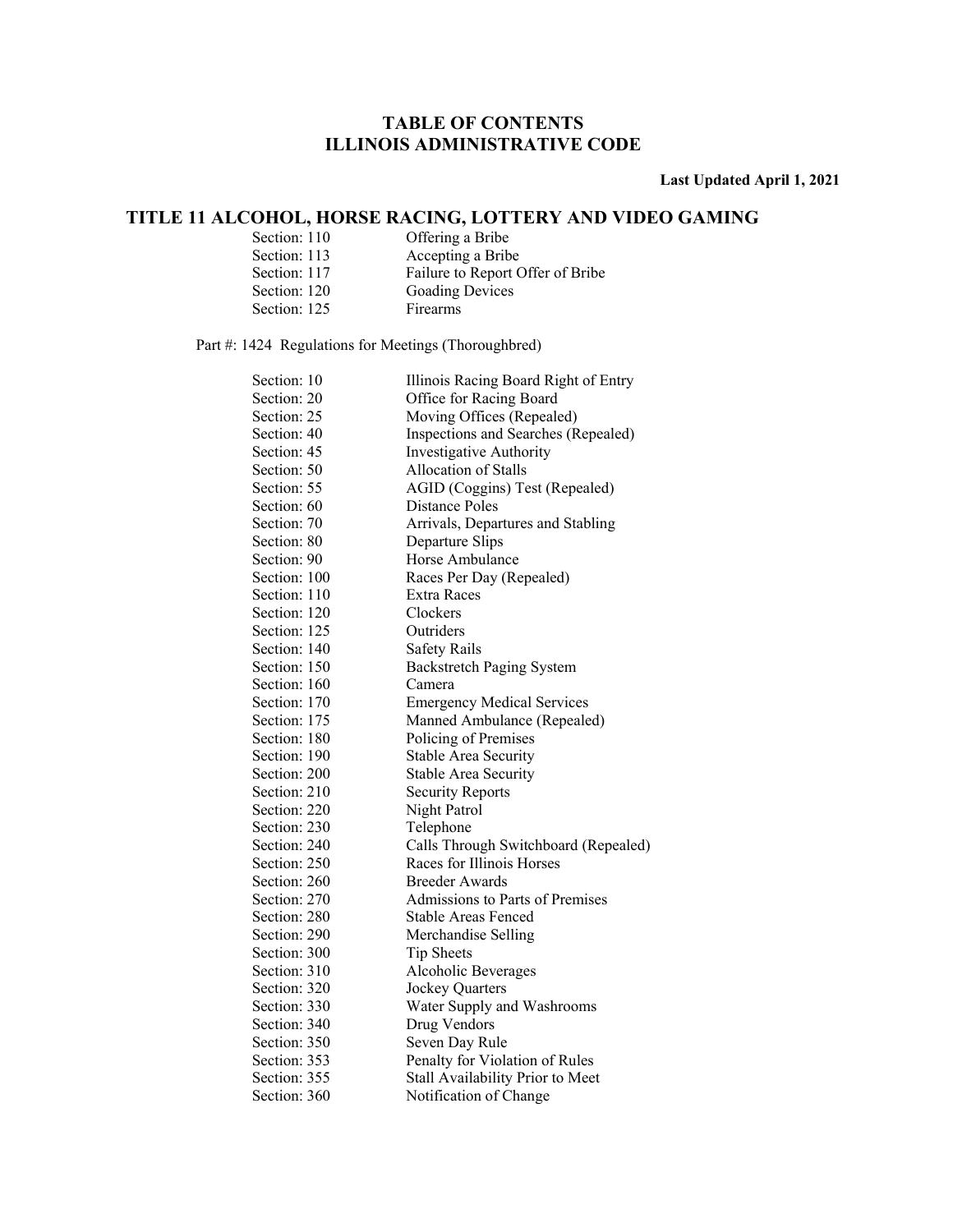# TABLE OF CONTENTS
# ILLINOIS ADMINISTRATIVE CODE

**Last Updated April 1, 2021**

## TITLE 11 ALCOHOL, HORSE RACING, LOTTERY AND VIDEO GAMING

| | |
|---|---|
| Section: 110 | Offering a Bribe |
| Section: 113 | Accepting a Bribe |
| Section: 117 | Failure to Report Offer of Bribe |
| Section: 120 | Goading Devices |
| Section: 125 | Firearms |

Part #: 1424 Regulations for Meetings (Thoroughbred)

| | |
|---|---|
| Section: 10 | Illinois Racing Board Right of Entry |
| Section: 20 | Office for Racing Board |
| Section: 25 | Moving Offices (Repealed) |
| Section: 40 | Inspections and Searches (Repealed) |
| Section: 45 | Investigative Authority |
| Section: 50 | Allocation of Stalls |
| Section: 55 | AGID (Coggins) Test (Repealed) |
| Section: 60 | Distance Poles |
| Section: 70 | Arrivals, Departures and Stabling |
| Section: 80 | Departure Slips |
| Section: 90 | Horse Ambulance |
| Section: 100 | Races Per Day (Repealed) |
| Section: 110 | Extra Races |
| Section: 120 | Clockers |
| Section: 125 | Outriders |
| Section: 140 | Safety Rails |
| Section: 150 | Backstretch Paging System |
| Section: 160 | Camera |
| Section: 170 | Emergency Medical Services |
| Section: 175 | Manned Ambulance (Repealed) |
| Section: 180 | Policing of Premises |
| Section: 190 | Stable Area Security |
| Section: 200 | Stable Area Security |
| Section: 210 | Security Reports |
| Section: 220 | Night Patrol |
| Section: 230 | Telephone |
| Section: 240 | Calls Through Switchboard (Repealed) |
| Section: 250 | Races for Illinois Horses |
| Section: 260 | Breeder Awards |
| Section: 270 | Admissions to Parts of Premises |
| Section: 280 | Stable Areas Fenced |
| Section: 290 | Merchandise Selling |
| Section: 300 | Tip Sheets |
| Section: 310 | Alcoholic Beverages |
| Section: 320 | Jockey Quarters |
| Section: 330 | Water Supply and Washrooms |
| Section: 340 | Drug Vendors |
| Section: 350 | Seven Day Rule |
| Section: 353 | Penalty for Violation of Rules |
| Section: 355 | Stall Availability Prior to Meet |
| Section: 360 | Notification of Change |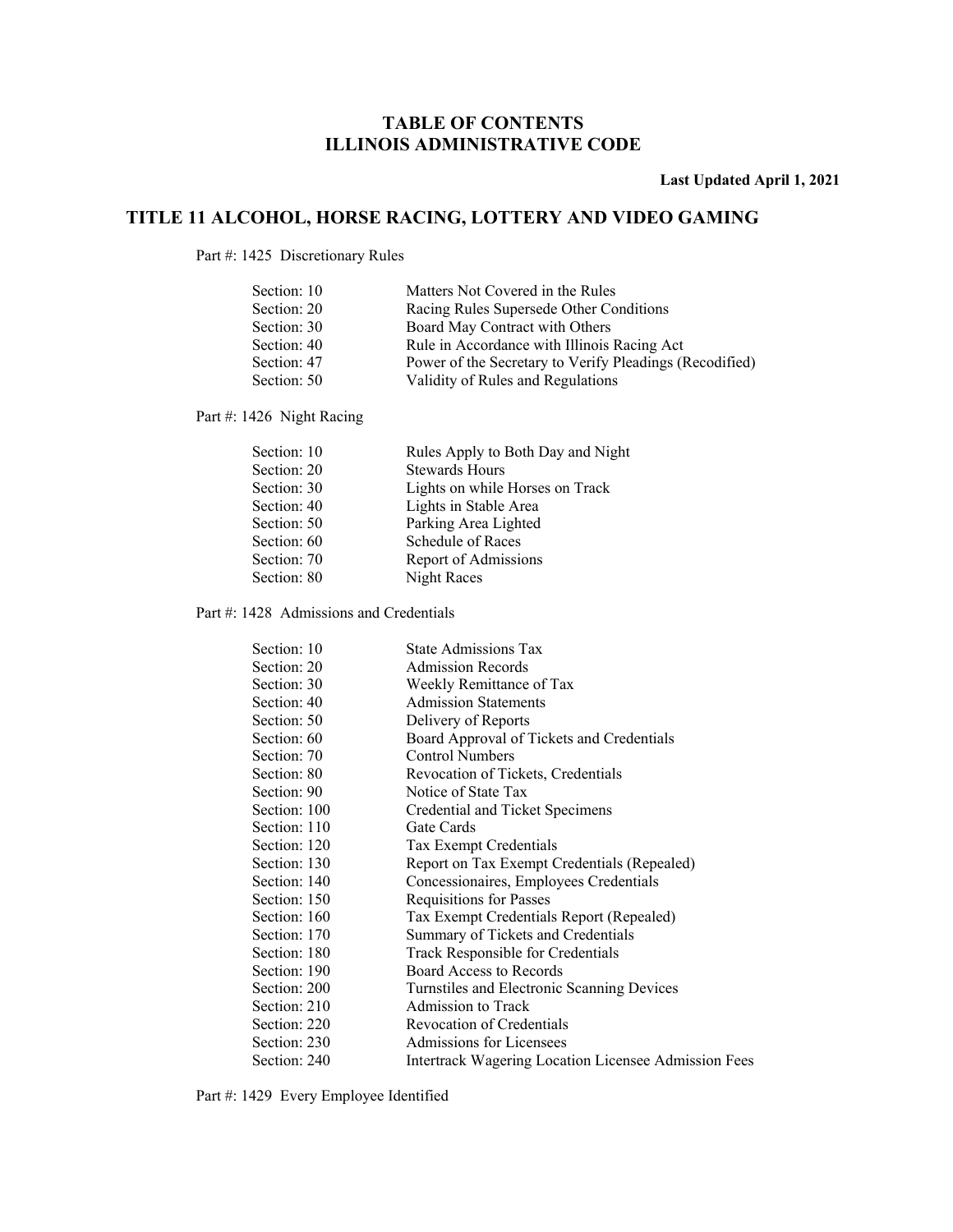# TABLE OF CONTENTS
# ILLINOIS ADMINISTRATIVE CODE

**Last Updated April 1, 2021**

## TITLE 11 ALCOHOL, HORSE RACING, LOTTERY AND VIDEO GAMING

Part #: 1425 Discretionary Rules

| | |
|---|---|
| Section: 10 | Matters Not Covered in the Rules |
| Section: 20 | Racing Rules Supersede Other Conditions |
| Section: 30 | Board May Contract with Others |
| Section: 40 | Rule in Accordance with Illinois Racing Act |
| Section: 47 | Power of the Secretary to Verify Pleadings (Recodified) |
| Section: 50 | Validity of Rules and Regulations |

Part #: 1426 Night Racing

| | |
|---|---|
| Section: 10 | Rules Apply to Both Day and Night |
| Section: 20 | Stewards Hours |
| Section: 30 | Lights on while Horses on Track |
| Section: 40 | Lights in Stable Area |
| Section: 50 | Parking Area Lighted |
| Section: 60 | Schedule of Races |
| Section: 70 | Report of Admissions |
| Section: 80 | Night Races |

Part #: 1428 Admissions and Credentials

| | |
|---|---|
| Section: 10 | State Admissions Tax |
| Section: 20 | Admission Records |
| Section: 30 | Weekly Remittance of Tax |
| Section: 40 | Admission Statements |
| Section: 50 | Delivery of Reports |
| Section: 60 | Board Approval of Tickets and Credentials |
| Section: 70 | Control Numbers |
| Section: 80 | Revocation of Tickets, Credentials |
| Section: 90 | Notice of State Tax |
| Section: 100 | Credential and Ticket Specimens |
| Section: 110 | Gate Cards |
| Section: 120 | Tax Exempt Credentials |
| Section: 130 | Report on Tax Exempt Credentials (Repealed) |
| Section: 140 | Concessionaires, Employees Credentials |
| Section: 150 | Requisitions for Passes |
| Section: 160 | Tax Exempt Credentials Report (Repealed) |
| Section: 170 | Summary of Tickets and Credentials |
| Section: 180 | Track Responsible for Credentials |
| Section: 190 | Board Access to Records |
| Section: 200 | Turnstiles and Electronic Scanning Devices |
| Section: 210 | Admission to Track |
| Section: 220 | Revocation of Credentials |
| Section: 230 | Admissions for Licensees |
| Section: 240 | Intertrack Wagering Location Licensee Admission Fees |

Part #: 1429 Every Employee Identified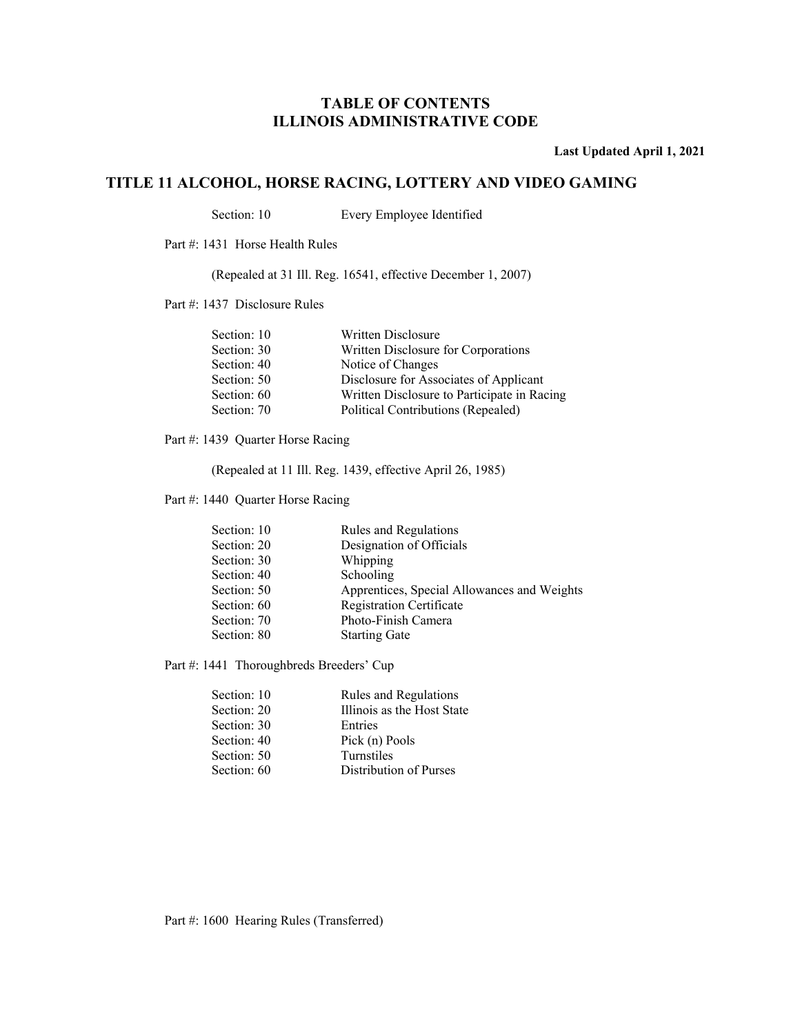# TABLE OF CONTENTS
# ILLINOIS ADMINISTRATIVE CODE

**Last Updated April 1, 2021**

## TITLE 11 ALCOHOL, HORSE RACING, LOTTERY AND VIDEO GAMING

| | |
|---|---|
| Section: 10 | Every Employee Identified |

Part #: 1431 Horse Health Rules

(Repealed at 31 Ill. Reg. 16541, effective December 1, 2007)

Part #: 1437 Disclosure Rules

| | |
|---|---|
| Section: 10 | Written Disclosure |
| Section: 30 | Written Disclosure for Corporations |
| Section: 40 | Notice of Changes |
| Section: 50 | Disclosure for Associates of Applicant |
| Section: 60 | Written Disclosure to Participate in Racing |
| Section: 70 | Political Contributions (Repealed) |

Part #: 1439 Quarter Horse Racing

(Repealed at 11 Ill. Reg. 1439, effective April 26, 1985)

Part #: 1440 Quarter Horse Racing

| | |
|---|---|
| Section: 10 | Rules and Regulations |
| Section: 20 | Designation of Officials |
| Section: 30 | Whipping |
| Section: 40 | Schooling |
| Section: 50 | Apprentices, Special Allowances and Weights |
| Section: 60 | Registration Certificate |
| Section: 70 | Photo-Finish Camera |
| Section: 80 | Starting Gate |

Part #: 1441 Thoroughbreds Breeders' Cup

| | |
|---|---|
| Section: 10 | Rules and Regulations |
| Section: 20 | Illinois as the Host State |
| Section: 30 | Entries |
| Section: 40 | Pick (n) Pools |
| Section: 50 | Turnstiles |
| Section: 60 | Distribution of Purses |

Part #: 1600 Hearing Rules (Transferred)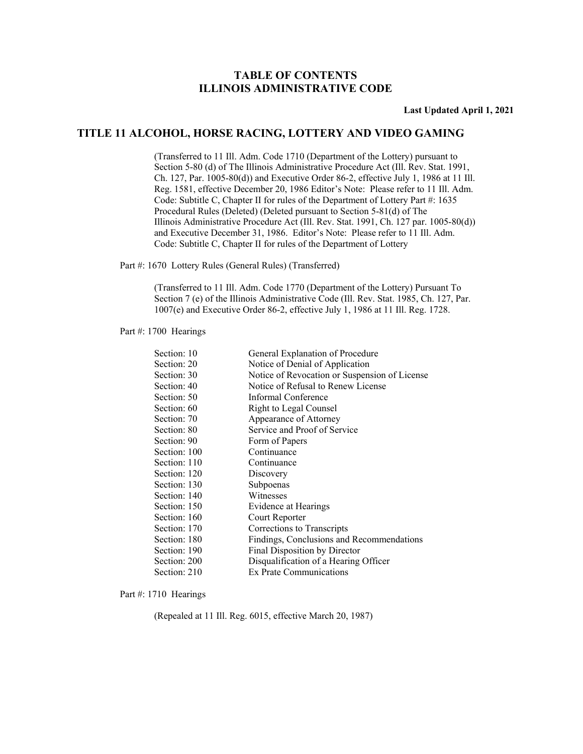# TABLE OF CONTENTS
# ILLINOIS ADMINISTRATIVE CODE

**Last Updated April 1, 2021**

## TITLE 11 ALCOHOL, HORSE RACING, LOTTERY AND VIDEO GAMING

(Transferred to 11 Ill. Adm. Code 1710 (Department of the Lottery) pursuant to Section 5-80 (d) of The Illinois Administrative Procedure Act (Ill. Rev. Stat. 1991, Ch. 127, Par. 1005-80(d)) and Executive Order 86-2, effective July 1, 1986 at 11 Ill. Reg. 1581, effective December 20, 1986 Editor's Note: Please refer to 11 Ill. Adm. Code: Subtitle C, Chapter II for rules of the Department of Lottery Part #: 1635 Procedural Rules (Deleted) (Deleted pursuant to Section 5-81(d) of The Illinois Administrative Procedure Act (Ill. Rev. Stat. 1991, Ch. 127 par. 1005-80(d)) and Executive December 31, 1986. Editor's Note: Please refer to 11 Ill. Adm. Code: Subtitle C, Chapter II for rules of the Department of Lottery

Part #: 1670 Lottery Rules (General Rules) (Transferred)

(Transferred to 11 Ill. Adm. Code 1770 (Department of the Lottery) Pursuant To Section 7 (e) of the Illinois Administrative Code (Ill. Rev. Stat. 1985, Ch. 127, Par. 1007(e) and Executive Order 86-2, effective July 1, 1986 at 11 Ill. Reg. 1728.

Part #: 1700 Hearings

| | |
|---|---|
| Section: 10 | General Explanation of Procedure |
| Section: 20 | Notice of Denial of Application |
| Section: 30 | Notice of Revocation or Suspension of License |
| Section: 40 | Notice of Refusal to Renew License |
| Section: 50 | Informal Conference |
| Section: 60 | Right to Legal Counsel |
| Section: 70 | Appearance of Attorney |
| Section: 80 | Service and Proof of Service |
| Section: 90 | Form of Papers |
| Section: 100 | Continuance |
| Section: 110 | Continuance |
| Section: 120 | Discovery |
| Section: 130 | Subpoenas |
| Section: 140 | Witnesses |
| Section: 150 | Evidence at Hearings |
| Section: 160 | Court Reporter |
| Section: 170 | Corrections to Transcripts |
| Section: 180 | Findings, Conclusions and Recommendations |
| Section: 190 | Final Disposition by Director |
| Section: 200 | Disqualification of a Hearing Officer |
| Section: 210 | Ex Prate Communications |

Part #: 1710 Hearings

(Repealed at 11 Ill. Reg. 6015, effective March 20, 1987)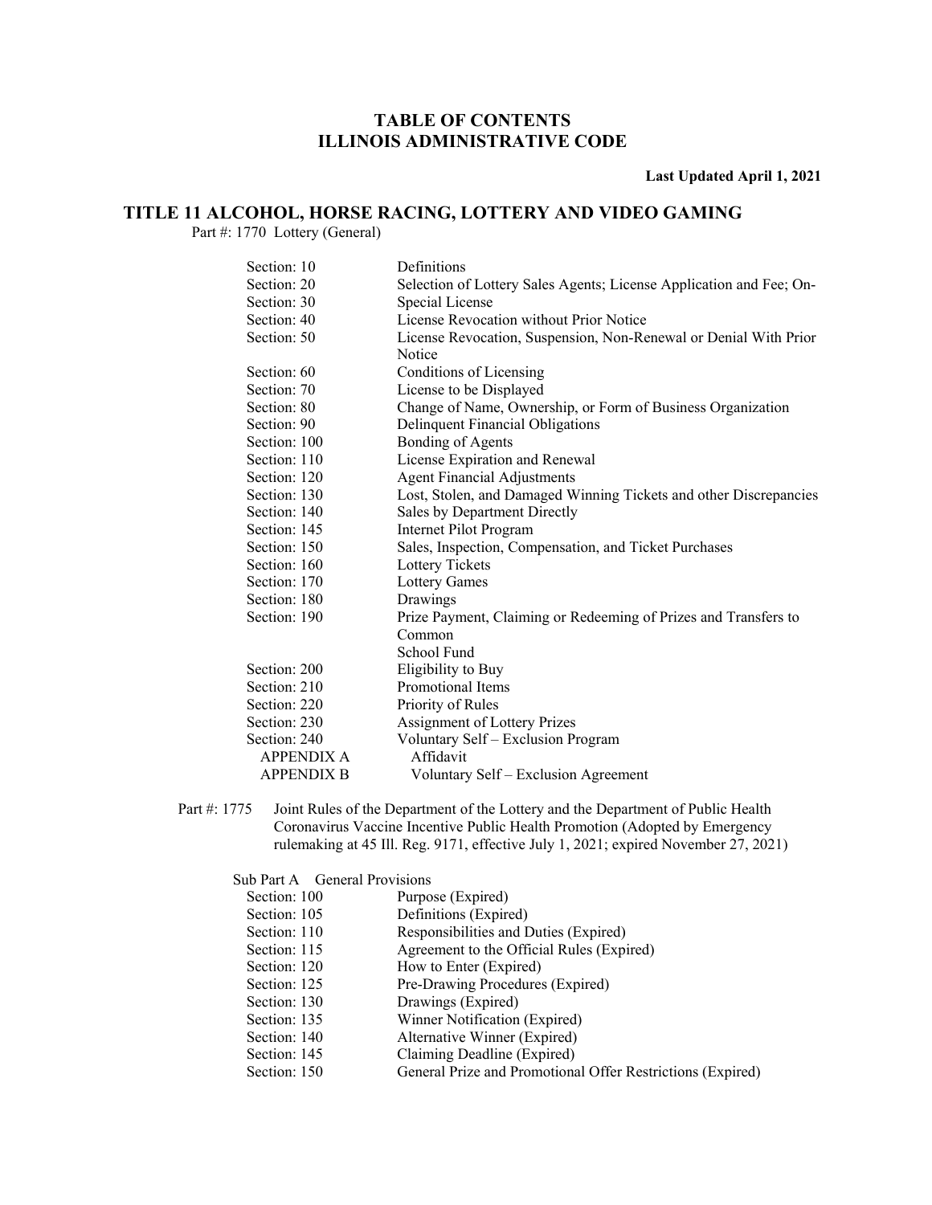# TABLE OF CONTENTS
# ILLINOIS ADMINISTRATIVE CODE

**Last Updated April 1, 2021**

## TITLE 11 ALCOHOL, HORSE RACING, LOTTERY AND VIDEO GAMING

Part #: 1770 Lottery (General)

| | |
|---|---|
| Section: 10 | Definitions |
| Section: 20 | Selection of Lottery Sales Agents; License Application and Fee; On- |
| Section: 30 | Special License |
| Section: 40 | License Revocation without Prior Notice |
| Section: 50 | License Revocation, Suspension, Non-Renewal or Denial With Prior Notice |
| Section: 60 | Conditions of Licensing |
| Section: 70 | License to be Displayed |
| Section: 80 | Change of Name, Ownership, or Form of Business Organization |
| Section: 90 | Delinquent Financial Obligations |
| Section: 100 | Bonding of Agents |
| Section: 110 | License Expiration and Renewal |
| Section: 120 | Agent Financial Adjustments |
| Section: 130 | Lost, Stolen, and Damaged Winning Tickets and other Discrepancies |
| Section: 140 | Sales by Department Directly |
| Section: 145 | Internet Pilot Program |
| Section: 150 | Sales, Inspection, Compensation, and Ticket Purchases |
| Section: 160 | Lottery Tickets |
| Section: 170 | Lottery Games |
| Section: 180 | Drawings |
| Section: 190 | Prize Payment, Claiming or Redeeming of Prizes and Transfers to Common School Fund |
| Section: 200 | Eligibility to Buy |
| Section: 210 | Promotional Items |
| Section: 220 | Priority of Rules |
| Section: 230 | Assignment of Lottery Prizes |
| Section: 240 | Voluntary Self – Exclusion Program |
| APPENDIX A | Affidavit |
| APPENDIX B | Voluntary Self – Exclusion Agreement |

Part #: 1775 Joint Rules of the Department of the Lottery and the Department of Public Health Coronavirus Vaccine Incentive Public Health Promotion (Adopted by Emergency rulemaking at 45 Ill. Reg. 9171, effective July 1, 2021; expired November 27, 2021)

Sub Part A General Provisions

| | |
|---|---|
| Section: 100 | Purpose (Expired) |
| Section: 105 | Definitions (Expired) |
| Section: 110 | Responsibilities and Duties (Expired) |
| Section: 115 | Agreement to the Official Rules (Expired) |
| Section: 120 | How to Enter (Expired) |
| Section: 125 | Pre-Drawing Procedures (Expired) |
| Section: 130 | Drawings (Expired) |
| Section: 135 | Winner Notification (Expired) |
| Section: 140 | Alternative Winner (Expired) |
| Section: 145 | Claiming Deadline (Expired) |
| Section: 150 | General Prize and Promotional Offer Restrictions (Expired) |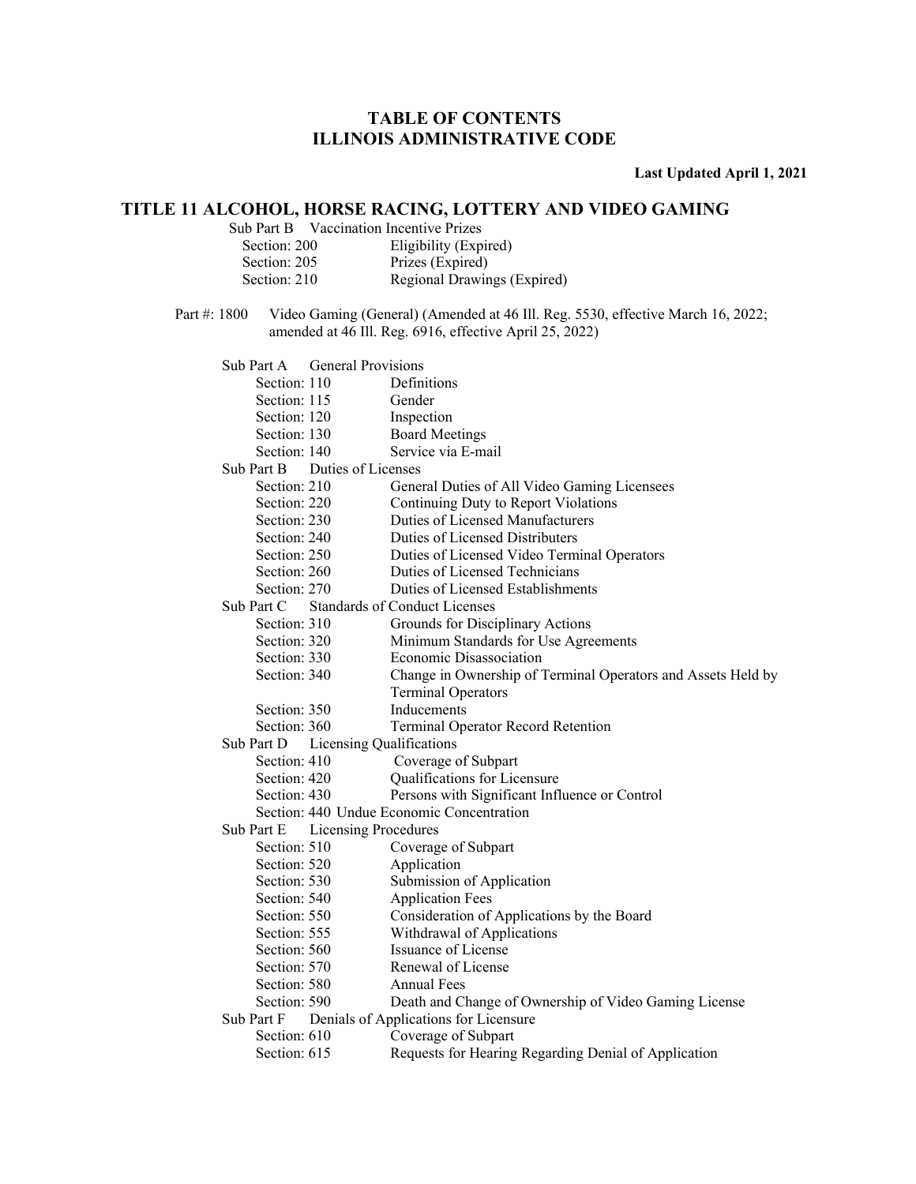# TABLE OF CONTENTS
# ILLINOIS ADMINISTRATIVE CODE

**Last Updated April 1, 2021**

## TITLE 11 ALCOHOL, HORSE RACING, LOTTERY AND VIDEO GAMING

Sub Part B Vaccination Incentive Prizes
- Section: 200 Eligibility (Expired)
- Section: 205 Prizes (Expired)
- Section: 210 Regional Drawings (Expired)

Part #: 1800 Video Gaming (General) (Amended at 46 Ill. Reg. 5530, effective March 16, 2022; amended at 46 Ill. Reg. 6916, effective April 25, 2022)

Sub Part A General Provisions
- Section: 110 Definitions
- Section: 115 Gender
- Section: 120 Inspection
- Section: 130 Board Meetings
- Section: 140 Service via E-mail

Sub Part B Duties of Licenses
- Section: 210 General Duties of All Video Gaming Licensees
- Section: 220 Continuing Duty to Report Violations
- Section: 230 Duties of Licensed Manufacturers
- Section: 240 Duties of Licensed Distributers
- Section: 250 Duties of Licensed Video Terminal Operators
- Section: 260 Duties of Licensed Technicians
- Section: 270 Duties of Licensed Establishments

Sub Part C Standards of Conduct Licenses
- Section: 310 Grounds for Disciplinary Actions
- Section: 320 Minimum Standards for Use Agreements
- Section: 330 Economic Disassociation
- Section: 340 Change in Ownership of Terminal Operators and Assets Held by Terminal Operators
- Section: 350 Inducements
- Section: 360 Terminal Operator Record Retention

Sub Part D Licensing Qualifications
- Section: 410 Coverage of Subpart
- Section: 420 Qualifications for Licensure
- Section: 430 Persons with Significant Influence or Control
- Section: 440 Undue Economic Concentration

Sub Part E Licensing Procedures
- Section: 510 Coverage of Subpart
- Section: 520 Application
- Section: 530 Submission of Application
- Section: 540 Application Fees
- Section: 550 Consideration of Applications by the Board
- Section: 555 Withdrawal of Applications
- Section: 560 Issuance of License
- Section: 570 Renewal of License
- Section: 580 Annual Fees
- Section: 590 Death and Change of Ownership of Video Gaming License

Sub Part F Denials of Applications for Licensure
- Section: 610 Coverage of Subpart
- Section: 615 Requests for Hearing Regarding Denial of Application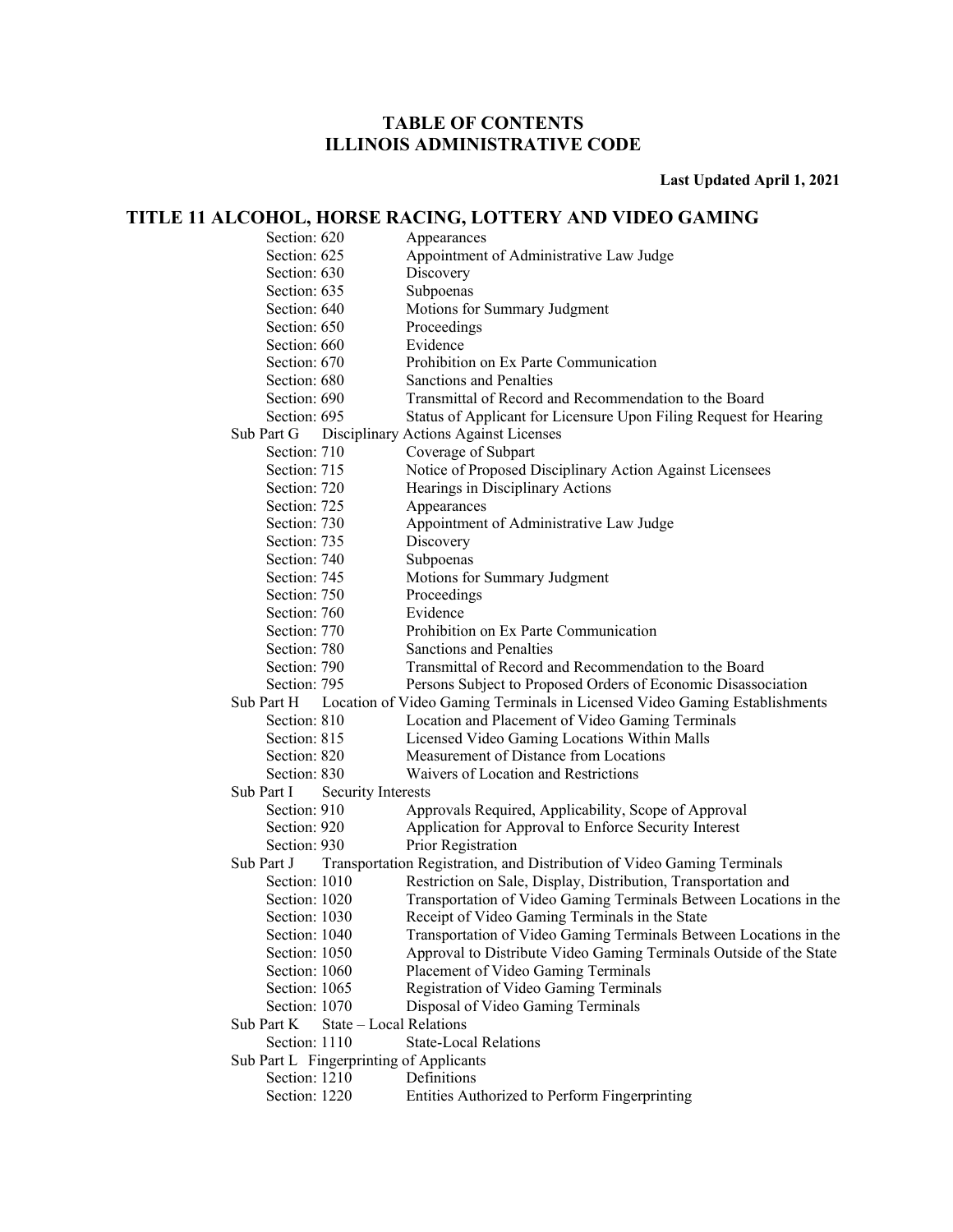# TABLE OF CONTENTS
# ILLINOIS ADMINISTRATIVE CODE

**Last Updated April 1, 2021**

## TITLE 11 ALCOHOL, HORSE RACING, LOTTERY AND VIDEO GAMING

Section: 620 Appearances
Section: 625 Appointment of Administrative Law Judge
Section: 630 Discovery
Section: 635 Subpoenas
Section: 640 Motions for Summary Judgment
Section: 650 Proceedings
Section: 660 Evidence
Section: 670 Prohibition on Ex Parte Communication
Section: 680 Sanctions and Penalties
Section: 690 Transmittal of Record and Recommendation to the Board
Section: 695 Status of Applicant for Licensure Upon Filing Request for Hearing

Sub Part G Disciplinary Actions Against Licenses

Section: 710 Coverage of Subpart
Section: 715 Notice of Proposed Disciplinary Action Against Licensees
Section: 720 Hearings in Disciplinary Actions
Section: 725 Appearances
Section: 730 Appointment of Administrative Law Judge
Section: 735 Discovery
Section: 740 Subpoenas
Section: 745 Motions for Summary Judgment
Section: 750 Proceedings
Section: 760 Evidence
Section: 770 Prohibition on Ex Parte Communication
Section: 780 Sanctions and Penalties
Section: 790 Transmittal of Record and Recommendation to the Board
Section: 795 Persons Subject to Proposed Orders of Economic Disassociation

Sub Part H Location of Video Gaming Terminals in Licensed Video Gaming Establishments

Section: 810 Location and Placement of Video Gaming Terminals
Section: 815 Licensed Video Gaming Locations Within Malls
Section: 820 Measurement of Distance from Locations
Section: 830 Waivers of Location and Restrictions

Sub Part I Security Interests

Section: 910 Approvals Required, Applicability, Scope of Approval
Section: 920 Application for Approval to Enforce Security Interest
Section: 930 Prior Registration

Sub Part J Transportation Registration, and Distribution of Video Gaming Terminals

Section: 1010 Restriction on Sale, Display, Distribution, Transportation and
Section: 1020 Transportation of Video Gaming Terminals Between Locations in the
Section: 1030 Receipt of Video Gaming Terminals in the State
Section: 1040 Transportation of Video Gaming Terminals Between Locations in the
Section: 1050 Approval to Distribute Video Gaming Terminals Outside of the State
Section: 1060 Placement of Video Gaming Terminals
Section: 1065 Registration of Video Gaming Terminals
Section: 1070 Disposal of Video Gaming Terminals

Sub Part K State – Local Relations

Section: 1110 State-Local Relations

Sub Part L Fingerprinting of Applicants

Section: 1210 Definitions
Section: 1220 Entities Authorized to Perform Fingerprinting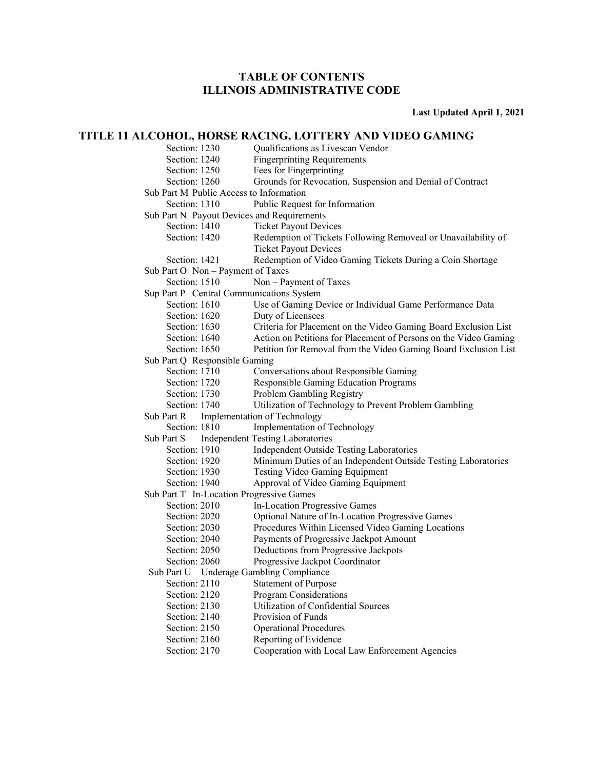# TABLE OF CONTENTS
# ILLINOIS ADMINISTRATIVE CODE

**Last Updated April 1, 2021**

## TITLE 11 ALCOHOL, HORSE RACING, LOTTERY AND VIDEO GAMING

Section: 1230 Qualifications as Livescan Vendor
Section: 1240 Fingerprinting Requirements
Section: 1250 Fees for Fingerprinting
Section: 1260 Grounds for Revocation, Suspension and Denial of Contract

Sub Part M Public Access to Information
Section: 1310 Public Request for Information

Sub Part N Payout Devices and Requirements
Section: 1410 Ticket Payout Devices
Section: 1420 Redemption of Tickets Following Removeal or Unavailability of Ticket Payout Devices
Section: 1421 Redemption of Video Gaming Tickets During a Coin Shortage

Sub Part O Non – Payment of Taxes
Section: 1510 Non – Payment of Taxes

Sup Part P Central Communications System
Section: 1610 Use of Gaming Device or Individual Game Performance Data
Section: 1620 Duty of Licensees
Section: 1630 Criteria for Placement on the Video Gaming Board Exclusion List
Section: 1640 Action on Petitions for Placement of Persons on the Video Gaming
Section: 1650 Petition for Removal from the Video Gaming Board Exclusion List

Sub Part Q Responsible Gaming
Section: 1710 Conversations about Responsible Gaming
Section: 1720 Responsible Gaming Education Programs
Section: 1730 Problem Gambling Registry
Section: 1740 Utilization of Technology to Prevent Problem Gambling

Sub Part R Implementation of Technology
Section: 1810 Implementation of Technology

Sub Part S Independent Testing Laboratories
Section: 1910 Independent Outside Testing Laboratories
Section: 1920 Minimum Duties of an Independent Outside Testing Laboratories
Section: 1930 Testing Video Gaming Equipment
Section: 1940 Approval of Video Gaming Equipment

Sub Part T In-Location Progressive Games
Section: 2010 In-Location Progressive Games
Section: 2020 Optional Nature of In-Location Progressive Games
Section: 2030 Procedures Within Licensed Video Gaming Locations
Section: 2040 Payments of Progressive Jackpot Amount
Section: 2050 Deductions from Progressive Jackpots
Section: 2060 Progressive Jackpot Coordinator

Sub Part U Underage Gambling Compliance
Section: 2110 Statement of Purpose
Section: 2120 Program Considerations
Section: 2130 Utilization of Confidential Sources
Section: 2140 Provision of Funds
Section: 2150 Operational Procedures
Section: 2160 Reporting of Evidence
Section: 2170 Cooperation with Local Law Enforcement Agencies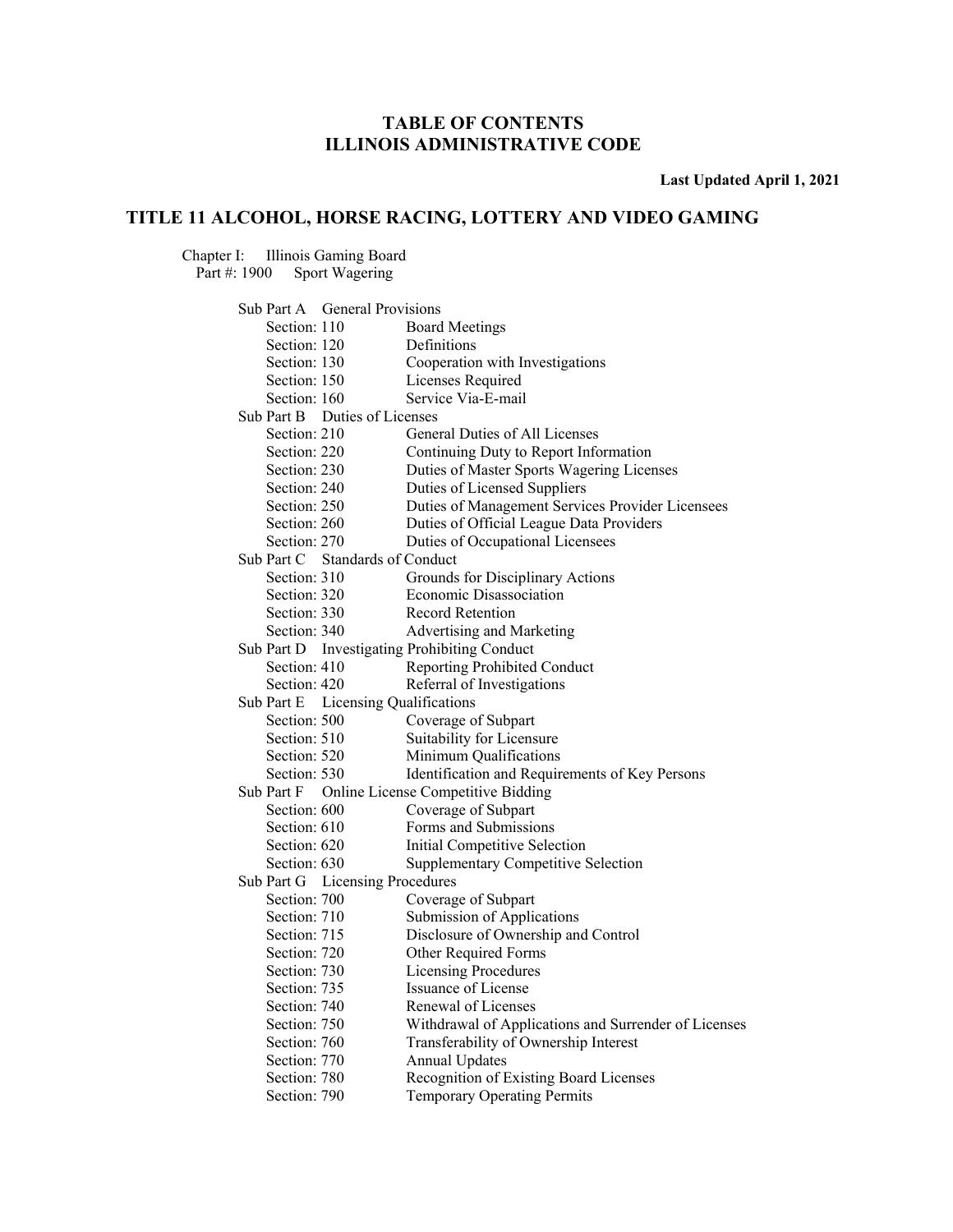## TABLE OF CONTENTS
## ILLINOIS ADMINISTRATIVE CODE

**Last Updated April 1, 2021**

# TITLE 11 ALCOHOL, HORSE RACING, LOTTERY AND VIDEO GAMING

Chapter I: Illinois Gaming Board
Part #: 1900 Sport Wagering

Sub Part A General Provisions

| Section | Title |
|---|---|
| Section: 110 | Board Meetings |
| Section: 120 | Definitions |
| Section: 130 | Cooperation with Investigations |
| Section: 150 | Licenses Required |
| Section: 160 | Service Via-E-mail |

Sub Part B Duties of Licenses

| Section | Title |
|---|---|
| Section: 210 | General Duties of All Licenses |
| Section: 220 | Continuing Duty to Report Information |
| Section: 230 | Duties of Master Sports Wagering Licenses |
| Section: 240 | Duties of Licensed Suppliers |
| Section: 250 | Duties of Management Services Provider Licensees |
| Section: 260 | Duties of Official League Data Providers |
| Section: 270 | Duties of Occupational Licensees |

Sub Part C Standards of Conduct

| Section | Title |
|---|---|
| Section: 310 | Grounds for Disciplinary Actions |
| Section: 320 | Economic Disassociation |
| Section: 330 | Record Retention |
| Section: 340 | Advertising and Marketing |

Sub Part D Investigating Prohibiting Conduct

| Section | Title |
|---|---|
| Section: 410 | Reporting Prohibited Conduct |
| Section: 420 | Referral of Investigations |

Sub Part E Licensing Qualifications

| Section | Title |
|---|---|
| Section: 500 | Coverage of Subpart |
| Section: 510 | Suitability for Licensure |
| Section: 520 | Minimum Qualifications |
| Section: 530 | Identification and Requirements of Key Persons |

Sub Part F Online License Competitive Bidding

| Section | Title |
|---|---|
| Section: 600 | Coverage of Subpart |
| Section: 610 | Forms and Submissions |
| Section: 620 | Initial Competitive Selection |
| Section: 630 | Supplementary Competitive Selection |

Sub Part G Licensing Procedures

| Section | Title |
|---|---|
| Section: 700 | Coverage of Subpart |
| Section: 710 | Submission of Applications |
| Section: 715 | Disclosure of Ownership and Control |
| Section: 720 | Other Required Forms |
| Section: 730 | Licensing Procedures |
| Section: 735 | Issuance of License |
| Section: 740 | Renewal of Licenses |
| Section: 750 | Withdrawal of Applications and Surrender of Licenses |
| Section: 760 | Transferability of Ownership Interest |
| Section: 770 | Annual Updates |
| Section: 780 | Recognition of Existing Board Licenses |
| Section: 790 | Temporary Operating Permits |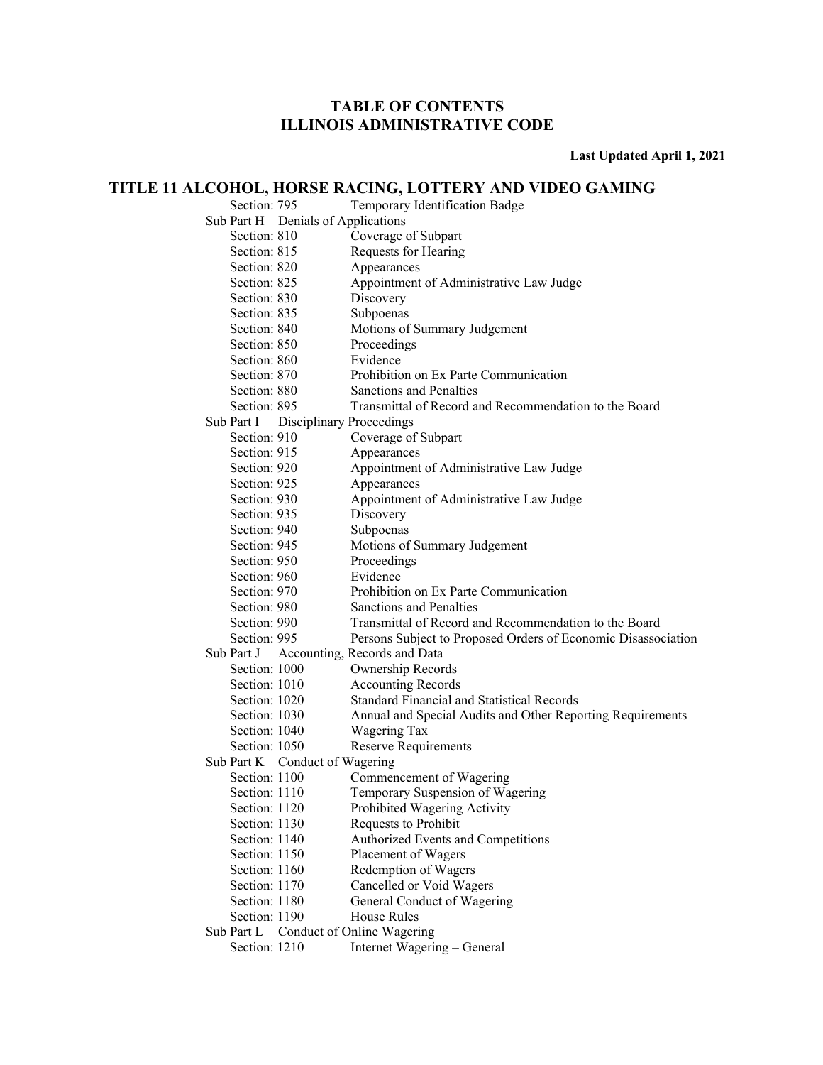# TABLE OF CONTENTS
# ILLINOIS ADMINISTRATIVE CODE

**Last Updated April 1, 2021**

## TITLE 11 ALCOHOL, HORSE RACING, LOTTERY AND VIDEO GAMING

Section: 795 Temporary Identification Badge

Sub Part H Denials of Applications

- Section: 810 Coverage of Subpart
- Section: 815 Requests for Hearing
- Section: 820 Appearances
- Section: 825 Appointment of Administrative Law Judge
- Section: 830 Discovery
- Section: 835 Subpoenas
- Section: 840 Motions of Summary Judgement
- Section: 850 Proceedings
- Section: 860 Evidence
- Section: 870 Prohibition on Ex Parte Communication
- Section: 880 Sanctions and Penalties
- Section: 895 Transmittal of Record and Recommendation to the Board

Sub Part I Disciplinary Proceedings

- Section: 910 Coverage of Subpart
- Section: 915 Appearances
- Section: 920 Appointment of Administrative Law Judge
- Section: 925 Appearances
- Section: 930 Appointment of Administrative Law Judge
- Section: 935 Discovery
- Section: 940 Subpoenas
- Section: 945 Motions of Summary Judgement
- Section: 950 Proceedings
- Section: 960 Evidence
- Section: 970 Prohibition on Ex Parte Communication
- Section: 980 Sanctions and Penalties
- Section: 990 Transmittal of Record and Recommendation to the Board
- Section: 995 Persons Subject to Proposed Orders of Economic Disassociation

Sub Part J Accounting, Records and Data

- Section: 1000 Ownership Records
- Section: 1010 Accounting Records
- Section: 1020 Standard Financial and Statistical Records
- Section: 1030 Annual and Special Audits and Other Reporting Requirements
- Section: 1040 Wagering Tax
- Section: 1050 Reserve Requirements

Sub Part K Conduct of Wagering

- Section: 1100 Commencement of Wagering
- Section: 1110 Temporary Suspension of Wagering
- Section: 1120 Prohibited Wagering Activity
- Section: 1130 Requests to Prohibit
- Section: 1140 Authorized Events and Competitions
- Section: 1150 Placement of Wagers
- Section: 1160 Redemption of Wagers
- Section: 1170 Cancelled or Void Wagers
- Section: 1180 General Conduct of Wagering
- Section: 1190 House Rules

Sub Part L Conduct of Online Wagering

- Section: 1210 Internet Wagering – General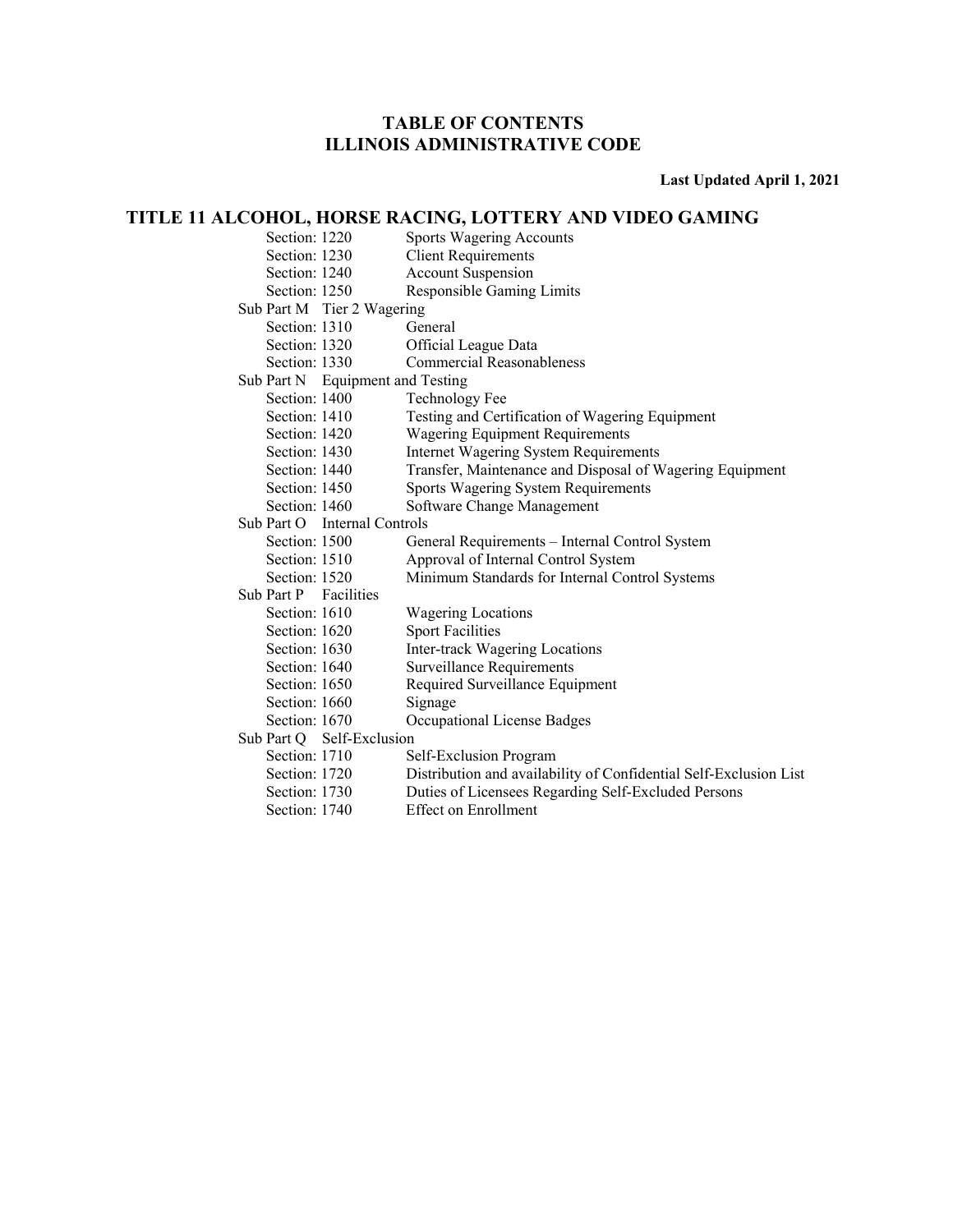# TABLE OF CONTENTS
# ILLINOIS ADMINISTRATIVE CODE

**Last Updated April 1, 2021**

## TITLE 11 ALCOHOL, HORSE RACING, LOTTERY AND VIDEO GAMING

- Section: 1220 Sports Wagering Accounts
- Section: 1230 Client Requirements
- Section: 1240 Account Suspension
- Section: 1250 Responsible Gaming Limits

Sub Part M Tier 2 Wagering

- Section: 1310 General
- Section: 1320 Official League Data
- Section: 1330 Commercial Reasonableness

Sub Part N Equipment and Testing

- Section: 1400 Technology Fee
- Section: 1410 Testing and Certification of Wagering Equipment
- Section: 1420 Wagering Equipment Requirements
- Section: 1430 Internet Wagering System Requirements
- Section: 1440 Transfer, Maintenance and Disposal of Wagering Equipment
- Section: 1450 Sports Wagering System Requirements
- Section: 1460 Software Change Management

Sub Part O Internal Controls

- Section: 1500 General Requirements – Internal Control System
- Section: 1510 Approval of Internal Control System
- Section: 1520 Minimum Standards for Internal Control Systems

Sub Part P Facilities

- Section: 1610 Wagering Locations
- Section: 1620 Sport Facilities
- Section: 1630 Inter-track Wagering Locations
- Section: 1640 Surveillance Requirements
- Section: 1650 Required Surveillance Equipment
- Section: 1660 Signage
- Section: 1670 Occupational License Badges

Sub Part Q Self-Exclusion

- Section: 1710 Self-Exclusion Program
- Section: 1720 Distribution and availability of Confidential Self-Exclusion List
- Section: 1730 Duties of Licensees Regarding Self-Excluded Persons
- Section: 1740 Effect on Enrollment